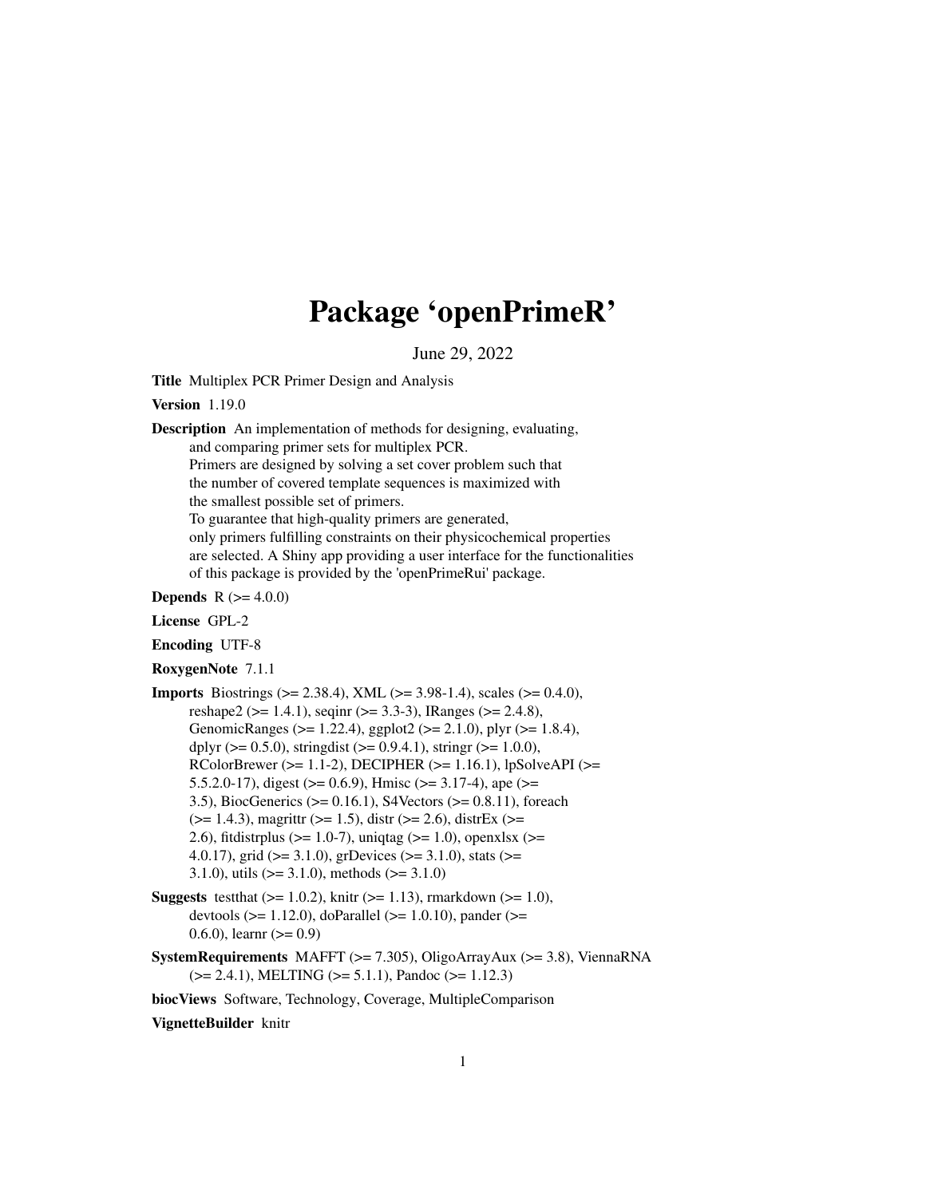# Package 'openPrimeR'

June 29, 2022

**Title** Multiplex PCR Primer Design and Analysis

**Version** 1.19.0

**Description** An implementation of methods for designing, evaluating, and comparing primer sets for multiplex PCR. Primers are designed by solving a set cover problem such that the number of covered template sequences is maximized with the smallest possible set of primers. To guarantee that high-quality primers are generated, only primers fulfilling constraints on their physicochemical properties are selected. A Shiny app providing a user interface for the functionalities of this package is provided by the 'openPrimeRui' package.

**Depends** R (>= 4.0.0)

**License** GPL-2

**Encoding** UTF-8

**RoxygenNote** 7.1.1

**Imports** Biostrings (>= 2.38.4), XML (>= 3.98-1.4), scales (>= 0.4.0), reshape2 (>= 1.4.1), seqinr (>= 3.3-3), IRanges (>= 2.4.8), GenomicRanges (>= 1.22.4), ggplot2 (>= 2.1.0), plyr (>= 1.8.4), dplyr (>= 0.5.0), stringdist (>= 0.9.4.1), stringr (>= 1.0.0), RColorBrewer (>= 1.1-2), DECIPHER (>= 1.16.1), lpSolveAPI (>= 5.5.2.0-17), digest (>= 0.6.9), Hmisc (>= 3.17-4), ape (>= 3.5), BiocGenerics (>= 0.16.1), S4Vectors (>= 0.8.11), foreach (>= 1.4.3), magrittr (>= 1.5), distr (>= 2.6), distrEx (>= 2.6), fitdistrplus (>= 1.0-7), uniqtag (>= 1.0), openxlsx (>= 4.0.17), grid (>= 3.1.0), grDevices (>= 3.1.0), stats (>= 3.1.0), utils (>= 3.1.0), methods (>= 3.1.0)

**Suggests** testthat (>= 1.0.2), knitr (>= 1.13), rmarkdown (>= 1.0), devtools (>= 1.12.0), doParallel (>= 1.0.10), pander (>= 0.6.0), learnr (>= 0.9)

**SystemRequirements** MAFFT (>= 7.305), OligoArrayAux (>= 3.8), ViennaRNA (>= 2.4.1), MELTING (>= 5.1.1), Pandoc (>= 1.12.3)

**biocViews** Software, Technology, Coverage, MultipleComparison

**VignetteBuilder** knitr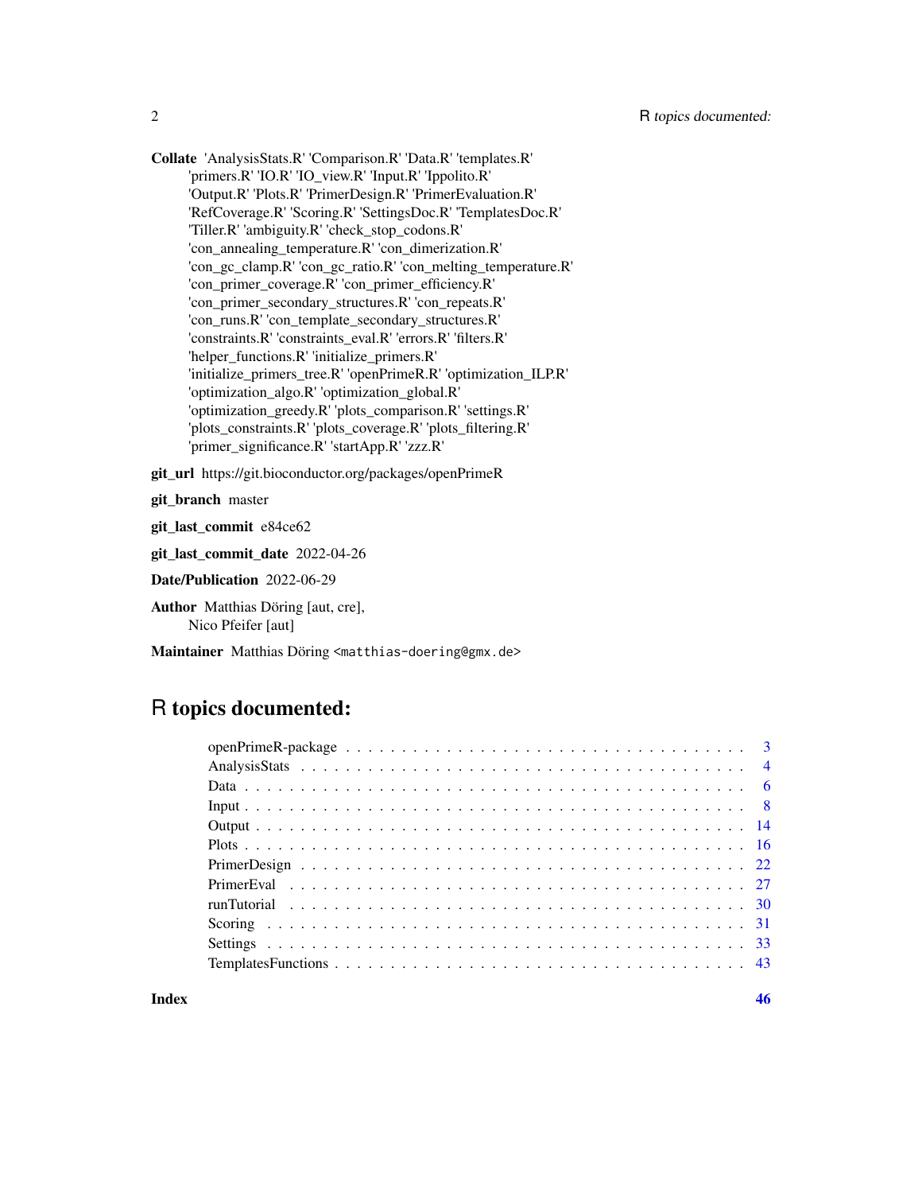**Collate** 'AnalysisStats.R' 'Comparison.R' 'Data.R' 'templates.R' 'primers.R' 'IO.R' 'IO_view.R' 'Input.R' 'Ippolito.R' 'Output.R' 'Plots.R' 'PrimerDesign.R' 'PrimerEvaluation.R' 'RefCoverage.R' 'Scoring.R' 'SettingsDoc.R' 'TemplatesDoc.R' 'Tiller.R' 'ambiguity.R' 'check_stop_codons.R' 'con_annealing_temperature.R' 'con_dimerization.R' 'con_gc_clamp.R' 'con_gc_ratio.R' 'con_melting_temperature.R' 'con_primer_coverage.R' 'con_primer_efficiency.R' 'con_primer_secondary_structures.R' 'con_repeats.R' 'con_runs.R' 'con_template_secondary_structures.R' 'constraints.R' 'constraints_eval.R' 'errors.R' 'filters.R' 'helper_functions.R' 'initialize_primers.R' 'initialize_primers_tree.R' 'openPrimeR.R' 'optimization_ILP.R' 'optimization_algo.R' 'optimization_global.R' 'optimization_greedy.R' 'plots_comparison.R' 'settings.R' 'plots_constraints.R' 'plots_coverage.R' 'plots_filtering.R' 'primer_significance.R' 'startApp.R' 'zzz.R'

**git_url** https://git.bioconductor.org/packages/openPrimeR

**git_branch** master

**git_last_commit** e84ce62

**git_last_commit_date** 2022-04-26

**Date/Publication** 2022-06-29

**Author** Matthias Döring [aut, cre],
Nico Pfeifer [aut]

**Maintainer** Matthias Döring <matthias-doering@gmx.de>

# R topics documented:

| | |
|---|---|
| openPrimeR-package | 3 |
| AnalysisStats | 4 |
| Data | 6 |
| Input | 8 |
| Output | 14 |
| Plots | 16 |
| PrimerDesign | 22 |
| PrimerEval | 27 |
| runTutorial | 30 |
| Scoring | 31 |
| Settings | 33 |
| TemplatesFunctions | 43 |
| **Index** | **46** |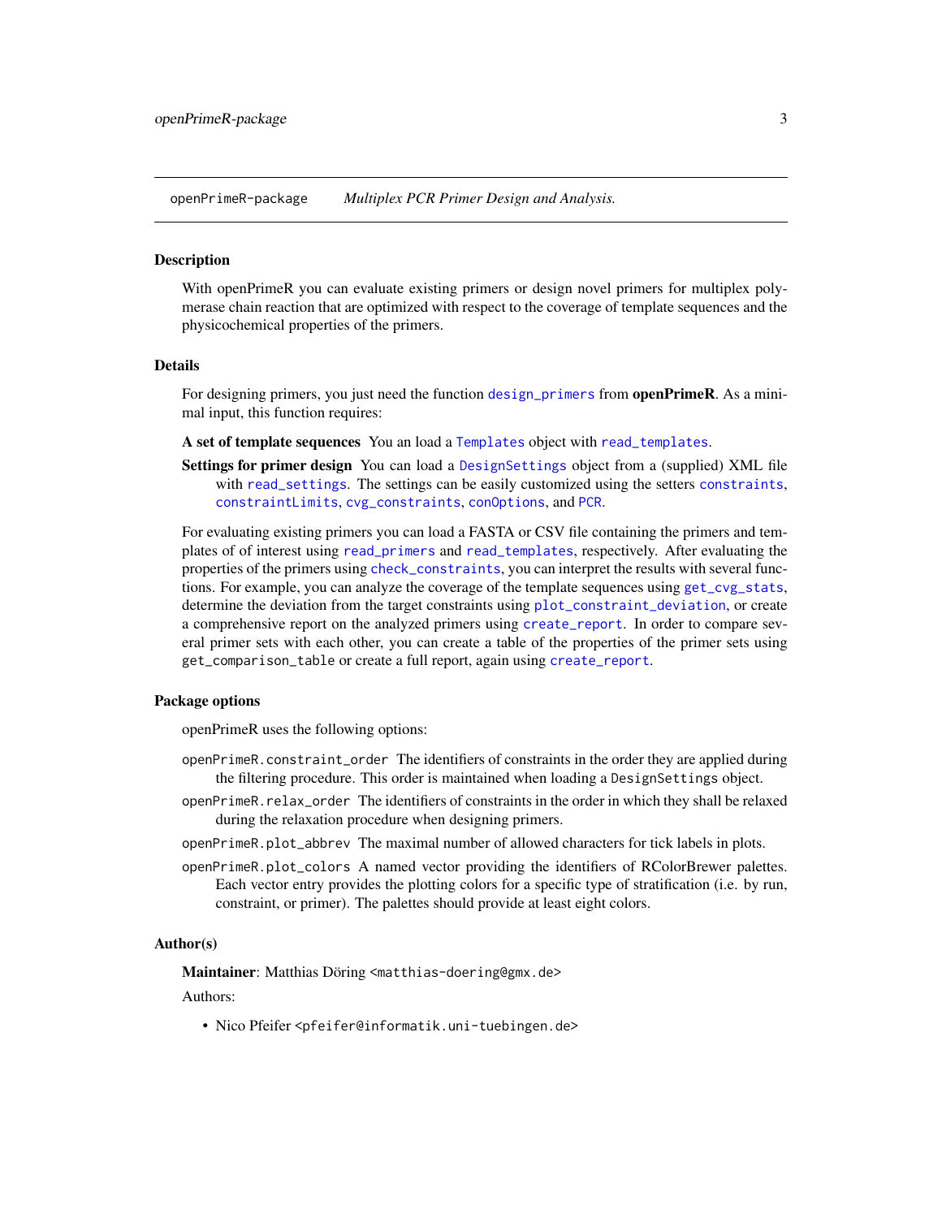openPrimeR-package *Multiplex PCR Primer Design and Analysis.*

### Description

With openPrimeR you can evaluate existing primers or design novel primers for multiplex polymerase chain reaction that are optimized with respect to the coverage of template sequences and the physicochemical properties of the primers.

### Details

For designing primers, you just need the function `design_primers` from **openPrimeR**. As a minimal input, this function requires:

**A set of template sequences** You an load a `Templates` object with `read_templates`.

**Settings for primer design** You can load a `DesignSettings` object from a (supplied) XML file with `read_settings`. The settings can be easily customized using the setters `constraints`, `constraintLimits`, `cvg_constraints`, `conOptions`, and `PCR`.

For evaluating existing primers you can load a FASTA or CSV file containing the primers and templates of of interest using `read_primers` and `read_templates`, respectively. After evaluating the properties of the primers using `check_constraints`, you can interpret the results with several functions. For example, you can analyze the coverage of the template sequences using `get_cvg_stats`, determine the deviation from the target constraints using `plot_constraint_deviation`, or create a comprehensive report on the analyzed primers using `create_report`. In order to compare several primer sets with each other, you can create a table of the properties of the primer sets using `get_comparison_table` or create a full report, again using `create_report`.

### Package options

openPrimeR uses the following options:

`openPrimeR.constraint_order` The identifiers of constraints in the order they are applied during the filtering procedure. This order is maintained when loading a `DesignSettings` object.

`openPrimeR.relax_order` The identifiers of constraints in the order in which they shall be relaxed during the relaxation procedure when designing primers.

`openPrimeR.plot_abbrev` The maximal number of allowed characters for tick labels in plots.

`openPrimeR.plot_colors` A named vector providing the identifiers of RColorBrewer palettes. Each vector entry provides the plotting colors for a specific type of stratification (i.e. by run, constraint, or primer). The palettes should provide at least eight colors.

### Author(s)

**Maintainer**: Matthias Döring `<matthias-doering@gmx.de>`

Authors:

- Nico Pfeifer `<pfeifer@informatik.uni-tuebingen.de>`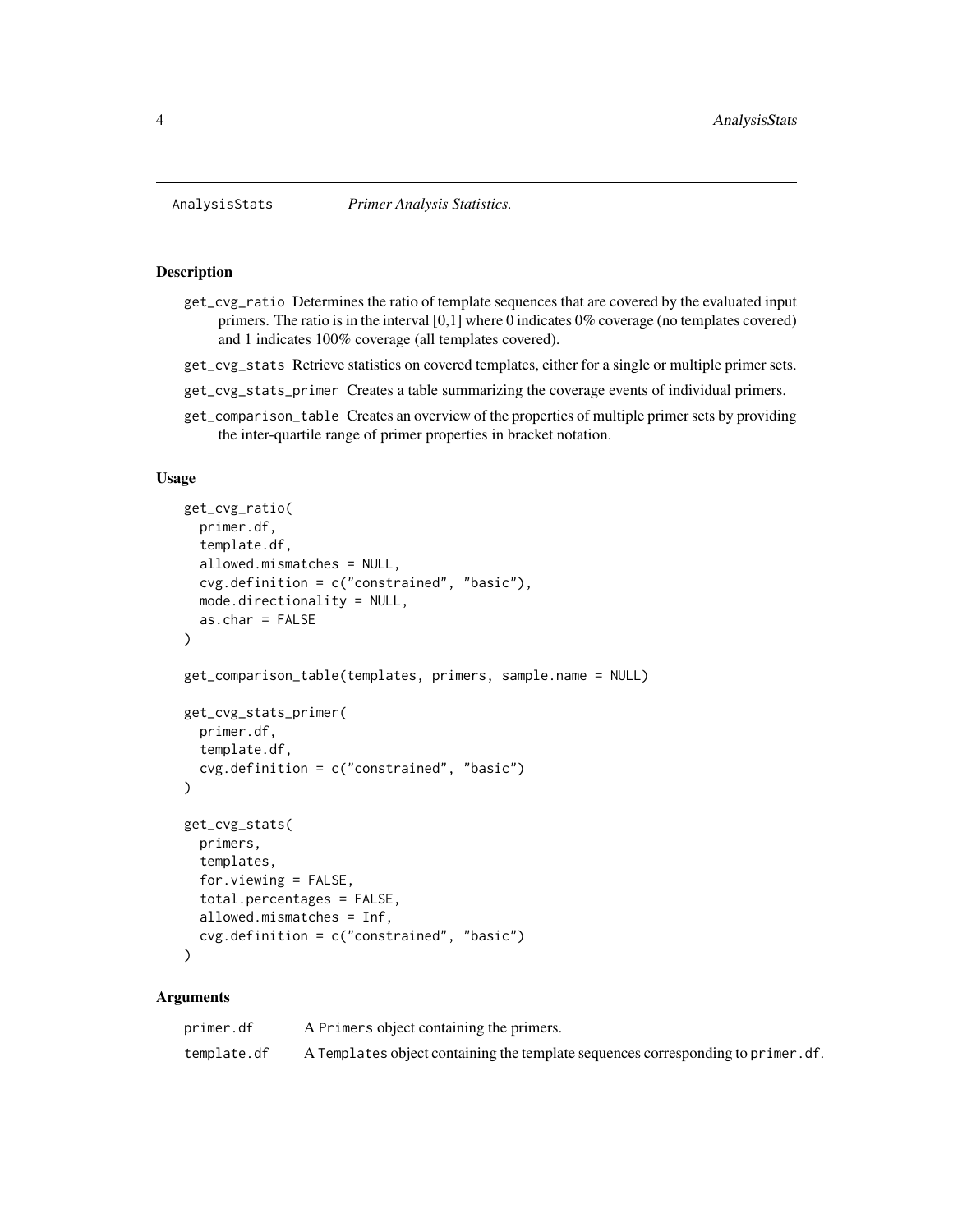## AnalysisStats — *Primer Analysis Statistics.*

### Description

- `get_cvg_ratio` Determines the ratio of template sequences that are covered by the evaluated input primers. The ratio is in the interval [0,1] where 0 indicates 0% coverage (no templates covered) and 1 indicates 100% coverage (all templates covered).
- `get_cvg_stats` Retrieve statistics on covered templates, either for a single or multiple primer sets.
- `get_cvg_stats_primer` Creates a table summarizing the coverage events of individual primers.
- `get_comparison_table` Creates an overview of the properties of multiple primer sets by providing the inter-quartile range of primer properties in bracket notation.

### Usage

```
get_cvg_ratio(
  primer.df,
  template.df,
  allowed.mismatches = NULL,
  cvg.definition = c("constrained", "basic"),
  mode.directionality = NULL,
  as.char = FALSE
)

get_comparison_table(templates, primers, sample.name = NULL)

get_cvg_stats_primer(
  primer.df,
  template.df,
  cvg.definition = c("constrained", "basic")
)

get_cvg_stats(
  primers,
  templates,
  for.viewing = FALSE,
  total.percentages = FALSE,
  allowed.mismatches = Inf,
  cvg.definition = c("constrained", "basic")
)
```

### Arguments

| | |
|---|---|
| `primer.df` | A `Primers` object containing the primers. |
| `template.df` | A `Templates` object containing the template sequences corresponding to `primer.df`. |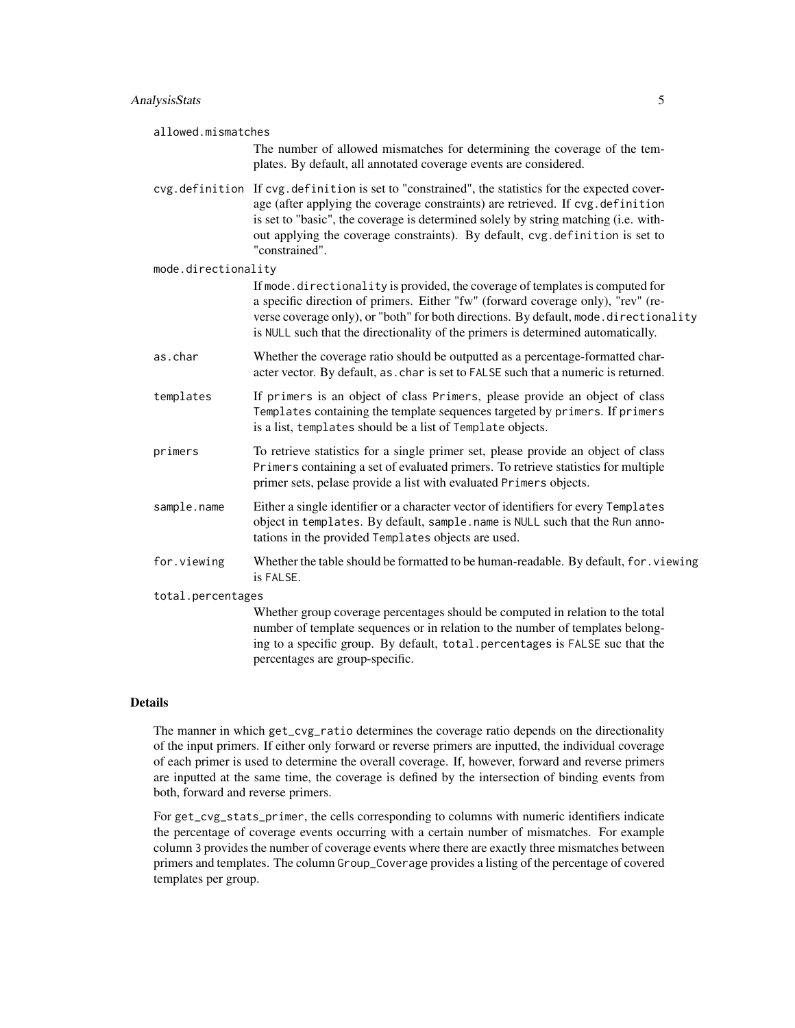**allowed.mismatches**
: The number of allowed mismatches for determining the coverage of the templates. By default, all annotated coverage events are considered.

**cvg.definition**
: If `cvg.definition` is set to "constrained", the statistics for the expected coverage (after applying the coverage constraints) are retrieved. If `cvg.definition` is set to "basic", the coverage is determined solely by string matching (i.e. without applying the coverage constraints). By default, `cvg.definition` is set to "constrained".

**mode.directionality**
: If `mode.directionality` is provided, the coverage of templates is computed for a specific direction of primers. Either "fw" (forward coverage only), "rev" (reverse coverage only), or "both" for both directions. By default, `mode.directionality` is `NULL` such that the directionality of the primers is determined automatically.

**as.char**
: Whether the coverage ratio should be outputted as a percentage-formatted character vector. By default, `as.char` is set to `FALSE` such that a numeric is returned.

**templates**
: If `primers` is an object of class `Primers`, please provide an object of class `Templates` containing the template sequences targeted by `primers`. If `primers` is a list, `templates` should be a list of `Template` objects.

**primers**
: To retrieve statistics for a single primer set, please provide an object of class `Primers` containing a set of evaluated primers. To retrieve statistics for multiple primer sets, pelase provide a list with evaluated `Primers` objects.

**sample.name**
: Either a single identifier or a character vector of identifiers for every `Templates` object in `templates`. By default, `sample.name` is `NULL` such that the `Run` annotations in the provided `Templates` objects are used.

**for.viewing**
: Whether the table should be formatted to be human-readable. By default, `for.viewing` is `FALSE`.

**total.percentages**
: Whether group coverage percentages should be computed in relation to the total number of template sequences or in relation to the number of templates belonging to a specific group. By default, `total.percentages` is `FALSE` suc that the percentages are group-specific.

## Details

The manner in which `get_cvg_ratio` determines the coverage ratio depends on the directionality of the input primers. If either only forward or reverse primers are inputted, the individual coverage of each primer is used to determine the overall coverage. If, however, forward and reverse primers are inputted at the same time, the coverage is defined by the intersection of binding events from both, forward and reverse primers.

For `get_cvg_stats_primer`, the cells corresponding to columns with numeric identifiers indicate the percentage of coverage events occurring with a certain number of mismatches. For example column `3` provides the number of coverage events where there are exactly three mismatches between primers and templates. The column `Group_Coverage` provides a listing of the percentage of covered templates per group.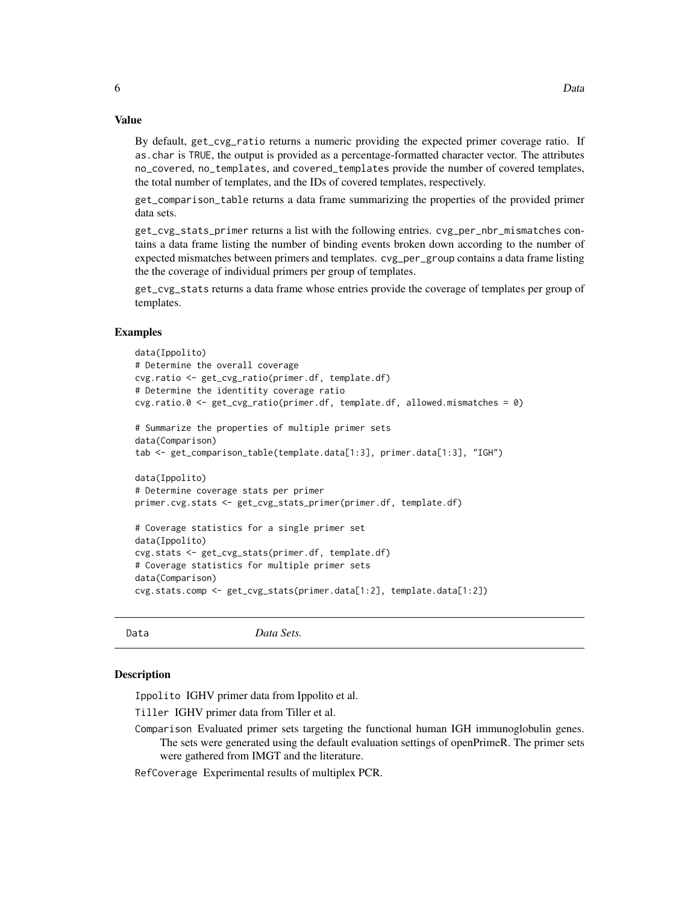## Value

By default, `get_cvg_ratio` returns a numeric providing the expected primer coverage ratio. If `as.char` is `TRUE`, the output is provided as a percentage-formatted character vector. The attributes `no_covered`, `no_templates`, and `covered_templates` provide the number of covered templates, the total number of templates, and the IDs of covered templates, respectively.

`get_comparison_table` returns a data frame summarizing the properties of the provided primer data sets.

`get_cvg_stats_primer` returns a list with the following entries. `cvg_per_nbr_mismatches` contains a data frame listing the number of binding events broken down according to the number of expected mismatches between primers and templates. `cvg_per_group` contains a data frame listing the the coverage of individual primers per group of templates.

`get_cvg_stats` returns a data frame whose entries provide the coverage of templates per group of templates.

## Examples

```
data(Ippolito)
# Determine the overall coverage
cvg.ratio <- get_cvg_ratio(primer.df, template.df)
# Determine the identity coverage ratio
cvg.ratio.0 <- get_cvg_ratio(primer.df, template.df, allowed.mismatches = 0)

# Summarize the properties of multiple primer sets
data(Comparison)
tab <- get_comparison_table(template.data[1:3], primer.data[1:3], "IGH")

data(Ippolito)
# Determine coverage stats per primer
primer.cvg.stats <- get_cvg_stats_primer(primer.df, template.df)

# Coverage statistics for a single primer set
data(Ippolito)
cvg.stats <- get_cvg_stats(primer.df, template.df)
# Coverage statistics for multiple primer sets
data(Comparison)
cvg.stats.comp <- get_cvg_stats(primer.data[1:2], template.data[1:2])
```

---

# Data *Data Sets.*

---

## Description

`Ippolito` IGHV primer data from Ippolito et al.

`Tiller` IGHV primer data from Tiller et al.

`Comparison` Evaluated primer sets targeting the functional human IGH immunoglobulin genes. The sets were generated using the default evaluation settings of openPrimeR. The primer sets were gathered from IMGT and the literature.

`RefCoverage` Experimental results of multiplex PCR.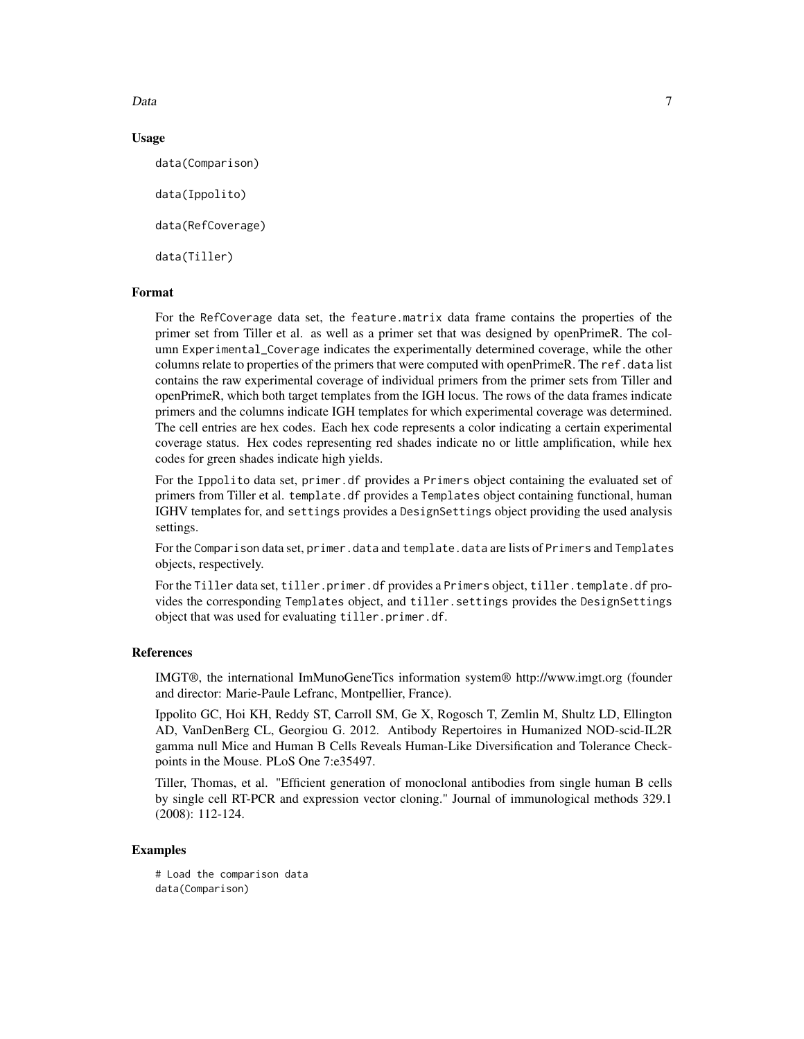### Usage

```
data(Comparison)

data(Ippolito)

data(RefCoverage)

data(Tiller)
```

### Format

For the RefCoverage data set, the feature.matrix data frame contains the properties of the primer set from Tiller et al. as well as a primer set that was designed by openPrimeR. The column Experimental_Coverage indicates the experimentally determined coverage, while the other columns relate to properties of the primers that were computed with openPrimeR. The ref.data list contains the raw experimental coverage of individual primers from the primer sets from Tiller and openPrimeR, which both target templates from the IGH locus. The rows of the data frames indicate primers and the columns indicate IGH templates for which experimental coverage was determined. The cell entries are hex codes. Each hex code represents a color indicating a certain experimental coverage status. Hex codes representing red shades indicate no or little amplification, while hex codes for green shades indicate high yields.

For the Ippolito data set, primer.df provides a Primers object containing the evaluated set of primers from Tiller et al. template.df provides a Templates object containing functional, human IGHV templates for, and settings provides a DesignSettings object providing the used analysis settings.

For the Comparison data set, primer.data and template.data are lists of Primers and Templates objects, respectively.

For the Tiller data set, tiller.primer.df provides a Primers object, tiller.template.df provides the corresponding Templates object, and tiller.settings provides the DesignSettings object that was used for evaluating tiller.primer.df.

### References

IMGT®, the international ImMunoGeneTics information system® http://www.imgt.org (founder and director: Marie-Paule Lefranc, Montpellier, France).

Ippolito GC, Hoi KH, Reddy ST, Carroll SM, Ge X, Rogosch T, Zemlin M, Shultz LD, Ellington AD, VanDenBerg CL, Georgiou G. 2012. Antibody Repertoires in Humanized NOD-scid-IL2R gamma null Mice and Human B Cells Reveals Human-Like Diversification and Tolerance Checkpoints in the Mouse. PLoS One 7:e35497.

Tiller, Thomas, et al. "Efficient generation of monoclonal antibodies from single human B cells by single cell RT-PCR and expression vector cloning." Journal of immunological methods 329.1 (2008): 112-124.

### Examples

```
# Load the comparison data
data(Comparison)
```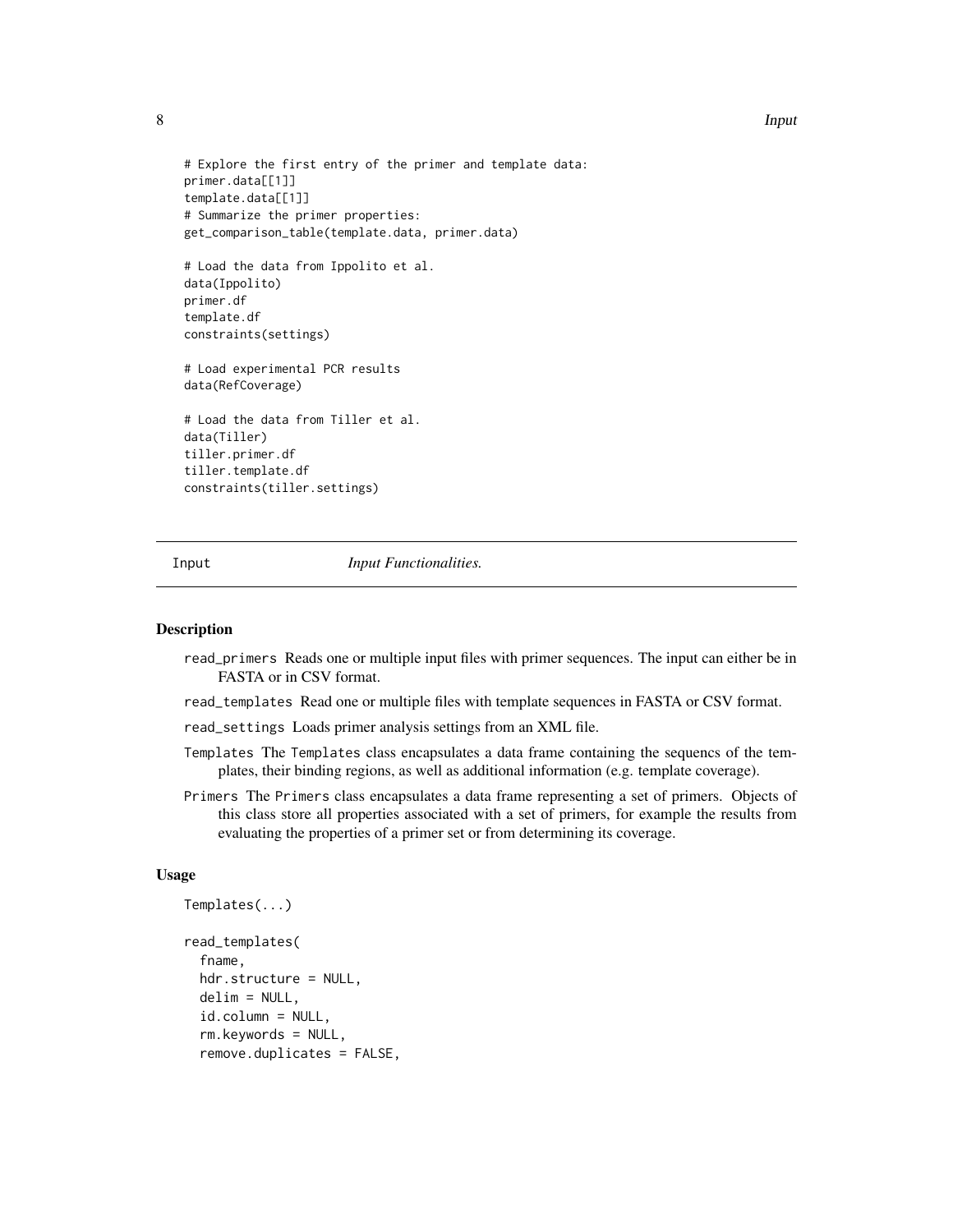```
# Explore the first entry of the primer and template data:
primer.data[[1]]
template.data[[1]]
# Summarize the primer properties:
get_comparison_table(template.data, primer.data)

# Load the data from Ippolito et al.
data(Ippolito)
primer.df
template.df
constraints(settings)

# Load experimental PCR results
data(RefCoverage)

# Load the data from Tiller et al.
data(Tiller)
tiller.primer.df
tiller.template.df
constraints(tiller.settings)
```

---

## Input *Input Functionalities.*

---

### Description

`read_primers` Reads one or multiple input files with primer sequences. The input can either be in FASTA or in CSV format.

`read_templates` Read one or multiple files with template sequences in FASTA or CSV format.

`read_settings` Loads primer analysis settings from an XML file.

`Templates` The `Templates` class encapsulates a data frame containing the sequencs of the templates, their binding regions, as well as additional information (e.g. template coverage).

`Primers` The `Primers` class encapsulates a data frame representing a set of primers. Objects of this class store all properties associated with a set of primers, for example the results from evaluating the properties of a primer set or from determining its coverage.

### Usage

```
Templates(...)

read_templates(
  fname,
  hdr.structure = NULL,
  delim = NULL,
  id.column = NULL,
  rm.keywords = NULL,
  remove.duplicates = FALSE,
```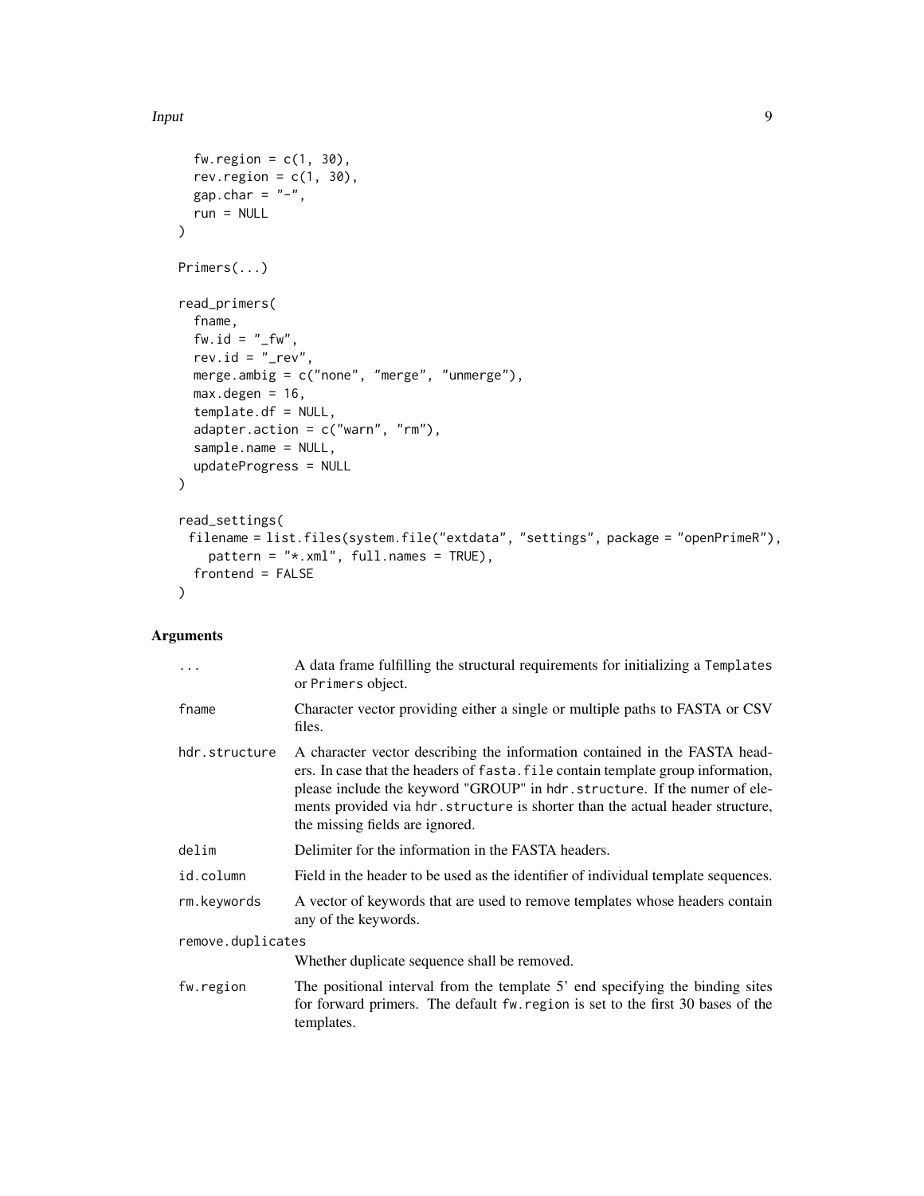```
  fw.region = c(1, 30),
  rev.region = c(1, 30),
  gap.char = "-",
  run = NULL
)

Primers(...)

read_primers(
  fname,
  fw.id = "_fw",
  rev.id = "_rev",
  merge.ambig = c("none", "merge", "unmerge"),
  max.degen = 16,
  template.df = NULL,
  adapter.action = c("warn", "rm"),
  sample.name = NULL,
  updateProgress = NULL
)

read_settings(
 filename = list.files(system.file("extdata", "settings", package = "openPrimeR"),
    pattern = "*.xml", full.names = TRUE),
  frontend = FALSE
)
```

## Arguments

| | |
|---|---|
| `...` | A data frame fulfilling the structural requirements for initializing a `Templates` or `Primers` object. |
| `fname` | Character vector providing either a single or multiple paths to FASTA or CSV files. |
| `hdr.structure` | A character vector describing the information contained in the FASTA headers. In case that the headers of `fasta.file` contain template group information, please include the keyword "GROUP" in `hdr.structure`. If the numer of elements provided via `hdr.structure` is shorter than the actual header structure, the missing fields are ignored. |
| `delim` | Delimiter for the information in the FASTA headers. |
| `id.column` | Field in the header to be used as the identifier of individual template sequences. |
| `rm.keywords` | A vector of keywords that are used to remove templates whose headers contain any of the keywords. |
| `remove.duplicates` | Whether duplicate sequence shall be removed. |
| `fw.region` | The positional interval from the template 5' end specifying the binding sites for forward primers. The default `fw.region` is set to the first 30 bases of the templates. |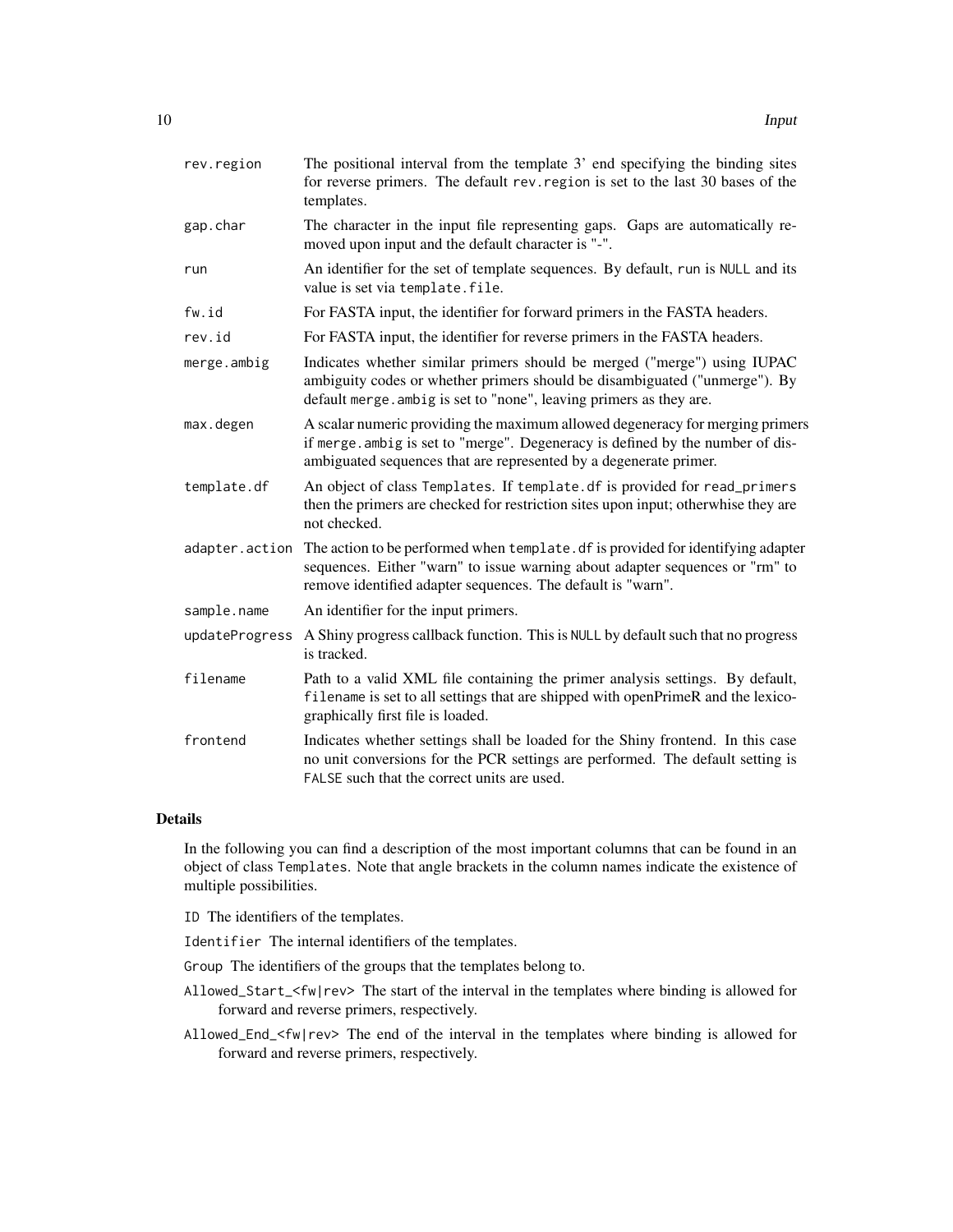| | |
|---|---|
| rev.region | The positional interval from the template 3' end specifying the binding sites for reverse primers. The default rev.region is set to the last 30 bases of the templates. |
| gap.char | The character in the input file representing gaps. Gaps are automatically removed upon input and the default character is "-". |
| run | An identifier for the set of template sequences. By default, run is NULL and its value is set via template.file. |
| fw.id | For FASTA input, the identifier for forward primers in the FASTA headers. |
| rev.id | For FASTA input, the identifier for reverse primers in the FASTA headers. |
| merge.ambig | Indicates whether similar primers should be merged ("merge") using IUPAC ambiguity codes or whether primers should be disambiguated ("unmerge"). By default merge.ambig is set to "none", leaving primers as they are. |
| max.degen | A scalar numeric providing the maximum allowed degeneracy for merging primers if merge.ambig is set to "merge". Degeneracy is defined by the number of disambiguated sequences that are represented by a degenerate primer. |
| template.df | An object of class Templates. If template.df is provided for read_primers then the primers are checked for restriction sites upon input; otherwise they are not checked. |
| adapter.action | The action to be performed when template.df is provided for identifying adapter sequences. Either "warn" to issue warning about adapter sequences or "rm" to remove identified adapter sequences. The default is "warn". |
| sample.name | An identifier for the input primers. |
| updateProgress | A Shiny progress callback function. This is NULL by default such that no progress is tracked. |
| filename | Path to a valid XML file containing the primer analysis settings. By default, filename is set to all settings that are shipped with openPrimeR and the lexicographically first file is loaded. |
| frontend | Indicates whether settings shall be loaded for the Shiny frontend. In this case no unit conversions for the PCR settings are performed. The default setting is FALSE such that the correct units are used. |

## Details

In the following you can find a description of the most important columns that can be found in an object of class Templates. Note that angle brackets in the column names indicate the existence of multiple possibilities.

- ID The identifiers of the templates.
- Identifier The internal identifiers of the templates.
- Group The identifiers of the groups that the templates belong to.
- Allowed_Start_<fw|rev> The start of the interval in the templates where binding is allowed for forward and reverse primers, respectively.
- Allowed_End_<fw|rev> The end of the interval in the templates where binding is allowed for forward and reverse primers, respectively.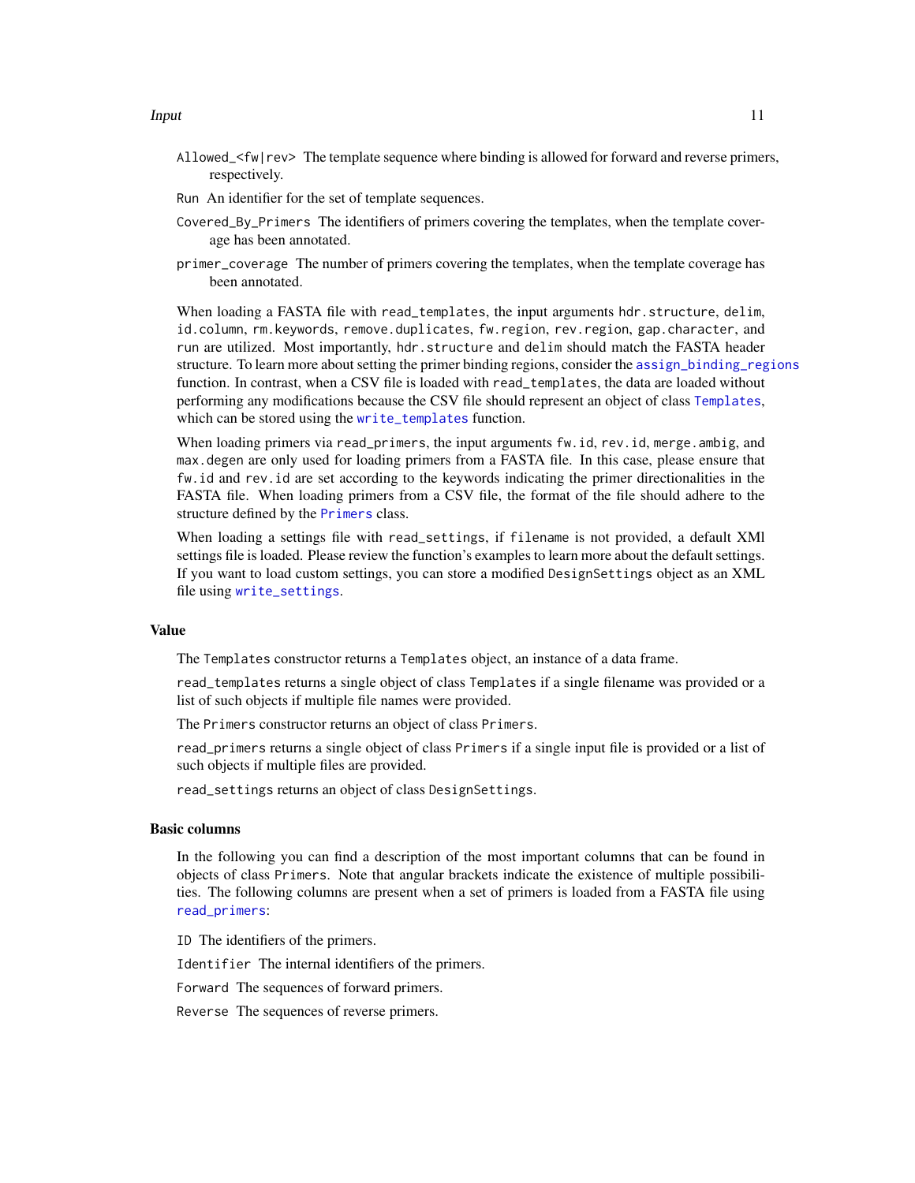`Allowed_<fw|rev>` The template sequence where binding is allowed for forward and reverse primers, respectively.

`Run` An identifier for the set of template sequences.

`Covered_By_Primers` The identifiers of primers covering the templates, when the template coverage has been annotated.

`primer_coverage` The number of primers covering the templates, when the template coverage has been annotated.

When loading a FASTA file with `read_templates`, the input arguments `hdr.structure`, `delim`, `id.column`, `rm.keywords`, `remove.duplicates`, `fw.region`, `rev.region`, `gap.character`, and `run` are utilized. Most importantly, `hdr.structure` and `delim` should match the FASTA header structure. To learn more about setting the primer binding regions, consider the `assign_binding_regions` function. In contrast, when a CSV file is loaded with `read_templates`, the data are loaded without performing any modifications because the CSV file should represent an object of class `Templates`, which can be stored using the `write_templates` function.

When loading primers via `read_primers`, the input arguments `fw.id`, `rev.id`, `merge.ambig`, and `max.degen` are only used for loading primers from a FASTA file. In this case, please ensure that `fw.id` and `rev.id` are set according to the keywords indicating the primer directionalities in the FASTA file. When loading primers from a CSV file, the format of the file should adhere to the structure defined by the `Primers` class.

When loading a settings file with `read_settings`, if `filename` is not provided, a default XMl settings file is loaded. Please review the function's examples to learn more about the default settings. If you want to load custom settings, you can store a modified `DesignSettings` object as an XML file using `write_settings`.

## Value

The `Templates` constructor returns a `Templates` object, an instance of a data frame.

`read_templates` returns a single object of class `Templates` if a single filename was provided or a list of such objects if multiple file names were provided.

The `Primers` constructor returns an object of class `Primers`.

`read_primers` returns a single object of class `Primers` if a single input file is provided or a list of such objects if multiple files are provided.

`read_settings` returns an object of class `DesignSettings`.

## Basic columns

In the following you can find a description of the most important columns that can be found in objects of class `Primers`. Note that angular brackets indicate the existence of multiple possibilities. The following columns are present when a set of primers is loaded from a FASTA file using `read_primers`:

`ID` The identifiers of the primers.

`Identifier` The internal identifiers of the primers.

`Forward` The sequences of forward primers.

`Reverse` The sequences of reverse primers.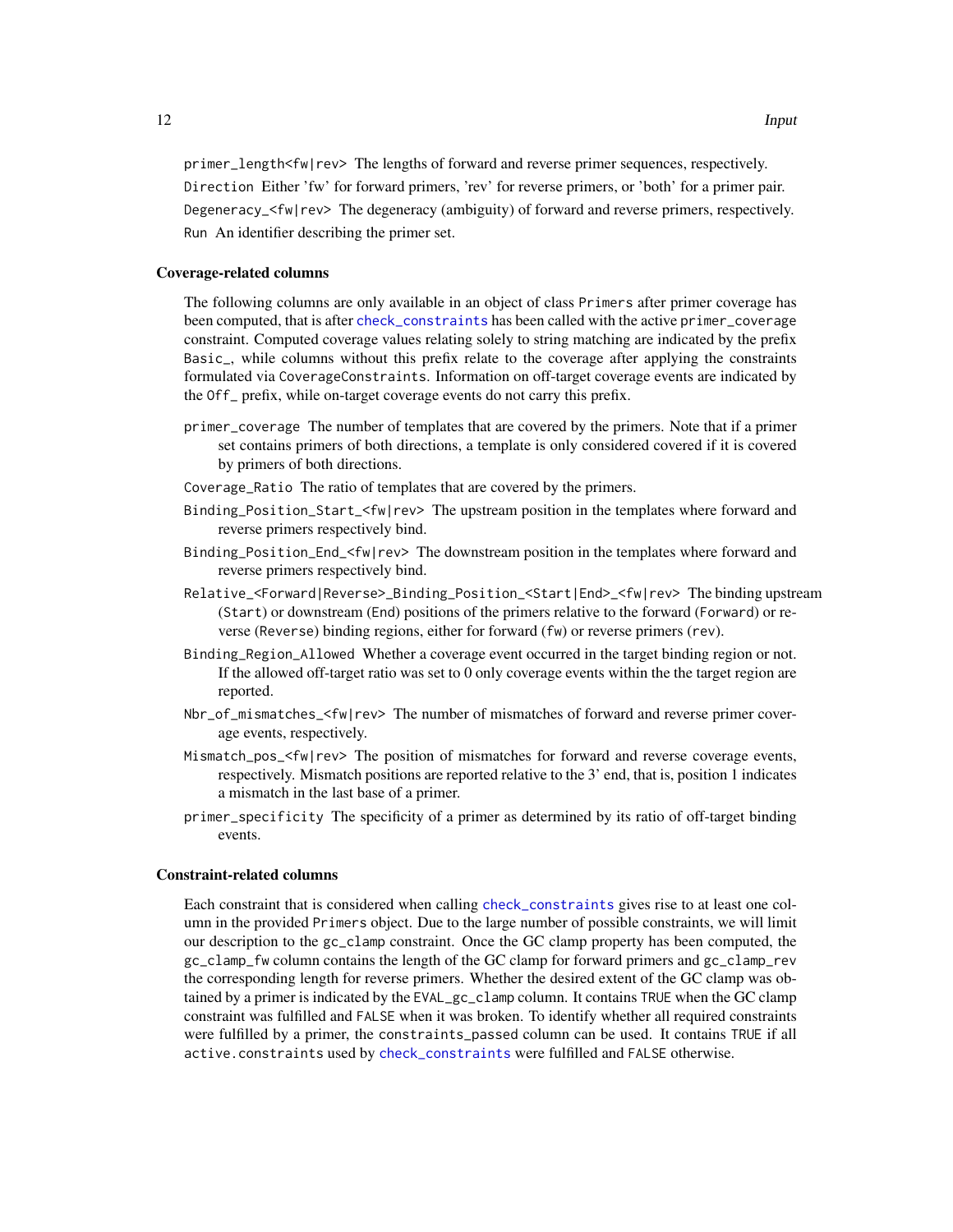`primer_length<fw|rev>` The lengths of forward and reverse primer sequences, respectively.

`Direction` Either 'fw' for forward primers, 'rev' for reverse primers, or 'both' for a primer pair.

`Degeneracy_<fw|rev>` The degeneracy (ambiguity) of forward and reverse primers, respectively.

`Run` An identifier describing the primer set.

### Coverage-related columns

The following columns are only available in an object of class `Primers` after primer coverage has been computed, that is after `check_constraints` has been called with the active `primer_coverage` constraint. Computed coverage values relating solely to string matching are indicated by the prefix `Basic_`, while columns without this prefix relate to the coverage after applying the constraints formulated via `CoverageConstraints`. Information on off-target coverage events are indicated by the `Off_` prefix, while on-target coverage events do not carry this prefix.

`primer_coverage` The number of templates that are covered by the primers. Note that if a primer set contains primers of both directions, a template is only considered covered if it is covered by primers of both directions.

`Coverage_Ratio` The ratio of templates that are covered by the primers.

`Binding_Position_Start_<fw|rev>` The upstream position in the templates where forward and reverse primers respectively bind.

`Binding_Position_End_<fw|rev>` The downstream position in the templates where forward and reverse primers respectively bind.

`Relative_<Forward|Reverse>_Binding_Position_<Start|End>_<fw|rev>` The binding upstream (`Start`) or downstream (`End`) positions of the primers relative to the forward (`Forward`) or reverse (`Reverse`) binding regions, either for forward (`fw`) or reverse primers (`rev`).

`Binding_Region_Allowed` Whether a coverage event occurred in the target binding region or not. If the allowed off-target ratio was set to 0 only coverage events within the the target region are reported.

`Nbr_of_mismatches_<fw|rev>` The number of mismatches of forward and reverse primer coverage events, respectively.

`Mismatch_pos_<fw|rev>` The position of mismatches for forward and reverse coverage events, respectively. Mismatch positions are reported relative to the 3' end, that is, position 1 indicates a mismatch in the last base of a primer.

`primer_specificity` The specificity of a primer as determined by its ratio of off-target binding events.

### Constraint-related columns

Each constraint that is considered when calling `check_constraints` gives rise to at least one column in the provided `Primers` object. Due to the large number of possible constraints, we will limit our description to the `gc_clamp` constraint. Once the GC clamp property has been computed, the `gc_clamp_fw` column contains the length of the GC clamp for forward primers and `gc_clamp_rev` the corresponding length for reverse primers. Whether the desired extent of the GC clamp was obtained by a primer is indicated by the `EVAL_gc_clamp` column. It contains `TRUE` when the GC clamp constraint was fulfilled and `FALSE` when it was broken. To identify whether all required constraints were fulfilled by a primer, the `constraints_passed` column can be used. It contains `TRUE` if all `active.constraints` used by `check_constraints` were fulfilled and `FALSE` otherwise.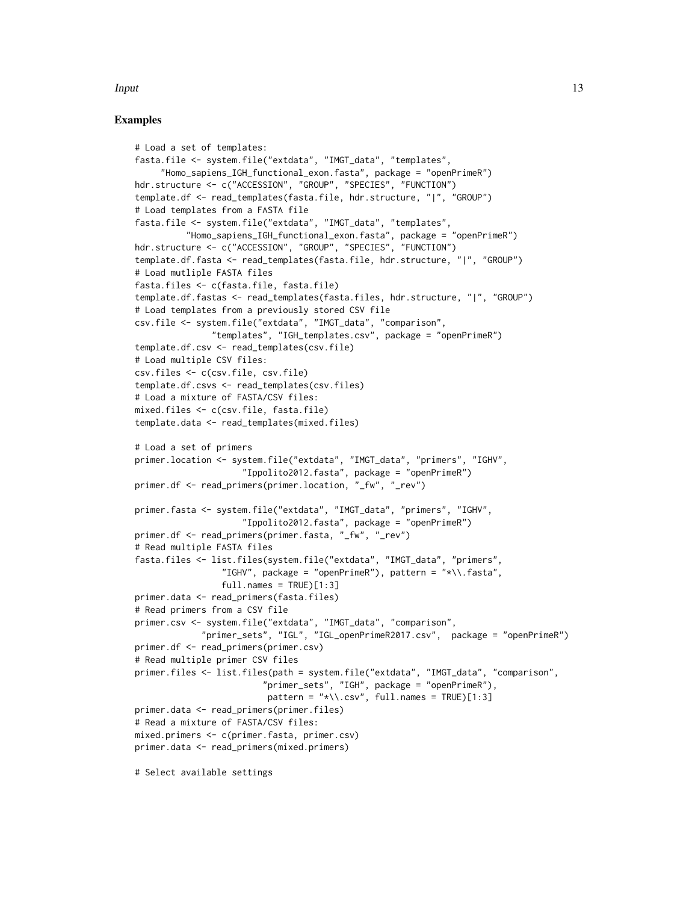## Examples

```
# Load a set of templates:
fasta.file <- system.file("extdata", "IMGT_data", "templates",
     "Homo_sapiens_IGH_functional_exon.fasta", package = "openPrimeR")
hdr.structure <- c("ACCESSION", "GROUP", "SPECIES", "FUNCTION")
template.df <- read_templates(fasta.file, hdr.structure, "|", "GROUP")
# Load templates from a FASTA file
fasta.file <- system.file("extdata", "IMGT_data", "templates",
          "Homo_sapiens_IGH_functional_exon.fasta", package = "openPrimeR")
hdr.structure <- c("ACCESSION", "GROUP", "SPECIES", "FUNCTION")
template.df.fasta <- read_templates(fasta.file, hdr.structure, "|", "GROUP")
# Load mutliple FASTA files
fasta.files <- c(fasta.file, fasta.file)
template.df.fastas <- read_templates(fasta.files, hdr.structure, "|", "GROUP")
# Load templates from a previously stored CSV file
csv.file <- system.file("extdata", "IMGT_data", "comparison",
               "templates", "IGH_templates.csv", package = "openPrimeR")
template.df.csv <- read_templates(csv.file)
# Load multiple CSV files:
csv.files <- c(csv.file, csv.file)
template.df.csvs <- read_templates(csv.files)
# Load a mixture of FASTA/CSV files:
mixed.files <- c(csv.file, fasta.file)
template.data <- read_templates(mixed.files)

# Load a set of primers
primer.location <- system.file("extdata", "IMGT_data", "primers", "IGHV",
                     "Ippolito2012.fasta", package = "openPrimeR")
primer.df <- read_primers(primer.location, "_fw", "_rev")

primer.fasta <- system.file("extdata", "IMGT_data", "primers", "IGHV",
                     "Ippolito2012.fasta", package = "openPrimeR")
primer.df <- read_primers(primer.fasta, "_fw", "_rev")
# Read multiple FASTA files
fasta.files <- list.files(system.file("extdata", "IMGT_data", "primers",
                 "IGHV", package = "openPrimeR"), pattern = "*\\.fasta",
                 full.names = TRUE)[1:3]
primer.data <- read_primers(fasta.files)
# Read primers from a CSV file
primer.csv <- system.file("extdata", "IMGT_data", "comparison",
             "primer_sets", "IGL", "IGL_openPrimeR2017.csv",  package = "openPrimeR")
primer.df <- read_primers(primer.csv)
# Read multiple primer CSV files
primer.files <- list.files(path = system.file("extdata", "IMGT_data", "comparison",
                         "primer_sets", "IGH", package = "openPrimeR"),
                          pattern = "*\\.csv", full.names = TRUE)[1:3]
primer.data <- read_primers(primer.files)
# Read a mixture of FASTA/CSV files:
mixed.primers <- c(primer.fasta, primer.csv)
primer.data <- read_primers(mixed.primers)

# Select available settings
```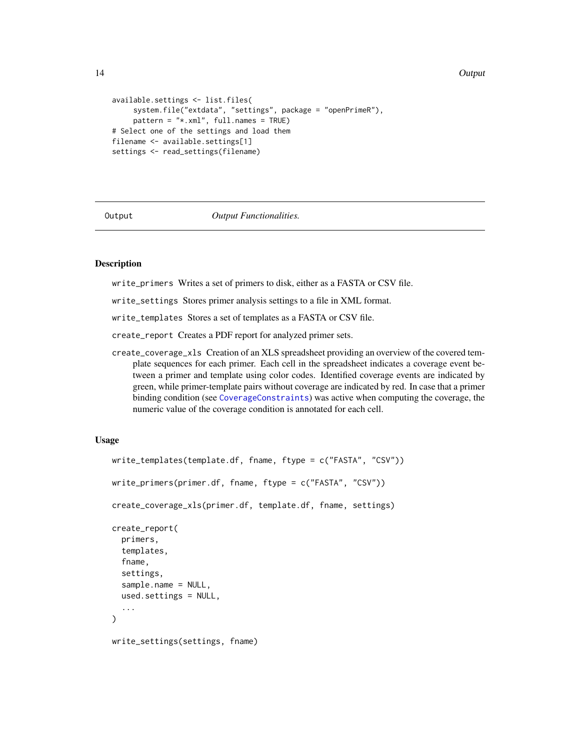```
available.settings <- list.files(
     system.file("extdata", "settings", package = "openPrimeR"),
     pattern = "*.xml", full.names = TRUE)
# Select one of the settings and load them
filename <- available.settings[1]
settings <- read_settings(filename)
```

## Output *Output Functionalities.*

### Description

`write_primers` Writes a set of primers to disk, either as a FASTA or CSV file.

`write_settings` Stores primer analysis settings to a file in XML format.

`write_templates` Stores a set of templates as a FASTA or CSV file.

`create_report` Creates a PDF report for analyzed primer sets.

`create_coverage_xls` Creation of an XLS spreadsheet providing an overview of the covered template sequences for each primer. Each cell in the spreadsheet indicates a coverage event between a primer and template using color codes. Identified coverage events are indicated by green, while primer-template pairs without coverage are indicated by red. In case that a primer binding condition (see CoverageConstraints) was active when computing the coverage, the numeric value of the coverage condition is annotated for each cell.

### Usage

```
write_templates(template.df, fname, ftype = c("FASTA", "CSV"))

write_primers(primer.df, fname, ftype = c("FASTA", "CSV"))

create_coverage_xls(primer.df, template.df, fname, settings)

create_report(
  primers,
  templates,
  fname,
  settings,
  sample.name = NULL,
  used.settings = NULL,
  ...
)

write_settings(settings, fname)
```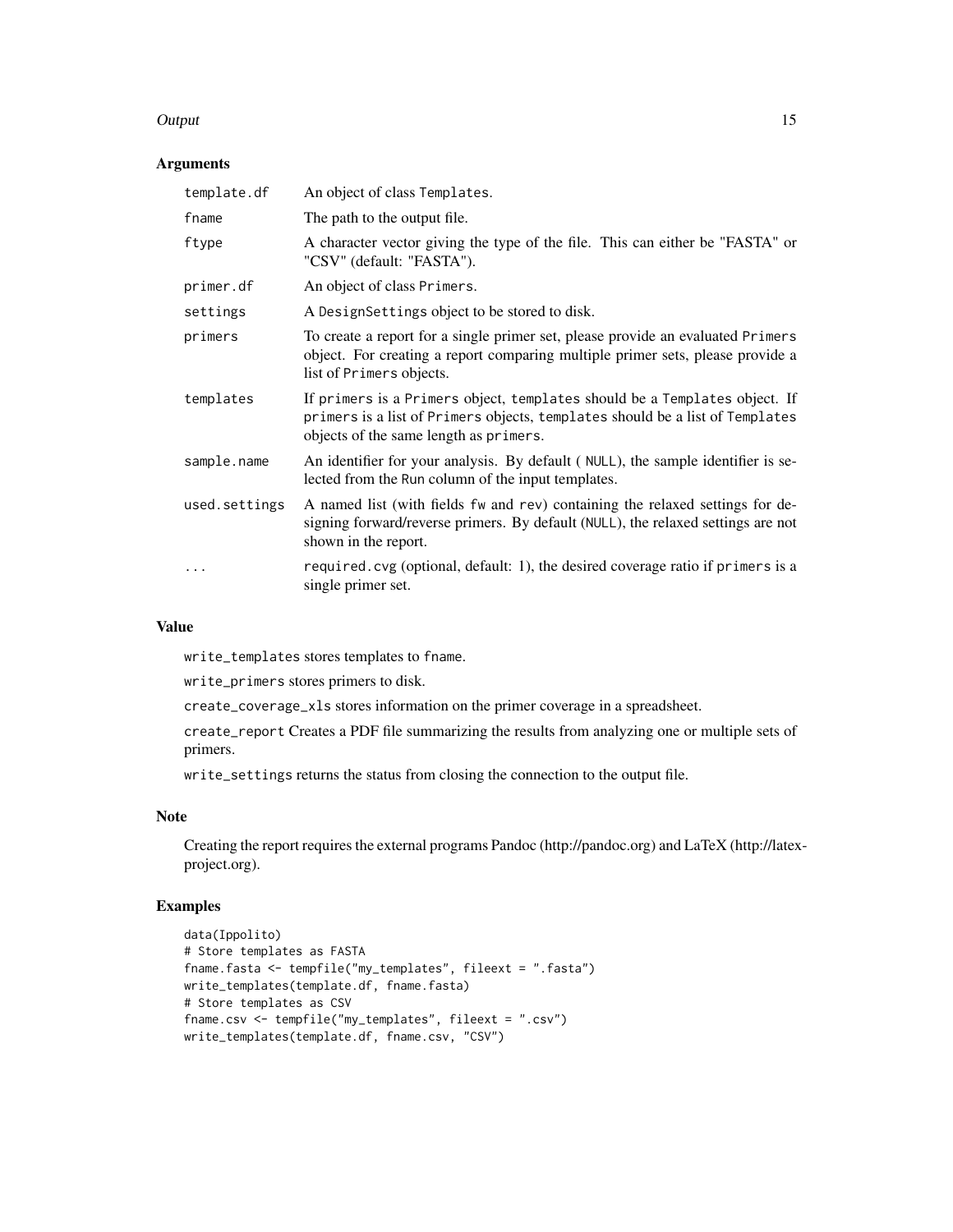### Arguments

| | |
|---|---|
| template.df | An object of class Templates. |
| fname | The path to the output file. |
| ftype | A character vector giving the type of the file. This can either be "FASTA" or "CSV" (default: "FASTA"). |
| primer.df | An object of class Primers. |
| settings | A DesignSettings object to be stored to disk. |
| primers | To create a report for a single primer set, please provide an evaluated Primers object. For creating a report comparing multiple primer sets, please provide a list of Primers objects. |
| templates | If primers is a Primers object, templates should be a Templates object. If primers is a list of Primers objects, templates should be a list of Templates objects of the same length as primers. |
| sample.name | An identifier for your analysis. By default ( NULL), the sample identifier is selected from the Run column of the input templates. |
| used.settings | A named list (with fields fw and rev) containing the relaxed settings for designing forward/reverse primers. By default (NULL), the relaxed settings are not shown in the report. |
| ... | required.cvg (optional, default: 1), the desired coverage ratio if primers is a single primer set. |

### Value

write_templates stores templates to fname.

write_primers stores primers to disk.

create_coverage_xls stores information on the primer coverage in a spreadsheet.

create_report Creates a PDF file summarizing the results from analyzing one or multiple sets of primers.

write_settings returns the status from closing the connection to the output file.

### Note

Creating the report requires the external programs Pandoc (http://pandoc.org) and LaTeX (http://latex-project.org).

### Examples

```
data(Ippolito)
# Store templates as FASTA
fname.fasta <- tempfile("my_templates", fileext = ".fasta")
write_templates(template.df, fname.fasta)
# Store templates as CSV
fname.csv <- tempfile("my_templates", fileext = ".csv")
write_templates(template.df, fname.csv, "CSV")
```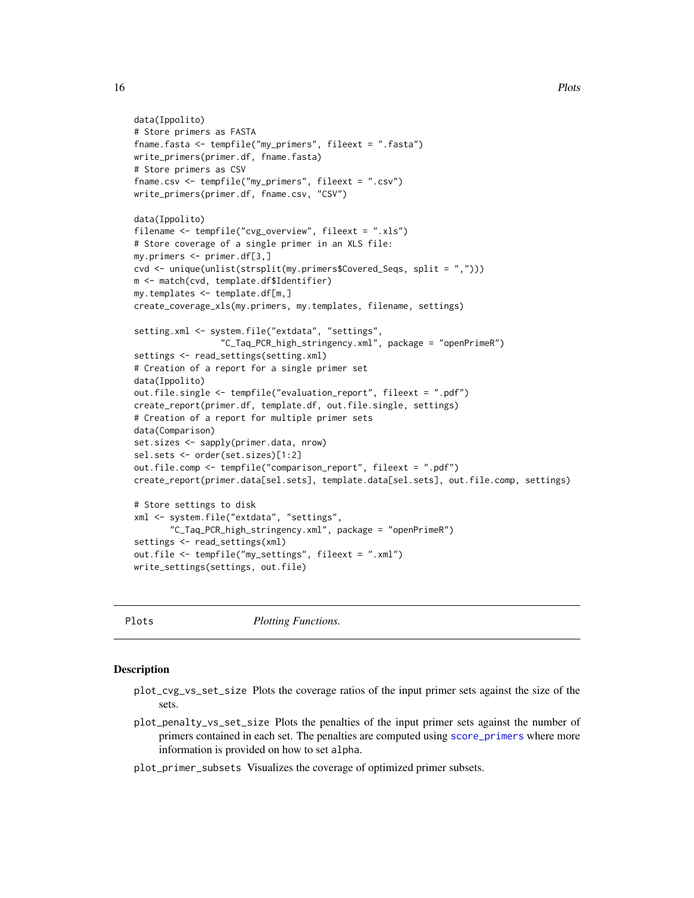```
data(Ippolito)
# Store primers as FASTA
fname.fasta <- tempfile("my_primers", fileext = ".fasta")
write_primers(primer.df, fname.fasta)
# Store primers as CSV
fname.csv <- tempfile("my_primers", fileext = ".csv")
write_primers(primer.df, fname.csv, "CSV")

data(Ippolito)
filename <- tempfile("cvg_overview", fileext = ".xls")
# Store coverage of a single primer in an XLS file:
my.primers <- primer.df[3,]
cvd <- unique(unlist(strsplit(my.primers$Covered_Seqs, split = ",")))
m <- match(cvd, template.df$Identifier)
my.templates <- template.df[m,]
create_coverage_xls(my.primers, my.templates, filename, settings)

setting.xml <- system.file("extdata", "settings",
                 "C_Taq_PCR_high_stringency.xml", package = "openPrimeR")
settings <- read_settings(setting.xml)
# Creation of a report for a single primer set
data(Ippolito)
out.file.single <- tempfile("evaluation_report", fileext = ".pdf")
create_report(primer.df, template.df, out.file.single, settings)
# Creation of a report for multiple primer sets
data(Comparison)
set.sizes <- sapply(primer.data, nrow)
sel.sets <- order(set.sizes)[1:2]
out.file.comp <- tempfile("comparison_report", fileext = ".pdf")
create_report(primer.data[sel.sets], template.data[sel.sets], out.file.comp, settings)

# Store settings to disk
xml <- system.file("extdata", "settings",
       "C_Taq_PCR_high_stringency.xml", package = "openPrimeR")
settings <- read_settings(xml)
out.file <- tempfile("my_settings", fileext = ".xml")
write_settings(settings, out.file)
```

## Plots — *Plotting Functions.*

### Description

- `plot_cvg_vs_set_size` Plots the coverage ratios of the input primer sets against the size of the sets.
- `plot_penalty_vs_set_size` Plots the penalties of the input primer sets against the number of primers contained in each set. The penalties are computed using `score_primers` where more information is provided on how to set `alpha`.
- `plot_primer_subsets` Visualizes the coverage of optimized primer subsets.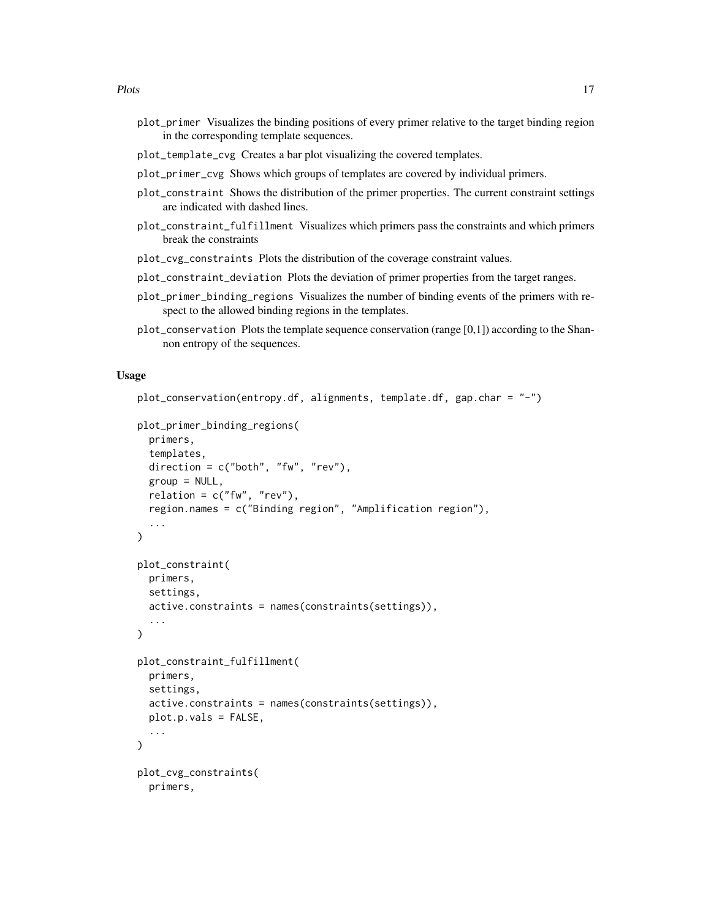plot_primer Visualizes the binding positions of every primer relative to the target binding region in the corresponding template sequences.

plot_template_cvg Creates a bar plot visualizing the covered templates.

plot_primer_cvg Shows which groups of templates are covered by individual primers.

plot_constraint Shows the distribution of the primer properties. The current constraint settings are indicated with dashed lines.

plot_constraint_fulfillment Visualizes which primers pass the constraints and which primers break the constraints

plot_cvg_constraints Plots the distribution of the coverage constraint values.

plot_constraint_deviation Plots the deviation of primer properties from the target ranges.

plot_primer_binding_regions Visualizes the number of binding events of the primers with respect to the allowed binding regions in the templates.

plot_conservation Plots the template sequence conservation (range [0,1]) according to the Shannon entropy of the sequences.

## Usage

```
plot_conservation(entropy.df, alignments, template.df, gap.char = "-")

plot_primer_binding_regions(
  primers,
  templates,
  direction = c("both", "fw", "rev"),
  group = NULL,
  relation = c("fw", "rev"),
  region.names = c("Binding region", "Amplification region"),
  ...
)

plot_constraint(
  primers,
  settings,
  active.constraints = names(constraints(settings)),
  ...
)

plot_constraint_fulfillment(
  primers,
  settings,
  active.constraints = names(constraints(settings)),
  plot.p.vals = FALSE,
  ...
)

plot_cvg_constraints(
  primers,
```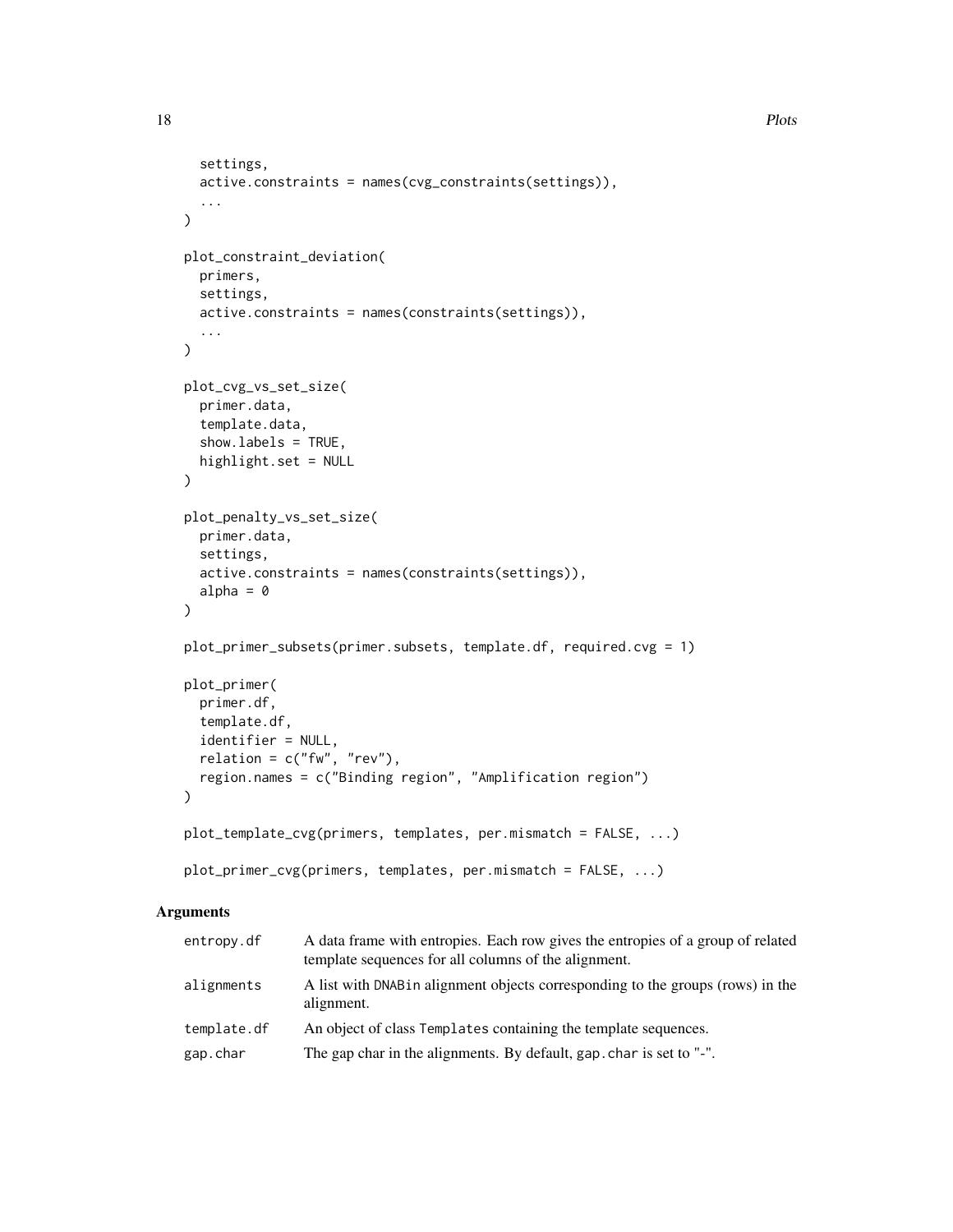```
  settings,
  active.constraints = names(cvg_constraints(settings)),
  ...
)

plot_constraint_deviation(
  primers,
  settings,
  active.constraints = names(constraints(settings)),
  ...
)

plot_cvg_vs_set_size(
  primer.data,
  template.data,
  show.labels = TRUE,
  highlight.set = NULL
)

plot_penalty_vs_set_size(
  primer.data,
  settings,
  active.constraints = names(constraints(settings)),
  alpha = 0
)

plot_primer_subsets(primer.subsets, template.df, required.cvg = 1)

plot_primer(
  primer.df,
  template.df,
  identifier = NULL,
  relation = c("fw", "rev"),
  region.names = c("Binding region", "Amplification region")
)

plot_template_cvg(primers, templates, per.mismatch = FALSE, ...)

plot_primer_cvg(primers, templates, per.mismatch = FALSE, ...)
```

## Arguments

| | |
|---|---|
| `entropy.df` | A data frame with entropies. Each row gives the entropies of a group of related template sequences for all columns of the alignment. |
| `alignments` | A list with `DNABin` alignment objects corresponding to the groups (rows) in the alignment. |
| `template.df` | An object of class `Templates` containing the template sequences. |
| `gap.char` | The gap char in the alignments. By default, `gap.char` is set to "-". |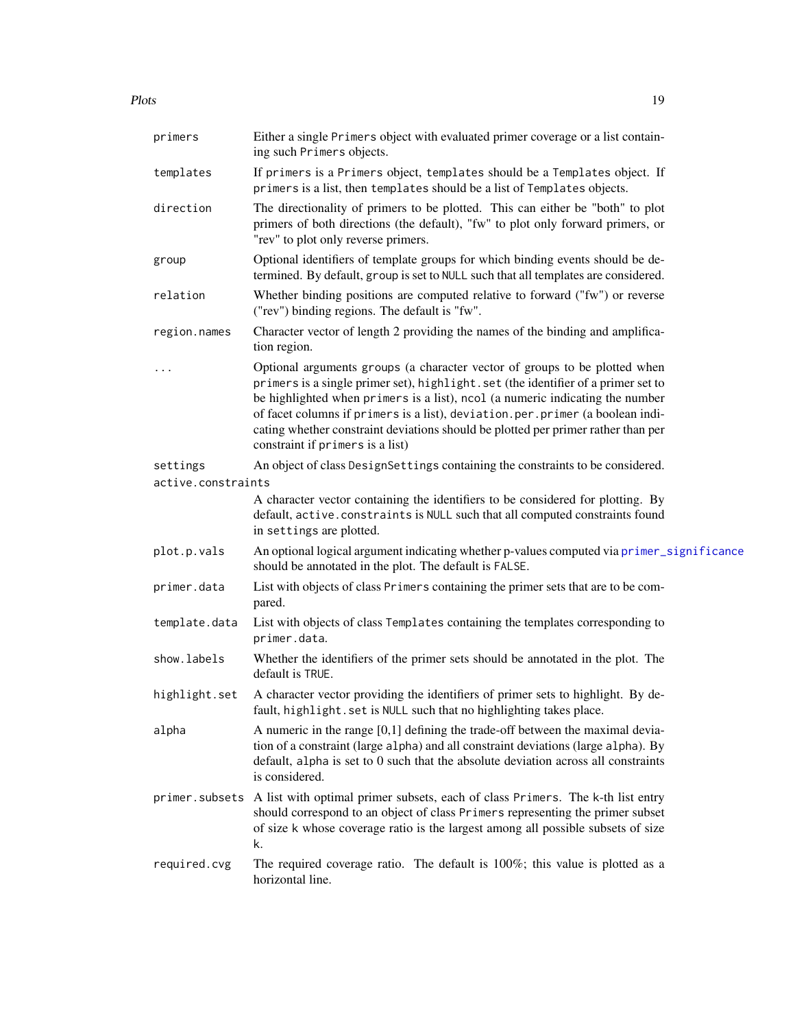| | |
|---|---|
| `primers` | Either a single `Primers` object with evaluated primer coverage or a list containing such `Primers` objects. |
| `templates` | If `primers` is a `Primers` object, `templates` should be a `Templates` object. If `primers` is a list, then `templates` should be a list of `Templates` objects. |
| `direction` | The directionality of primers to be plotted. This can either be "both" to plot primers of both directions (the default), "fw" to plot only forward primers, or "rev" to plot only reverse primers. |
| `group` | Optional identifiers of template groups for which binding events should be determined. By default, `group` is set to `NULL` such that all templates are considered. |
| `relation` | Whether binding positions are computed relative to forward ("fw") or reverse ("rev") binding regions. The default is "fw". |
| `region.names` | Character vector of length 2 providing the names of the binding and amplification region. |
| `...` | Optional arguments `groups` (a character vector of groups to be plotted when `primers` is a single primer set), `highlight.set` (the identifier of a primer set to be highlighted when `primers` is a list), `ncol` (a numeric indicating the number of facet columns if `primers` is a list), `deviation.per.primer` (a boolean indicating whether constraint deviations should be plotted per primer rather than per constraint if `primers` is a list) |
| `settings` | An object of class `DesignSettings` containing the constraints to be considered. |
| `active.constraints` | A character vector containing the identifiers to be considered for plotting. By default, `active.constraints` is `NULL` such that all computed constraints found in `settings` are plotted. |
| `plot.p.vals` | An optional logical argument indicating whether p-values computed via `primer_significance` should be annotated in the plot. The default is `FALSE`. |
| `primer.data` | List with objects of class `Primers` containing the primer sets that are to be compared. |
| `template.data` | List with objects of class `Templates` containing the templates corresponding to `primer.data`. |
| `show.labels` | Whether the identifiers of the primer sets should be annotated in the plot. The default is `TRUE`. |
| `highlight.set` | A character vector providing the identifiers of primer sets to highlight. By default, `highlight.set` is `NULL` such that no highlighting takes place. |
| `alpha` | A numeric in the range [0,1] defining the trade-off between the maximal deviation of a constraint (large `alpha`) and all constraint deviations (large `alpha`). By default, `alpha` is set to 0 such that the absolute deviation across all constraints is considered. |
| `primer.subsets` | A list with optimal primer subsets, each of class `Primers`. The k-th list entry should correspond to an object of class `Primers` representing the primer subset of size k whose coverage ratio is the largest among all possible subsets of size k. |
| `required.cvg` | The required coverage ratio. The default is 100%; this value is plotted as a horizontal line. |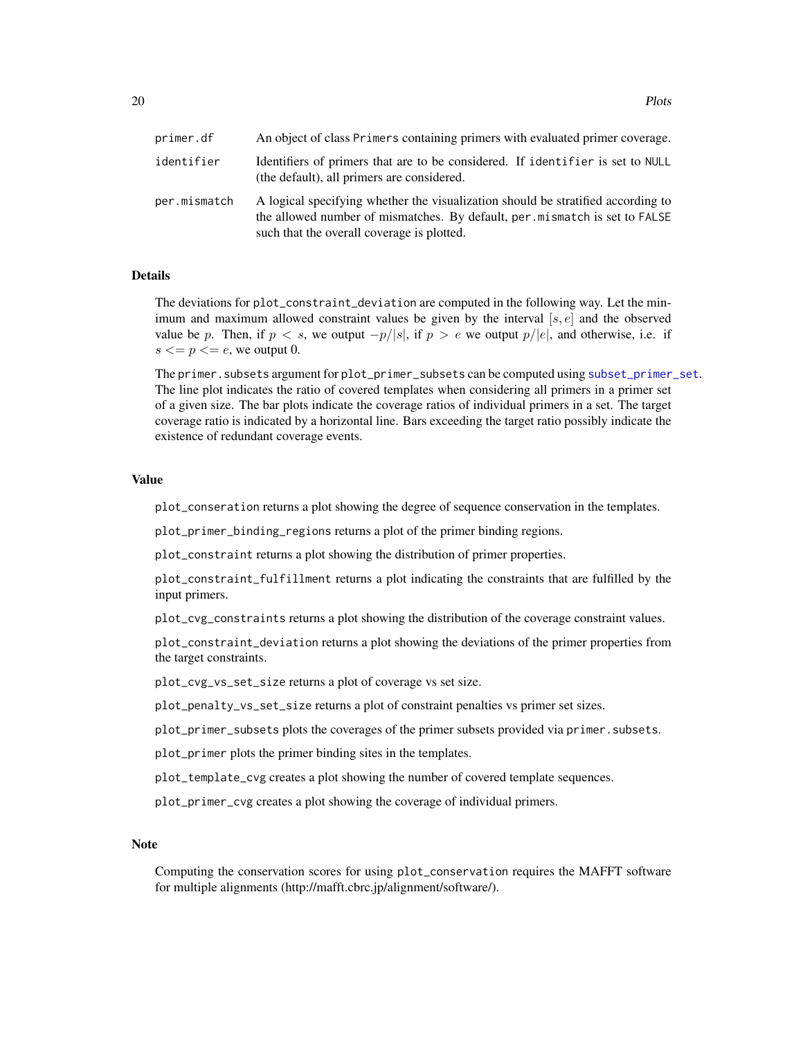| | |
|---|---|
| primer.df | An object of class Primers containing primers with evaluated primer coverage. |
| identifier | Identifiers of primers that are to be considered. If identifier is set to NULL (the default), all primers are considered. |
| per.mismatch | A logical specifying whether the visualization should be stratified according to the allowed number of mismatches. By default, per.mismatch is set to FALSE such that the overall coverage is plotted. |

## Details

The deviations for plot_constraint_deviation are computed in the following way. Let the minimum and maximum allowed constraint values be given by the interval $[s, e]$ and the observed value be $p$. Then, if $p < s$, we output $-p/|s|$, if $p > e$ we output $p/|e|$, and otherwise, i.e. if $s <= p <= e$, we output 0.

The primer.subsets argument for plot_primer_subsets can be computed using subset_primer_set. The line plot indicates the ratio of covered templates when considering all primers in a primer set of a given size. The bar plots indicate the coverage ratios of individual primers in a set. The target coverage ratio is indicated by a horizontal line. Bars exceeding the target ratio possibly indicate the existence of redundant coverage events.

## Value

plot_conseration returns a plot showing the degree of sequence conservation in the templates.

plot_primer_binding_regions returns a plot of the primer binding regions.

plot_constraint returns a plot showing the distribution of primer properties.

plot_constraint_fulfillment returns a plot indicating the constraints that are fulfilled by the input primers.

plot_cvg_constraints returns a plot showing the distribution of the coverage constraint values.

plot_constraint_deviation returns a plot showing the deviations of the primer properties from the target constraints.

plot_cvg_vs_set_size returns a plot of coverage vs set size.

plot_penalty_vs_set_size returns a plot of constraint penalties vs primer set sizes.

plot_primer_subsets plots the coverages of the primer subsets provided via primer.subsets.

plot_primer plots the primer binding sites in the templates.

plot_template_cvg creates a plot showing the number of covered template sequences.

plot_primer_cvg creates a plot showing the coverage of individual primers.

## Note

Computing the conservation scores for using plot_conservation requires the MAFFT software for multiple alignments (http://mafft.cbrc.jp/alignment/software/).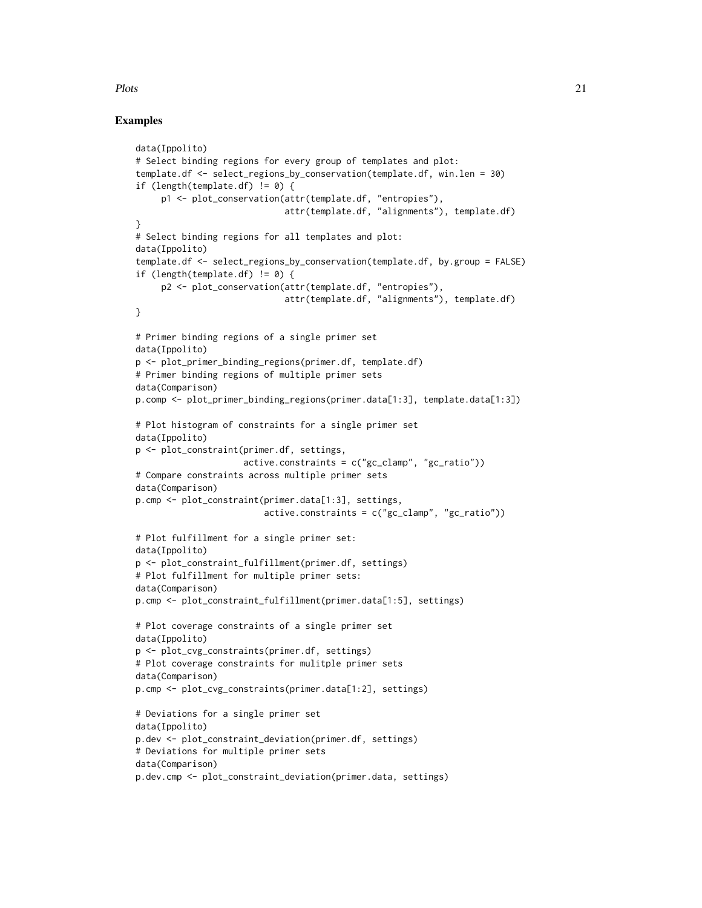## Examples

```
data(Ippolito)
# Select binding regions for every group of templates and plot:
template.df <- select_regions_by_conservation(template.df, win.len = 30)
if (length(template.df) != 0) {
     p1 <- plot_conservation(attr(template.df, "entropies"),
                             attr(template.df, "alignments"), template.df)
}
# Select binding regions for all templates and plot:
data(Ippolito)
template.df <- select_regions_by_conservation(template.df, by.group = FALSE)
if (length(template.df) != 0) {
     p2 <- plot_conservation(attr(template.df, "entropies"),
                             attr(template.df, "alignments"), template.df)
}

# Primer binding regions of a single primer set
data(Ippolito)
p <- plot_primer_binding_regions(primer.df, template.df)
# Primer binding regions of multiple primer sets
data(Comparison)
p.comp <- plot_primer_binding_regions(primer.data[1:3], template.data[1:3])

# Plot histogram of constraints for a single primer set
data(Ippolito)
p <- plot_constraint(primer.df, settings,
                     active.constraints = c("gc_clamp", "gc_ratio"))
# Compare constraints across multiple primer sets
data(Comparison)
p.cmp <- plot_constraint(primer.data[1:3], settings,
                         active.constraints = c("gc_clamp", "gc_ratio"))

# Plot fulfillment for a single primer set:
data(Ippolito)
p <- plot_constraint_fulfillment(primer.df, settings)
# Plot fulfillment for multiple primer sets:
data(Comparison)
p.cmp <- plot_constraint_fulfillment(primer.data[1:5], settings)

# Plot coverage constraints of a single primer set
data(Ippolito)
p <- plot_cvg_constraints(primer.df, settings)
# Plot coverage constraints for mulitple primer sets
data(Comparison)
p.cmp <- plot_cvg_constraints(primer.data[1:2], settings)

# Deviations for a single primer set
data(Ippolito)
p.dev <- plot_constraint_deviation(primer.df, settings)
# Deviations for multiple primer sets
data(Comparison)
p.dev.cmp <- plot_constraint_deviation(primer.data, settings)
```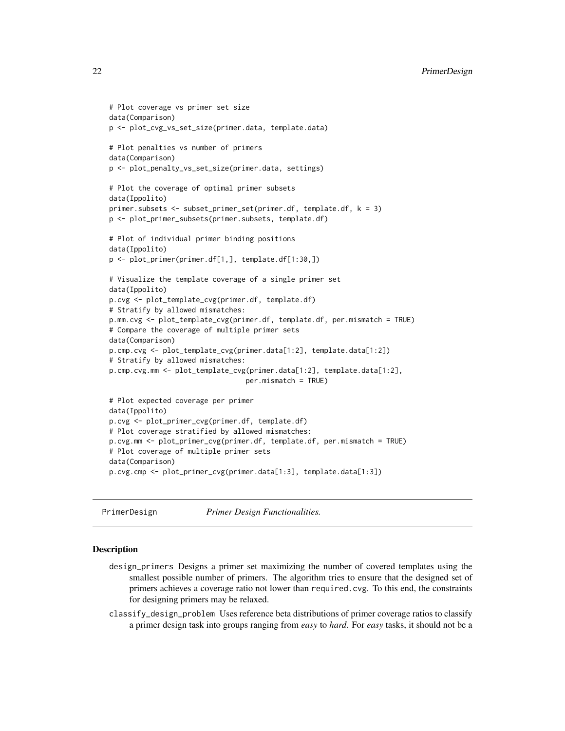```
# Plot coverage vs primer set size
data(Comparison)
p <- plot_cvg_vs_set_size(primer.data, template.data)

# Plot penalties vs number of primers
data(Comparison)
p <- plot_penalty_vs_set_size(primer.data, settings)

# Plot the coverage of optimal primer subsets
data(Ippolito)
primer.subsets <- subset_primer_set(primer.df, template.df, k = 3)
p <- plot_primer_subsets(primer.subsets, template.df)

# Plot of individual primer binding positions
data(Ippolito)
p <- plot_primer(primer.df[1,], template.df[1:30,])

# Visualize the template coverage of a single primer set
data(Ippolito)
p.cvg <- plot_template_cvg(primer.df, template.df)
# Stratify by allowed mismatches:
p.mm.cvg <- plot_template_cvg(primer.df, template.df, per.mismatch = TRUE)
# Compare the coverage of multiple primer sets
data(Comparison)
p.cmp.cvg <- plot_template_cvg(primer.data[1:2], template.data[1:2])
# Stratify by allowed mismatches:
p.cmp.cvg.mm <- plot_template_cvg(primer.data[1:2], template.data[1:2],
                                  per.mismatch = TRUE)

# Plot expected coverage per primer
data(Ippolito)
p.cvg <- plot_primer_cvg(primer.df, template.df)
# Plot coverage stratified by allowed mismatches:
p.cvg.mm <- plot_primer_cvg(primer.df, template.df, per.mismatch = TRUE)
# Plot coverage of multiple primer sets
data(Comparison)
p.cvg.cmp <- plot_primer_cvg(primer.data[1:3], template.data[1:3])
```

---

## PrimerDesign *Primer Design Functionalities.*

### Description

design_primers Designs a primer set maximizing the number of covered templates using the smallest possible number of primers. The algorithm tries to ensure that the designed set of primers achieves a coverage ratio not lower than `required.cvg`. To this end, the constraints for designing primers may be relaxed.

classify_design_problem Uses reference beta distributions of primer coverage ratios to classify a primer design task into groups ranging from *easy* to *hard*. For *easy* tasks, it should not be a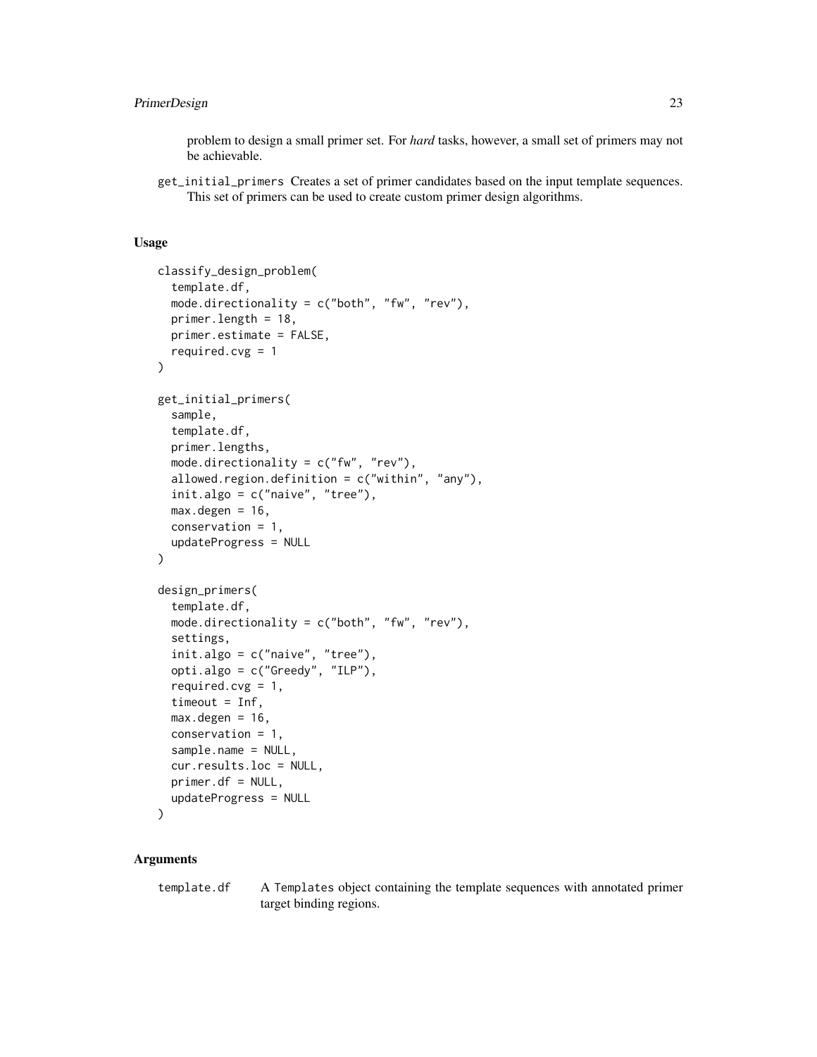problem to design a small primer set. For *hard* tasks, however, a small set of primers may not be achievable.

`get_initial_primers` Creates a set of primer candidates based on the input template sequences. This set of primers can be used to create custom primer design algorithms.

### Usage

```
classify_design_problem(
  template.df,
  mode.directionality = c("both", "fw", "rev"),
  primer.length = 18,
  primer.estimate = FALSE,
  required.cvg = 1
)

get_initial_primers(
  sample,
  template.df,
  primer.lengths,
  mode.directionality = c("fw", "rev"),
  allowed.region.definition = c("within", "any"),
  init.algo = c("naive", "tree"),
  max.degen = 16,
  conservation = 1,
  updateProgress = NULL
)

design_primers(
  template.df,
  mode.directionality = c("both", "fw", "rev"),
  settings,
  init.algo = c("naive", "tree"),
  opti.algo = c("Greedy", "ILP"),
  required.cvg = 1,
  timeout = Inf,
  max.degen = 16,
  conservation = 1,
  sample.name = NULL,
  cur.results.loc = NULL,
  primer.df = NULL,
  updateProgress = NULL
)
```

### Arguments

`template.df` A `Templates` object containing the template sequences with annotated primer target binding regions.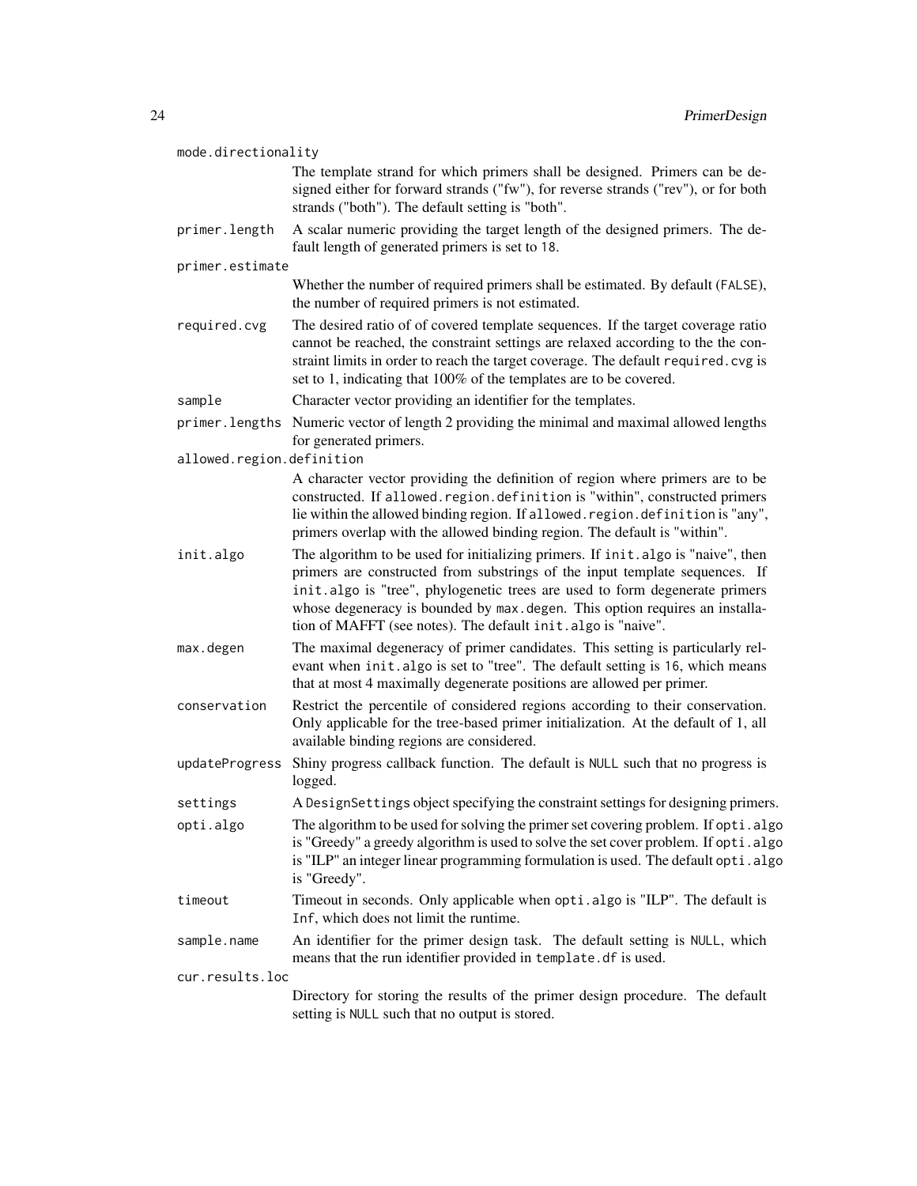mode.directionality
: The template strand for which primers shall be designed. Primers can be designed either for forward strands ("fw"), for reverse strands ("rev"), or for both strands ("both"). The default setting is "both".

primer.length
: A scalar numeric providing the target length of the designed primers. The default length of generated primers is set to `18`.

primer.estimate
: Whether the number of required primers shall be estimated. By default (`FALSE`), the number of required primers is not estimated.

required.cvg
: The desired ratio of of covered template sequences. If the target coverage ratio cannot be reached, the constraint settings are relaxed according to the the constraint limits in order to reach the target coverage. The default `required.cvg` is set to 1, indicating that 100% of the templates are to be covered.

sample
: Character vector providing an identifier for the templates.

primer.lengths
: Numeric vector of length 2 providing the minimal and maximal allowed lengths for generated primers.

allowed.region.definition
: A character vector providing the definition of region where primers are to be constructed. If `allowed.region.definition` is "within", constructed primers lie within the allowed binding region. If `allowed.region.definition` is "any", primers overlap with the allowed binding region. The default is "within".

init.algo
: The algorithm to be used for initializing primers. If `init.algo` is "naive", then primers are constructed from substrings of the input template sequences. If `init.algo` is "tree", phylogenetic trees are used to form degenerate primers whose degeneracy is bounded by `max.degen`. This option requires an installation of MAFFT (see notes). The default `init.algo` is "naive".

max.degen
: The maximal degeneracy of primer candidates. This setting is particularly relevant when `init.algo` is set to "tree". The default setting is `16`, which means that at most 4 maximally degenerate positions are allowed per primer.

conservation
: Restrict the percentile of considered regions according to their conservation. Only applicable for the tree-based primer initialization. At the default of 1, all available binding regions are considered.

updateProgress
: Shiny progress callback function. The default is `NULL` such that no progress is logged.

settings
: A `DesignSettings` object specifying the constraint settings for designing primers.

opti.algo
: The algorithm to be used for solving the primer set covering problem. If `opti.algo` is "Greedy" a greedy algorithm is used to solve the set cover problem. If `opti.algo` is "ILP" an integer linear programming formulation is used. The default `opti.algo` is "Greedy".

timeout
: Timeout in seconds. Only applicable when `opti.algo` is "ILP". The default is `Inf`, which does not limit the runtime.

sample.name
: An identifier for the primer design task. The default setting is `NULL`, which means that the run identifier provided in `template.df` is used.

cur.results.loc
: Directory for storing the results of the primer design procedure. The default setting is `NULL` such that no output is stored.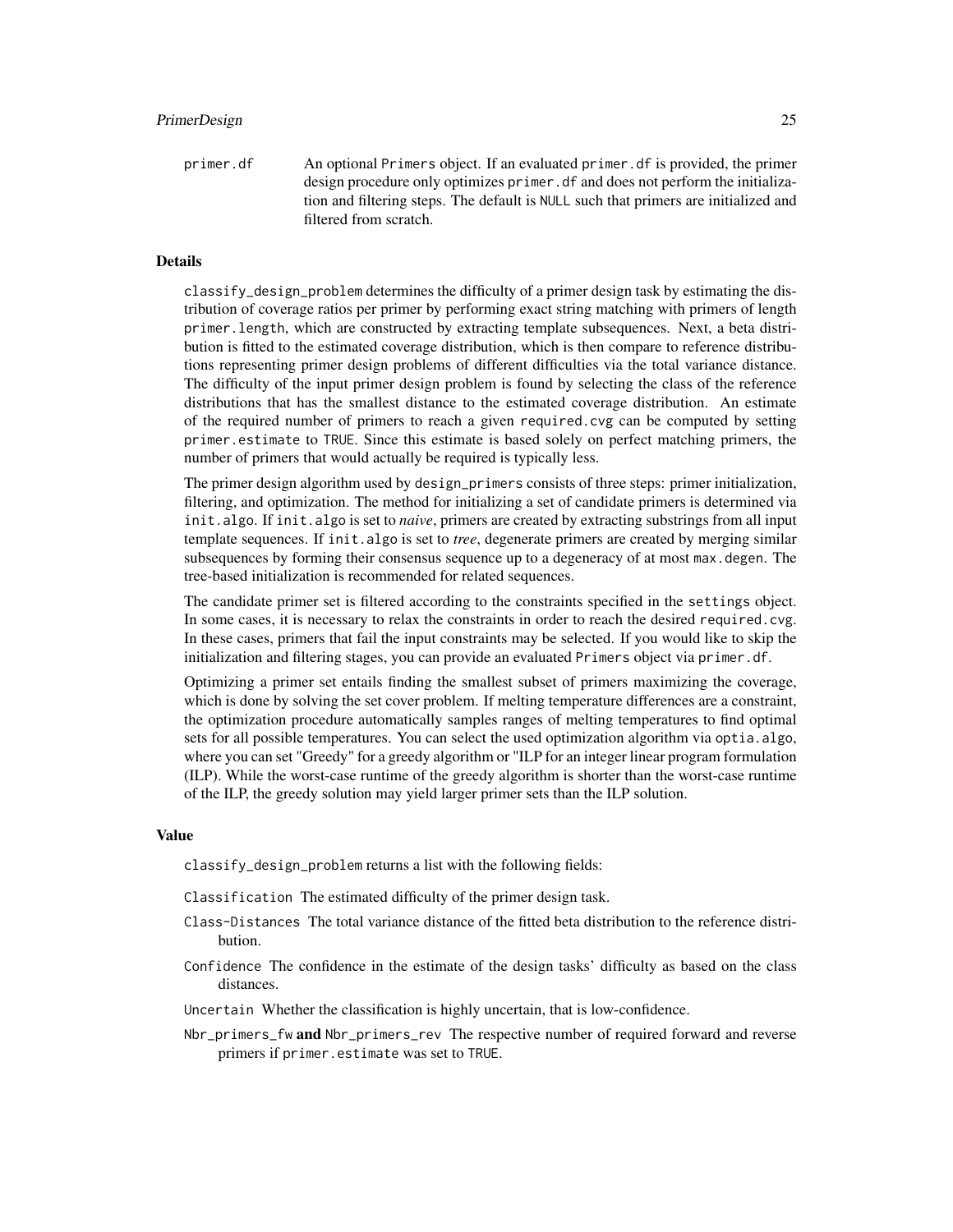primer.df    An optional Primers object. If an evaluated primer.df is provided, the primer design procedure only optimizes primer.df and does not perform the initialization and filtering steps. The default is NULL such that primers are initialized and filtered from scratch.

### Details

classify_design_problem determines the difficulty of a primer design task by estimating the distribution of coverage ratios per primer by performing exact string matching with primers of length primer.length, which are constructed by extracting template subsequences. Next, a beta distribution is fitted to the estimated coverage distribution, which is then compare to reference distributions representing primer design problems of different difficulties via the total variance distance. The difficulty of the input primer design problem is found by selecting the class of the reference distributions that has the smallest distance to the estimated coverage distribution. An estimate of the required number of primers to reach a given required.cvg can be computed by setting primer.estimate to TRUE. Since this estimate is based solely on perfect matching primers, the number of primers that would actually be required is typically less.

The primer design algorithm used by design_primers consists of three steps: primer initialization, filtering, and optimization. The method for initializing a set of candidate primers is determined via init.algo. If init.algo is set to *naive*, primers are created by extracting substrings from all input template sequences. If init.algo is set to *tree*, degenerate primers are created by merging similar subsequences by forming their consensus sequence up to a degeneracy of at most max.degen. The tree-based initialization is recommended for related sequences.

The candidate primer set is filtered according to the constraints specified in the settings object. In some cases, it is necessary to relax the constraints in order to reach the desired required.cvg. In these cases, primers that fail the input constraints may be selected. If you would like to skip the initialization and filtering stages, you can provide an evaluated Primers object via primer.df.

Optimizing a primer set entails finding the smallest subset of primers maximizing the coverage, which is done by solving the set cover problem. If melting temperature differences are a constraint, the optimization procedure automatically samples ranges of melting temperatures to find optimal sets for all possible temperatures. You can select the used optimization algorithm via optia.algo, where you can set "Greedy" for a greedy algorithm or "ILP for an integer linear program formulation (ILP). While the worst-case runtime of the greedy algorithm is shorter than the worst-case runtime of the ILP, the greedy solution may yield larger primer sets than the ILP solution.

### Value

classify_design_problem returns a list with the following fields:

- Classification The estimated difficulty of the primer design task.
- Class-Distances The total variance distance of the fitted beta distribution to the reference distribution.
- Confidence The confidence in the estimate of the design tasks' difficulty as based on the class distances.
- Uncertain Whether the classification is highly uncertain, that is low-confidence.
- Nbr_primers_fw **and** Nbr_primers_rev The respective number of required forward and reverse primers if primer.estimate was set to TRUE.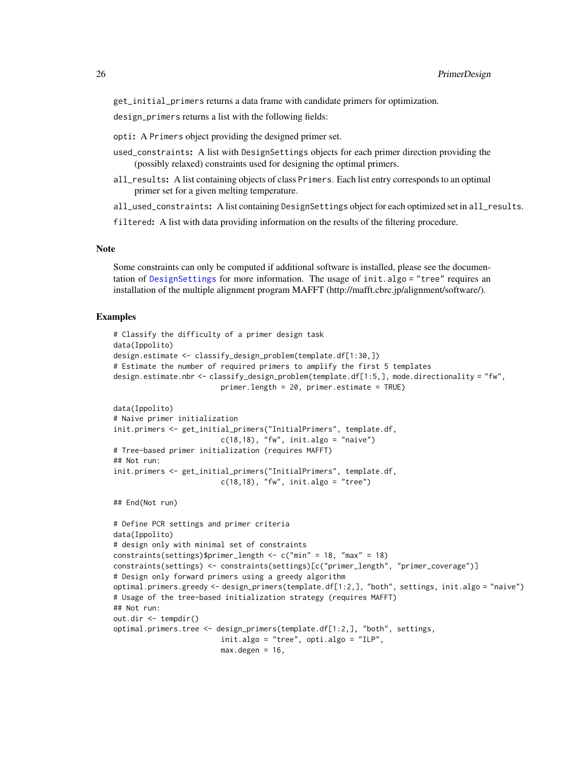get_initial_primers returns a data frame with candidate primers for optimization.

design_primers returns a list with the following fields:

**opti:** A Primers object providing the designed primer set.

**used_constraints:** A list with DesignSettings objects for each primer direction providing the (possibly relaxed) constraints used for designing the optimal primers.

**all_results:** A list containing objects of class Primers. Each list entry corresponds to an optimal primer set for a given melting temperature.

**all_used_constraints:** A list containing DesignSettings object for each optimized set in all_results.

**filtered:** A list with data providing information on the results of the filtering procedure.

### Note

Some constraints can only be computed if additional software is installed, please see the documentation of DesignSettings for more information. The usage of init.algo = "tree" requires an installation of the multiple alignment program MAFFT (http://mafft.cbrc.jp/alignment/software/).

### Examples

```
# Classify the difficulty of a primer design task
data(Ippolito)
design.estimate <- classify_design_problem(template.df[1:30,])
# Estimate the number of required primers to amplify the first 5 templates
design.estimate.nbr <- classify_design_problem(template.df[1:5,], mode.directionality = "fw",
                         primer.length = 20, primer.estimate = TRUE)

data(Ippolito)
# Naive primer initialization
init.primers <- get_initial_primers("InitialPrimers", template.df,
                         c(18,18), "fw", init.algo = "naive")
# Tree-based primer initialization (requires MAFFT)
## Not run:
init.primers <- get_initial_primers("InitialPrimers", template.df,
                         c(18,18), "fw", init.algo = "tree")

## End(Not run)

# Define PCR settings and primer criteria
data(Ippolito)
# design only with minimal set of constraints
constraints(settings)$primer_length <- c("min" = 18, "max" = 18)
constraints(settings) <- constraints(settings)[c("primer_length", "primer_coverage")]
# Design only forward primers using a greedy algorithm
optimal.primers.greedy <- design_primers(template.df[1:2,], "both", settings, init.algo = "naive")
# Usage of the tree-based initialization strategy (requires MAFFT)
## Not run:
out.dir <- tempdir()
optimal.primers.tree <- design_primers(template.df[1:2,], "both", settings,
                         init.algo = "tree", opti.algo = "ILP",
                         max.degen = 16,
```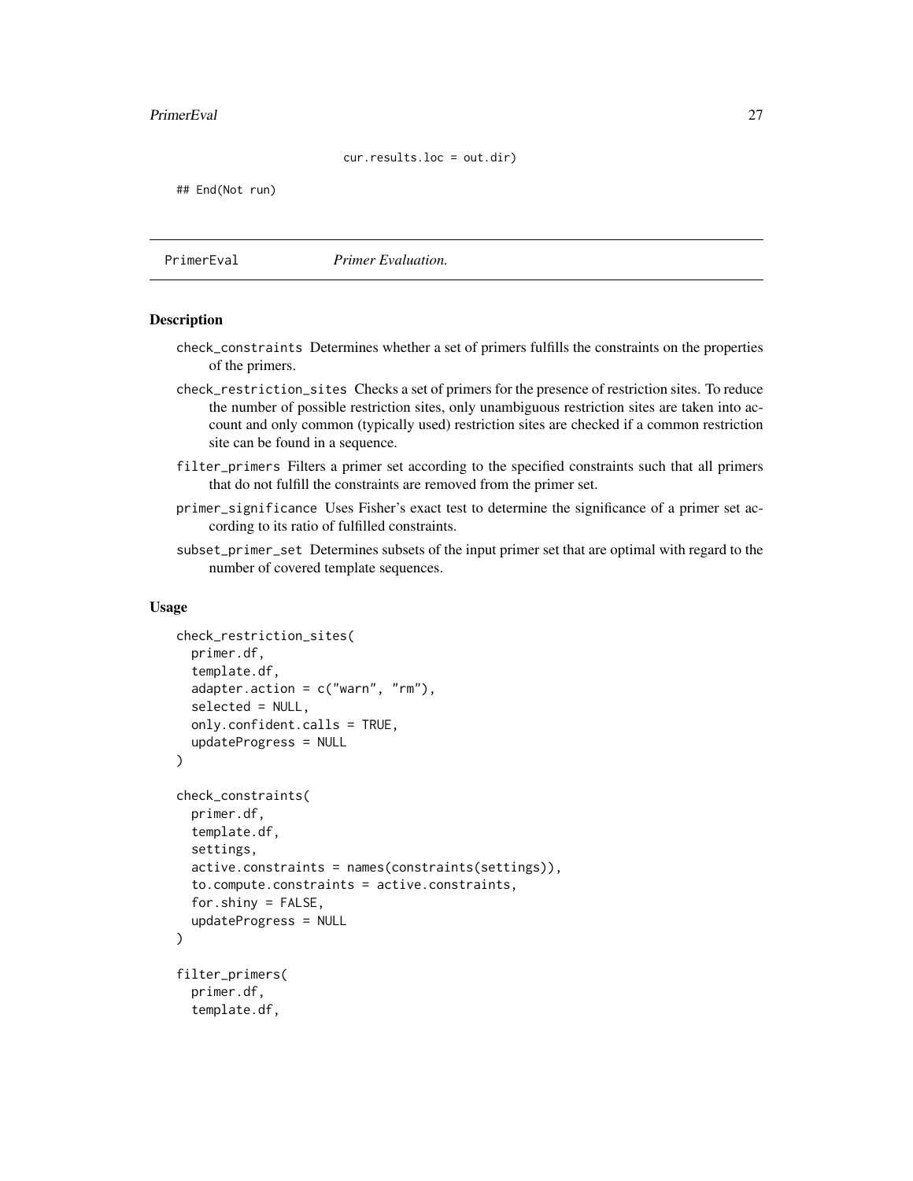```
                        cur.results.loc = out.dir)

## End(Not run)
```

## PrimerEval *Primer Evaluation.*

### Description

check_constraints Determines whether a set of primers fulfills the constraints on the properties of the primers.

check_restriction_sites Checks a set of primers for the presence of restriction sites. To reduce the number of possible restriction sites, only unambiguous restriction sites are taken into account and only common (typically used) restriction sites are checked if a common restriction site can be found in a sequence.

filter_primers Filters a primer set according to the specified constraints such that all primers that do not fulfill the constraints are removed from the primer set.

primer_significance Uses Fisher's exact test to determine the significance of a primer set according to its ratio of fulfilled constraints.

subset_primer_set Determines subsets of the input primer set that are optimal with regard to the number of covered template sequences.

### Usage

```
check_restriction_sites(
  primer.df,
  template.df,
  adapter.action = c("warn", "rm"),
  selected = NULL,
  only.confident.calls = TRUE,
  updateProgress = NULL
)

check_constraints(
  primer.df,
  template.df,
  settings,
  active.constraints = names(constraints(settings)),
  to.compute.constraints = active.constraints,
  for.shiny = FALSE,
  updateProgress = NULL
)

filter_primers(
  primer.df,
  template.df,
```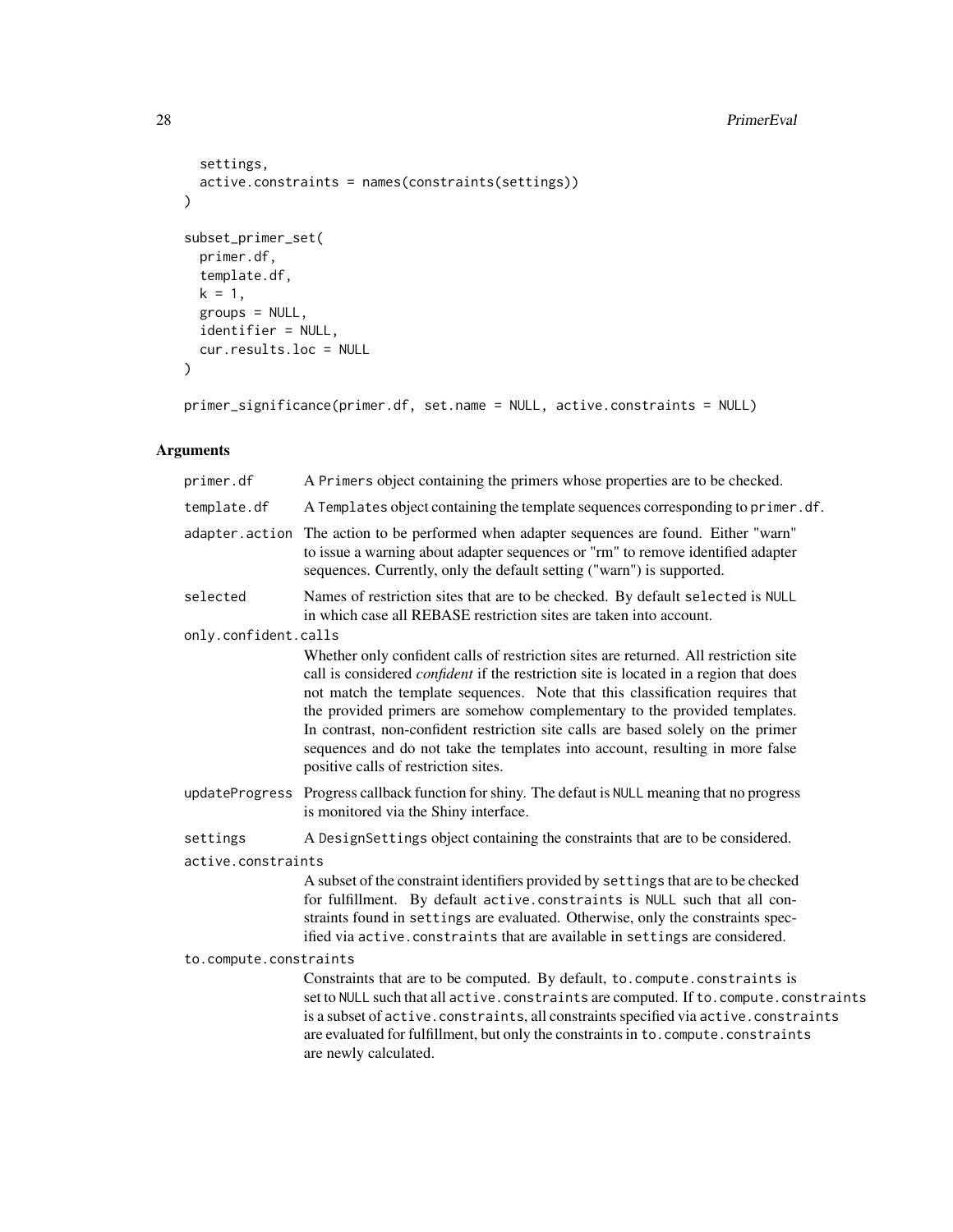```
  settings,
  active.constraints = names(constraints(settings))
)

subset_primer_set(
  primer.df,
  template.df,
  k = 1,
  groups = NULL,
  identifier = NULL,
  cur.results.loc = NULL
)

primer_significance(primer.df, set.name = NULL, active.constraints = NULL)
```

## Arguments

| | |
|---|---|
| primer.df | A Primers object containing the primers whose properties are to be checked. |
| template.df | A Templates object containing the template sequences corresponding to primer.df. |
| adapter.action | The action to be performed when adapter sequences are found. Either "warn" to issue a warning about adapter sequences or "rm" to remove identified adapter sequences. Currently, only the default setting ("warn") is supported. |
| selected | Names of restriction sites that are to be checked. By default selected is NULL in which case all REBASE restriction sites are taken into account. |
| only.confident.calls | Whether only confident calls of restriction sites are returned. All restriction site call is considered *confident* if the restriction site is located in a region that does not match the template sequences. Note that this classification requires that the provided primers are somehow complementary to the provided templates. In contrast, non-confident restriction site calls are based solely on the primer sequences and do not take the templates into account, resulting in more false positive calls of restriction sites. |
| updateProgress | Progress callback function for shiny. The defaut is NULL meaning that no progress is monitored via the Shiny interface. |
| settings | A DesignSettings object containing the constraints that are to be considered. |
| active.constraints | A subset of the constraint identifiers provided by settings that are to be checked for fulfillment. By default active.constraints is NULL such that all constraints found in settings are evaluated. Otherwise, only the constraints specified via active.constraints that are available in settings are considered. |
| to.compute.constraints | Constraints that are to be computed. By default, to.compute.constraints is set to NULL such that all active.constraints are computed. If to.compute.constraints is a subset of active.constraints, all constraints specified via active.constraints are evaluated for fulfillment, but only the constraints in to.compute.constraints are newly calculated. |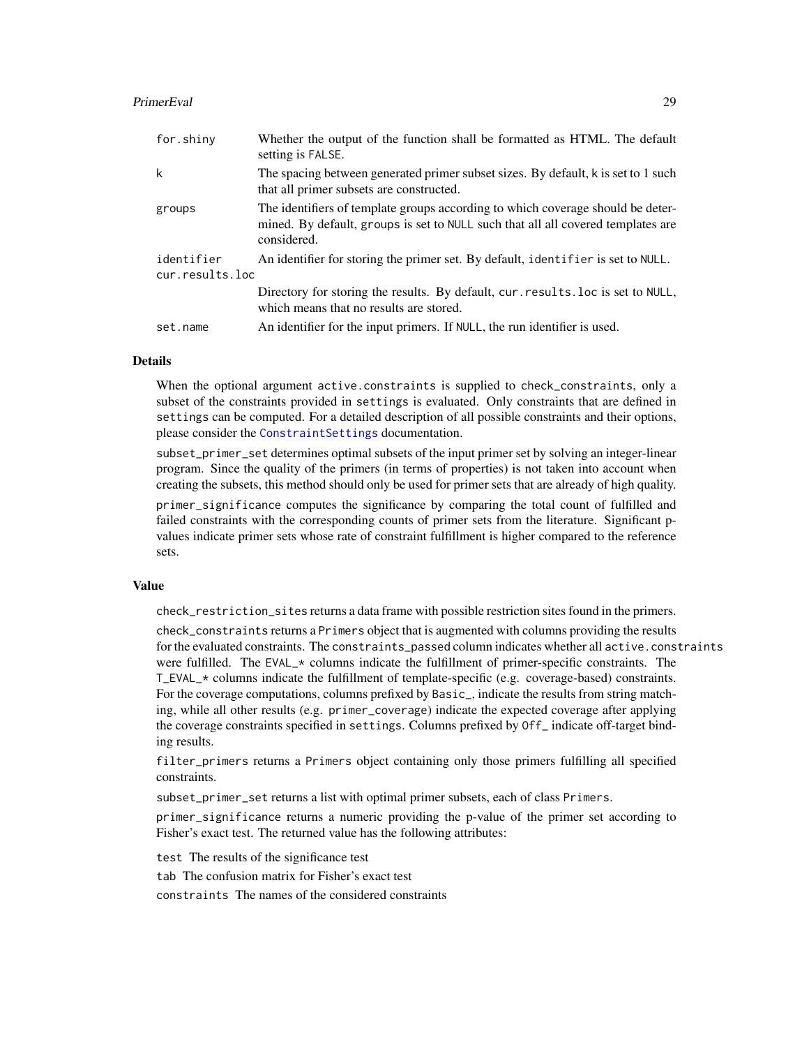| | |
|---|---|
| `for.shiny` | Whether the output of the function shall be formatted as HTML. The default setting is `FALSE`. |
| `k` | The spacing between generated primer subset sizes. By default, `k` is set to 1 such that all primer subsets are constructed. |
| `groups` | The identifiers of template groups according to which coverage should be determined. By default, `groups` is set to `NULL` such that all all covered templates are considered. |
| `identifier` | An identifier for storing the primer set. By default, `identifier` is set to `NULL`. |
| `cur.results.loc` | Directory for storing the results. By default, `cur.results.loc` is set to `NULL`, which means that no results are stored. |
| `set.name` | An identifier for the input primers. If `NULL`, the run identifier is used. |

## Details

When the optional argument `active.constraints` is supplied to `check_constraints`, only a subset of the constraints provided in `settings` is evaluated. Only constraints that are defined in `settings` can be computed. For a detailed description of all possible constraints and their options, please consider the `ConstraintSettings` documentation.

`subset_primer_set` determines optimal subsets of the input primer set by solving an integer-linear program. Since the quality of the primers (in terms of properties) is not taken into account when creating the subsets, this method should only be used for primer sets that are already of high quality.

`primer_significance` computes the significance by comparing the total count of fulfilled and failed constraints with the corresponding counts of primer sets from the literature. Significant p-values indicate primer sets whose rate of constraint fulfillment is higher compared to the reference sets.

## Value

`check_restriction_sites` returns a data frame with possible restriction sites found in the primers.

`check_constraints` returns a `Primers` object that is augmented with columns providing the results for the evaluated constraints. The `constraints_passed` column indicates whether all `active.constraints` were fulfilled. The `EVAL_*` columns indicate the fulfillment of primer-specific constraints. The `T_EVAL_*` columns indicate the fulfillment of template-specific (e.g. coverage-based) constraints. For the coverage computations, columns prefixed by `Basic_`, indicate the results from string matching, while all other results (e.g. `primer_coverage`) indicate the expected coverage after applying the coverage constraints specified in `settings`. Columns prefixed by `Off_` indicate off-target binding results.

`filter_primers` returns a `Primers` object containing only those primers fulfilling all specified constraints.

`subset_primer_set` returns a list with optimal primer subsets, each of class `Primers`.

`primer_significance` returns a numeric providing the p-value of the primer set according to Fisher's exact test. The returned value has the following attributes:

`test` The results of the significance test

`tab` The confusion matrix for Fisher's exact test

`constraints` The names of the considered constraints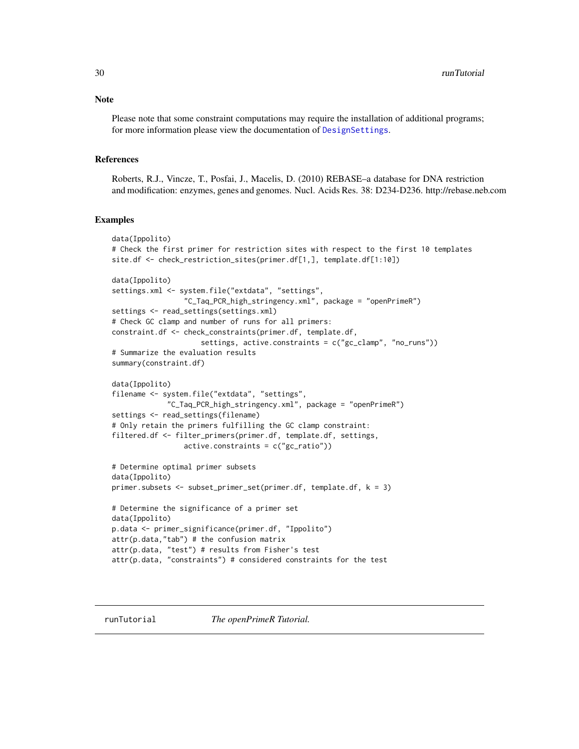### Note

Please note that some constraint computations may require the installation of additional programs; for more information please view the documentation of DesignSettings.

### References

Roberts, R.J., Vincze, T., Posfai, J., Macelis, D. (2010) REBASE–a database for DNA restriction and modification: enzymes, genes and genomes. Nucl. Acids Res. 38: D234-D236. http://rebase.neb.com

### Examples

```
data(Ippolito)
# Check the first primer for restriction sites with respect to the first 10 templates
site.df <- check_restriction_sites(primer.df[1,], template.df[1:10])

data(Ippolito)
settings.xml <- system.file("extdata", "settings",
                 "C_Taq_PCR_high_stringency.xml", package = "openPrimeR")
settings <- read_settings(settings.xml)
# Check GC clamp and number of runs for all primers:
constraint.df <- check_constraints(primer.df, template.df,
                     settings, active.constraints = c("gc_clamp", "no_runs"))
# Summarize the evaluation results
summary(constraint.df)

data(Ippolito)
filename <- system.file("extdata", "settings",
             "C_Taq_PCR_high_stringency.xml", package = "openPrimeR")
settings <- read_settings(filename)
# Only retain the primers fulfilling the GC clamp constraint:
filtered.df <- filter_primers(primer.df, template.df, settings,
                 active.constraints = c("gc_ratio"))

# Determine optimal primer subsets
data(Ippolito)
primer.subsets <- subset_primer_set(primer.df, template.df, k = 3)

# Determine the significance of a primer set
data(Ippolito)
p.data <- primer_significance(primer.df, "Ippolito")
attr(p.data,"tab") # the confusion matrix
attr(p.data, "test") # results from Fisher's test
attr(p.data, "constraints") # considered constraints for the test
```

---

## runTutorial *The openPrimeR Tutorial.*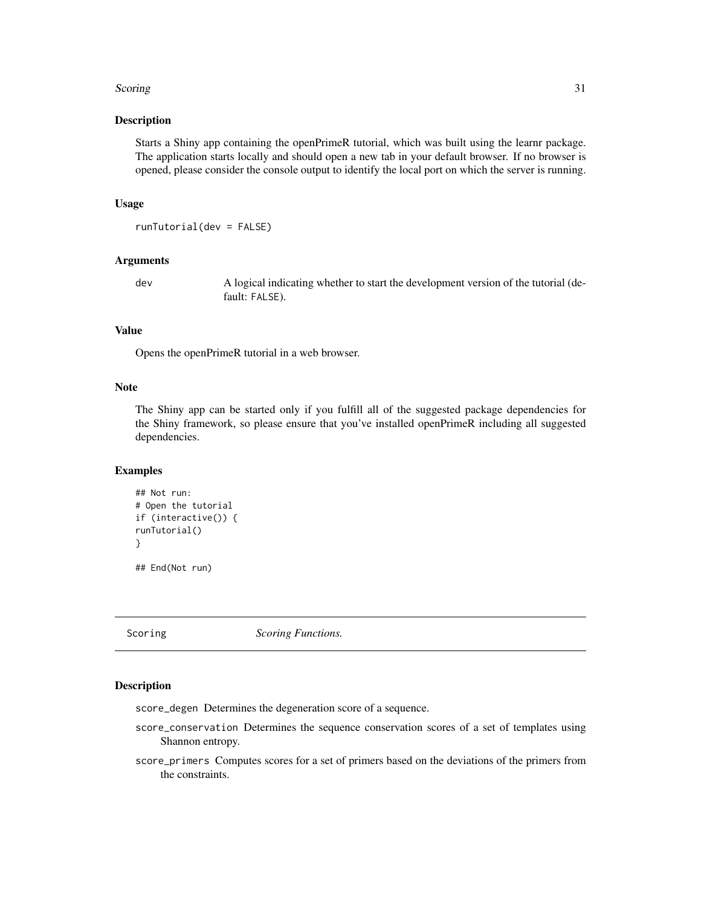## Description

Starts a Shiny app containing the openPrimeR tutorial, which was built using the learnr package. The application starts locally and should open a new tab in your default browser. If no browser is opened, please consider the console output to identify the local port on which the server is running.

## Usage

```
runTutorial(dev = FALSE)
```

## Arguments

| | |
|---|---|
| dev | A logical indicating whether to start the development version of the tutorial (default: FALSE). |

## Value

Opens the openPrimeR tutorial in a web browser.

## Note

The Shiny app can be started only if you fulfill all of the suggested package dependencies for the Shiny framework, so please ensure that you've installed openPrimeR including all suggested dependencies.

## Examples

```
## Not run:
# Open the tutorial
if (interactive()) {
runTutorial()
}

## End(Not run)
```

# Scoring *Scoring Functions.*

## Description

- score_degen Determines the degeneration score of a sequence.
- score_conservation Determines the sequence conservation scores of a set of templates using Shannon entropy.
- score_primers Computes scores for a set of primers based on the deviations of the primers from the constraints.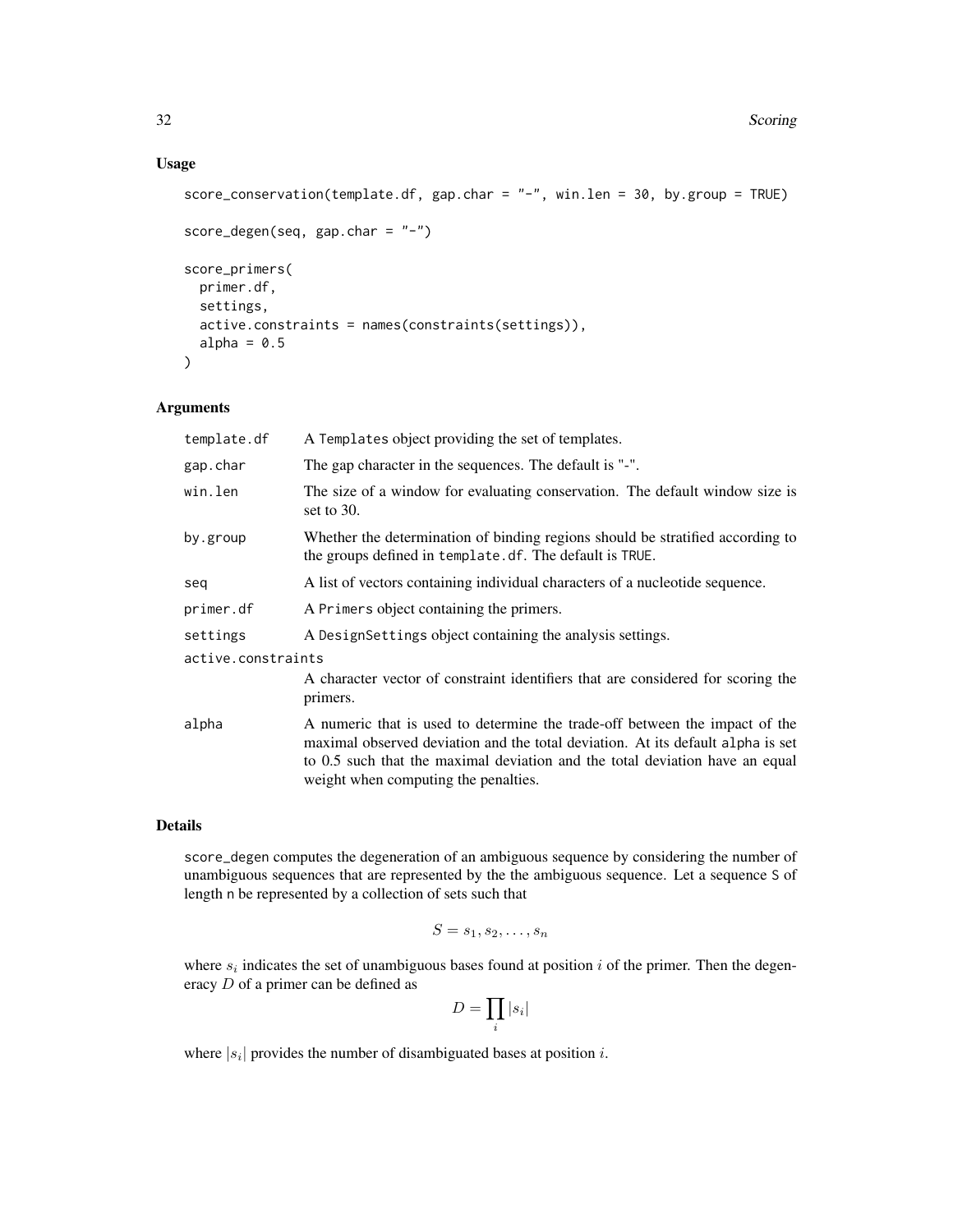## Usage

```
score_conservation(template.df, gap.char = "-", win.len = 30, by.group = TRUE)

score_degen(seq, gap.char = "-")

score_primers(
  primer.df,
  settings,
  active.constraints = names(constraints(settings)),
  alpha = 0.5
)
```

## Arguments

| | |
|---|---|
| template.df | A Templates object providing the set of templates. |
| gap.char | The gap character in the sequences. The default is "-". |
| win.len | The size of a window for evaluating conservation. The default window size is set to 30. |
| by.group | Whether the determination of binding regions should be stratified according to the groups defined in template.df. The default is TRUE. |
| seq | A list of vectors containing individual characters of a nucleotide sequence. |
| primer.df | A Primers object containing the primers. |
| settings | A DesignSettings object containing the analysis settings. |
| active.constraints | A character vector of constraint identifiers that are considered for scoring the primers. |
| alpha | A numeric that is used to determine the trade-off between the impact of the maximal observed deviation and the total deviation. At its default alpha is set to 0.5 such that the maximal deviation and the total deviation have an equal weight when computing the penalties. |

## Details

score_degen computes the degeneration of an ambiguous sequence by considering the number of unambiguous sequences that are represented by the the ambiguous sequence. Let a sequence S of length n be represented by a collection of sets such that

$$S = s_1, s_2, \ldots, s_n$$

where $s_i$ indicates the set of unambiguous bases found at position $i$ of the primer. Then the degeneracy $D$ of a primer can be defined as

$$D = \prod_i |s_i|$$

where $|s_i|$ provides the number of disambiguated bases at position $i$.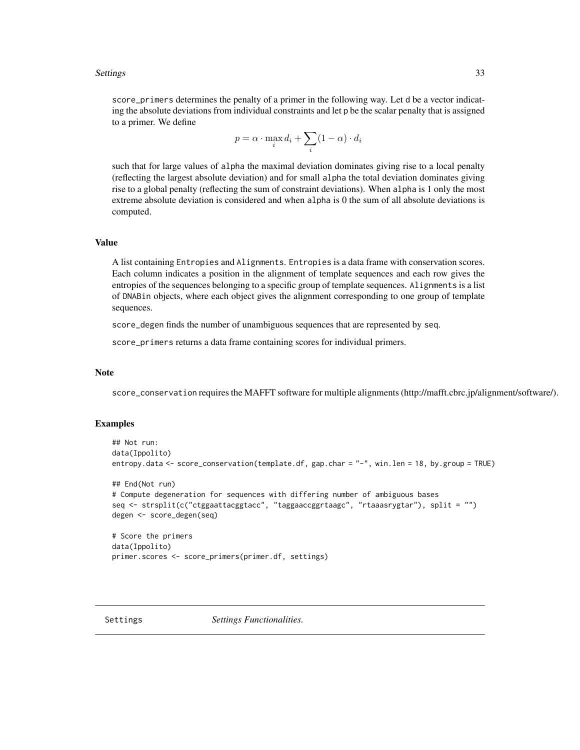score_primers determines the penalty of a primer in the following way. Let d be a vector indicating the absolute deviations from individual constraints and let p be the scalar penalty that is assigned to a primer. We define

$$p = \alpha \cdot \max_i d_i + \sum_i (1 - \alpha) \cdot d_i$$

such that for large values of alpha the maximal deviation dominates giving rise to a local penalty (reflecting the largest absolute deviation) and for small alpha the total deviation dominates giving rise to a global penalty (reflecting the sum of constraint deviations). When alpha is 1 only the most extreme absolute deviation is considered and when alpha is 0 the sum of all absolute deviations is computed.

## Value

A list containing Entropies and Alignments. Entropies is a data frame with conservation scores. Each column indicates a position in the alignment of template sequences and each row gives the entropies of the sequences belonging to a specific group of template sequences. Alignments is a list of DNABin objects, where each object gives the alignment corresponding to one group of template sequences.

score_degen finds the number of unambiguous sequences that are represented by seq.

score_primers returns a data frame containing scores for individual primers.

## Note

score_conservation requires the MAFFT software for multiple alignments (http://mafft.cbrc.jp/alignment/software/).

## Examples

```
## Not run:
data(Ippolito)
entropy.data <- score_conservation(template.df, gap.char = "-", win.len = 18, by.group = TRUE)

## End(Not run)
# Compute degeneration for sequences with differing number of ambiguous bases
seq <- strsplit(c("ctggaattacggtacc", "taggaaccggrtaagc", "rtaaasrygtar"), split = "")
degen <- score_degen(seq)

# Score the primers
data(Ippolito)
primer.scores <- score_primers(primer.df, settings)
```

---

Settings    *Settings Functionalities.*

---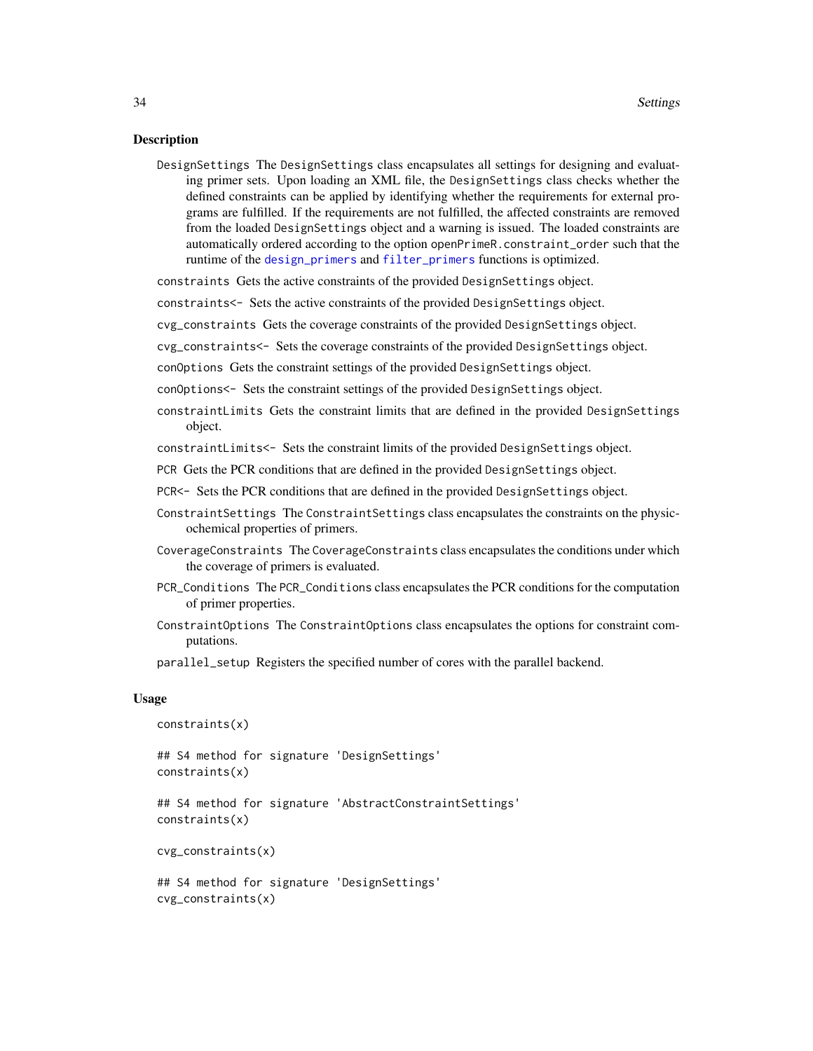## Description

DesignSettings The DesignSettings class encapsulates all settings for designing and evaluating primer sets. Upon loading an XML file, the DesignSettings class checks whether the defined constraints can be applied by identifying whether the requirements for external programs are fulfilled. If the requirements are not fulfilled, the affected constraints are removed from the loaded DesignSettings object and a warning is issued. The loaded constraints are automatically ordered according to the option openPrimeR.constraint_order such that the runtime of the design_primers and filter_primers functions is optimized.

constraints Gets the active constraints of the provided DesignSettings object.

constraints<- Sets the active constraints of the provided DesignSettings object.

cvg_constraints Gets the coverage constraints of the provided DesignSettings object.

cvg_constraints<- Sets the coverage constraints of the provided DesignSettings object.

conOptions Gets the constraint settings of the provided DesignSettings object.

conOptions<- Sets the constraint settings of the provided DesignSettings object.

constraintLimits Gets the constraint limits that are defined in the provided DesignSettings object.

constraintLimits<- Sets the constraint limits of the provided DesignSettings object.

PCR Gets the PCR conditions that are defined in the provided DesignSettings object.

PCR<- Sets the PCR conditions that are defined in the provided DesignSettings object.

ConstraintSettings The ConstraintSettings class encapsulates the constraints on the physicochemical properties of primers.

CoverageConstraints The CoverageConstraints class encapsulates the conditions under which the coverage of primers is evaluated.

PCR_Conditions The PCR_Conditions class encapsulates the PCR conditions for the computation of primer properties.

ConstraintOptions The ConstraintOptions class encapsulates the options for constraint computations.

parallel_setup Registers the specified number of cores with the parallel backend.

## Usage

```
constraints(x)

## S4 method for signature 'DesignSettings'
constraints(x)

## S4 method for signature 'AbstractConstraintSettings'
constraints(x)

cvg_constraints(x)

## S4 method for signature 'DesignSettings'
cvg_constraints(x)
```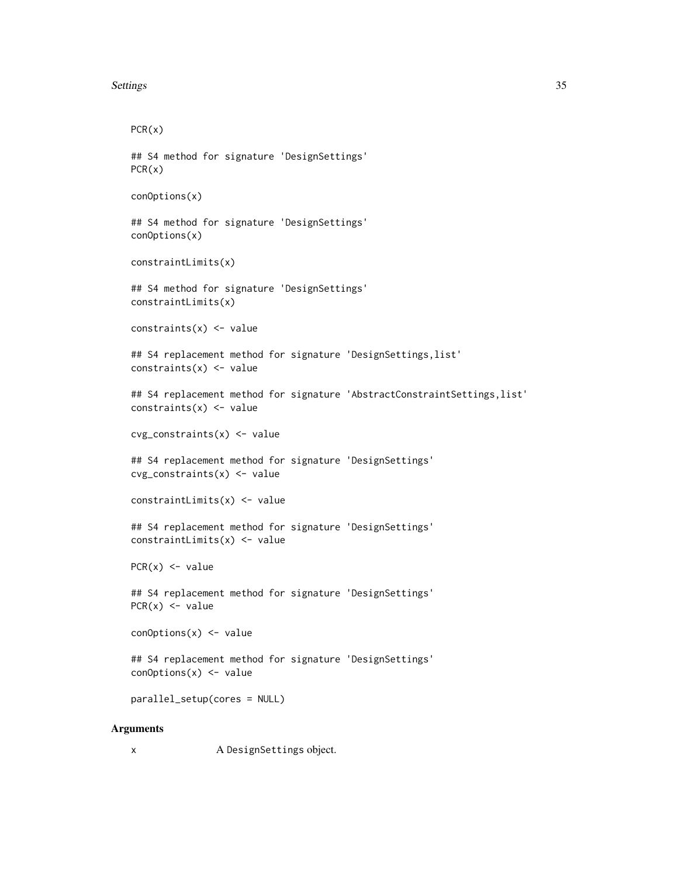```
PCR(x)

## S4 method for signature 'DesignSettings'
PCR(x)

conOptions(x)

## S4 method for signature 'DesignSettings'
conOptions(x)

constraintLimits(x)

## S4 method for signature 'DesignSettings'
constraintLimits(x)

constraints(x) <- value

## S4 replacement method for signature 'DesignSettings,list'
constraints(x) <- value

## S4 replacement method for signature 'AbstractConstraintSettings,list'
constraints(x) <- value

cvg_constraints(x) <- value

## S4 replacement method for signature 'DesignSettings'
cvg_constraints(x) <- value

constraintLimits(x) <- value

## S4 replacement method for signature 'DesignSettings'
constraintLimits(x) <- value

PCR(x) <- value

## S4 replacement method for signature 'DesignSettings'
PCR(x) <- value

conOptions(x) <- value

## S4 replacement method for signature 'DesignSettings'
conOptions(x) <- value

parallel_setup(cores = NULL)
```

## Arguments

| | |
|---|---|
| x | A `DesignSettings` object. |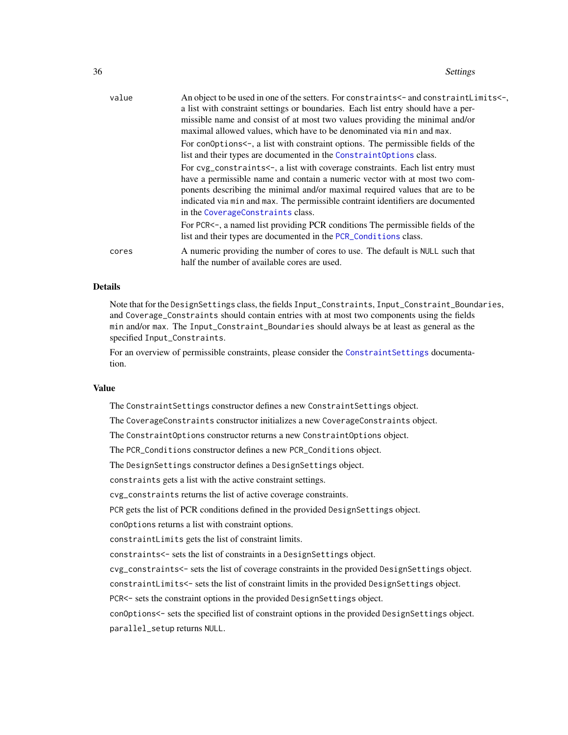| | |
|---|---|
| value | An object to be used in one of the setters. For `constraints<-` and `constraintLimits<-`, a list with constraint settings or boundaries. Each list entry should have a permissible name and consist of at most two values providing the minimal and/or maximal allowed values, which have to be denominated via `min` and `max`. <br><br> For `conOptions<-`, a list with constraint options. The permissible fields of the list and their types are documented in the `ConstraintOptions` class. <br><br> For `cvg_constraints<-`, a list with coverage constraints. Each list entry must have a permissible name and contain a numeric vector with at most two components describing the minimal and/or maximal required values that are to be indicated via `min` and `max`. The permissible contraint identifiers are documented in the `CoverageConstraints` class. <br><br> For `PCR<-`, a named list providing PCR conditions The permissible fields of the list and their types are documented in the `PCR_Conditions` class. |
| cores | A numeric providing the number of cores to use. The default is `NULL` such that half the number of available cores are used. |

## Details

Note that for the `DesignSettings` class, the fields `Input_Constraints`, `Input_Constraint_Boundaries`, and `Coverage_Constraints` should contain entries with at most two components using the fields `min` and/or `max`. The `Input_Constraint_Boundaries` should always be at least as general as the specified `Input_Constraints`.

For an overview of permissible constraints, please consider the `ConstraintSettings` documentation.

## Value

The `ConstraintSettings` constructor defines a new `ConstraintSettings` object.

The `CoverageConstraints` constructor initializes a new `CoverageConstraints` object.

The `ConstraintOptions` constructor returns a new `ConstraintOptions` object.

The `PCR_Conditions` constructor defines a new `PCR_Conditions` object.

The `DesignSettings` constructor defines a `DesignSettings` object.

`constraints` gets a list with the active constraint settings.

`cvg_constraints` returns the list of active coverage constraints.

`PCR` gets the list of PCR conditions defined in the provided `DesignSettings` object.

`conOptions` returns a list with constraint options.

`constraintLimits` gets the list of constraint limits.

`constraints<-` sets the list of constraints in a `DesignSettings` object.

`cvg_constraints<-` sets the list of coverage constraints in the provided `DesignSettings` object.

`constraintLimits<-` sets the list of constraint limits in the provided `DesignSettings` object.

`PCR<-` sets the constraint options in the provided `DesignSettings` object.

`conOptions<-` sets the specified list of constraint options in the provided `DesignSettings` object.

`parallel_setup` returns `NULL`.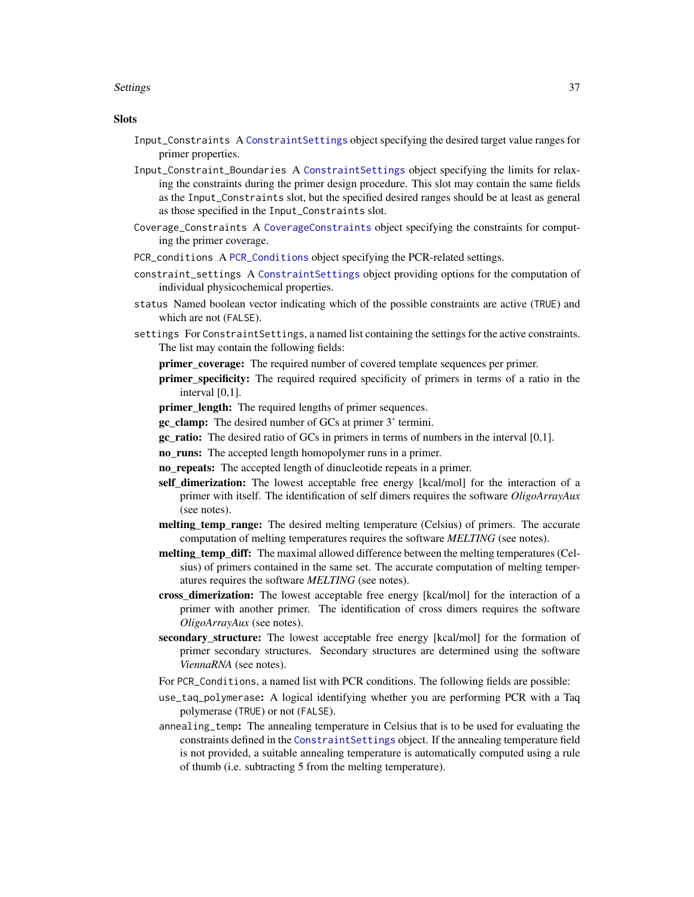### Slots

`Input_Constraints` A `ConstraintSettings` object specifying the desired target value ranges for primer properties.

`Input_Constraint_Boundaries` A `ConstraintSettings` object specifying the limits for relaxing the constraints during the primer design procedure. This slot may contain the same fields as the `Input_Constraints` slot, but the specified desired ranges should be at least as general as those specified in the `Input_Constraints` slot.

`Coverage_Constraints` A `CoverageConstraints` object specifying the constraints for computing the primer coverage.

`PCR_conditions` A `PCR_Conditions` object specifying the PCR-related settings.

`constraint_settings` A `ConstraintSettings` object providing options for the computation of individual physicochemical properties.

`status` Named boolean vector indicating which of the possible constraints are active (`TRUE`) and which are not (`FALSE`).

`settings` For `ConstraintSettings`, a named list containing the settings for the active constraints. The list may contain the following fields:

- **primer_coverage:** The required number of covered template sequences per primer.
- **primer_specificity:** The required required specificity of primers in terms of a ratio in the interval [0,1].
- **primer_length:** The required lengths of primer sequences.
- **gc_clamp:** The desired number of GCs at primer 3' termini.
- **gc_ratio:** The desired ratio of GCs in primers in terms of numbers in the interval [0,1].
- **no_runs:** The accepted length homopolymer runs in a primer.
- **no_repeats:** The accepted length of dinucleotide repeats in a primer.
- **self_dimerization:** The lowest acceptable free energy [kcal/mol] for the interaction of a primer with itself. The identification of self dimers requires the software *OligoArrayAux* (see notes).
- **melting_temp_range:** The desired melting temperature (Celsius) of primers. The accurate computation of melting temperatures requires the software *MELTING* (see notes).
- **melting_temp_diff:** The maximal allowed difference between the melting temperatures (Celsius) of primers contained in the same set. The accurate computation of melting temperatures requires the software *MELTING* (see notes).
- **cross_dimerization:** The lowest acceptable free energy [kcal/mol] for the interaction of a primer with another primer. The identification of cross dimers requires the software *OligoArrayAux* (see notes).
- **secondary_structure:** The lowest acceptable free energy [kcal/mol] for the formation of primer secondary structures. Secondary structures are determined using the software *ViennaRNA* (see notes).

For `PCR_Conditions`, a named list with PCR conditions. The following fields are possible:

- `use_taq_polymerase`**:** A logical identifying whether you are performing PCR with a Taq polymerase (`TRUE`) or not (`FALSE`).
- `annealing_temp`**:** The annealing temperature in Celsius that is to be used for evaluating the constraints defined in the `ConstraintSettings` object. If the annealing temperature field is not provided, a suitable annealing temperature is automatically computed using a rule of thumb (i.e. subtracting 5 from the melting temperature).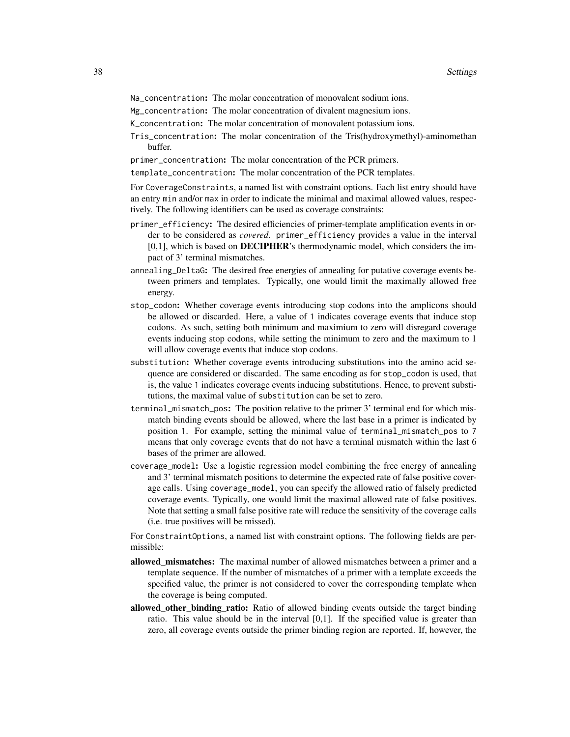`Na_concentration`**:** The molar concentration of monovalent sodium ions.

`Mg_concentration`**:** The molar concentration of divalent magnesium ions.

`K_concentration`**:** The molar concentration of monovalent potassium ions.

`Tris_concentration`**:** The molar concentration of the Tris(hydroxymethyl)-aminomethan buffer.

`primer_concentration`**:** The molar concentration of the PCR primers.

`template_concentration`**:** The molar concentration of the PCR templates.

For `CoverageConstraints`, a named list with constraint options. Each list entry should have an entry `min` and/or `max` in order to indicate the minimal and maximal allowed values, respectively. The following identifiers can be used as coverage constraints:

`primer_efficiency`**:** The desired efficiencies of primer-template amplification events in order to be considered as *covered*. `primer_efficiency` provides a value in the interval [0,1], which is based on **DECIPHER**'s thermodynamic model, which considers the impact of 3' terminal mismatches.

`annealing_DeltaG`**:** The desired free energies of annealing for putative coverage events between primers and templates. Typically, one would limit the maximally allowed free energy.

`stop_codon`**:** Whether coverage events introducing stop codons into the amplicons should be allowed or discarded. Here, a value of `1` indicates coverage events that induce stop codons. As such, setting both minimum and maximium to zero will disregard coverage events inducing stop codons, while setting the minimum to zero and the maximum to 1 will allow coverage events that induce stop codons.

`substitution`**:** Whether coverage events introducing substitutions into the amino acid sequence are considered or discarded. The same encoding as for `stop_codon` is used, that is, the value `1` indicates coverage events inducing substitutions. Hence, to prevent substitutions, the maximal value of `substitution` can be set to zero.

`terminal_mismatch_pos`**:** The position relative to the primer 3' terminal end for which mismatch binding events should be allowed, where the last base in a primer is indicated by position `1`. For example, setting the minimal value of `terminal_mismatch_pos` to `7` means that only coverage events that do not have a terminal mismatch within the last 6 bases of the primer are allowed.

`coverage_model`**:** Use a logistic regression model combining the free energy of annealing and 3' terminal mismatch positions to determine the expected rate of false positive coverage calls. Using `coverage_model`, you can specify the allowed ratio of falsely predicted coverage events. Typically, one would limit the maximal allowed rate of false positives. Note that setting a small false positive rate will reduce the sensitivity of the coverage calls (i.e. true positives will be missed).

For `ConstraintOptions`, a named list with constraint options. The following fields are permissible:

**allowed_mismatches:** The maximal number of allowed mismatches between a primer and a template sequence. If the number of mismatches of a primer with a template exceeds the specified value, the primer is not considered to cover the corresponding template when the coverage is being computed.

**allowed_other_binding_ratio:** Ratio of allowed binding events outside the target binding ratio. This value should be in the interval [0,1]. If the specified value is greater than zero, all coverage events outside the primer binding region are reported. If, however, the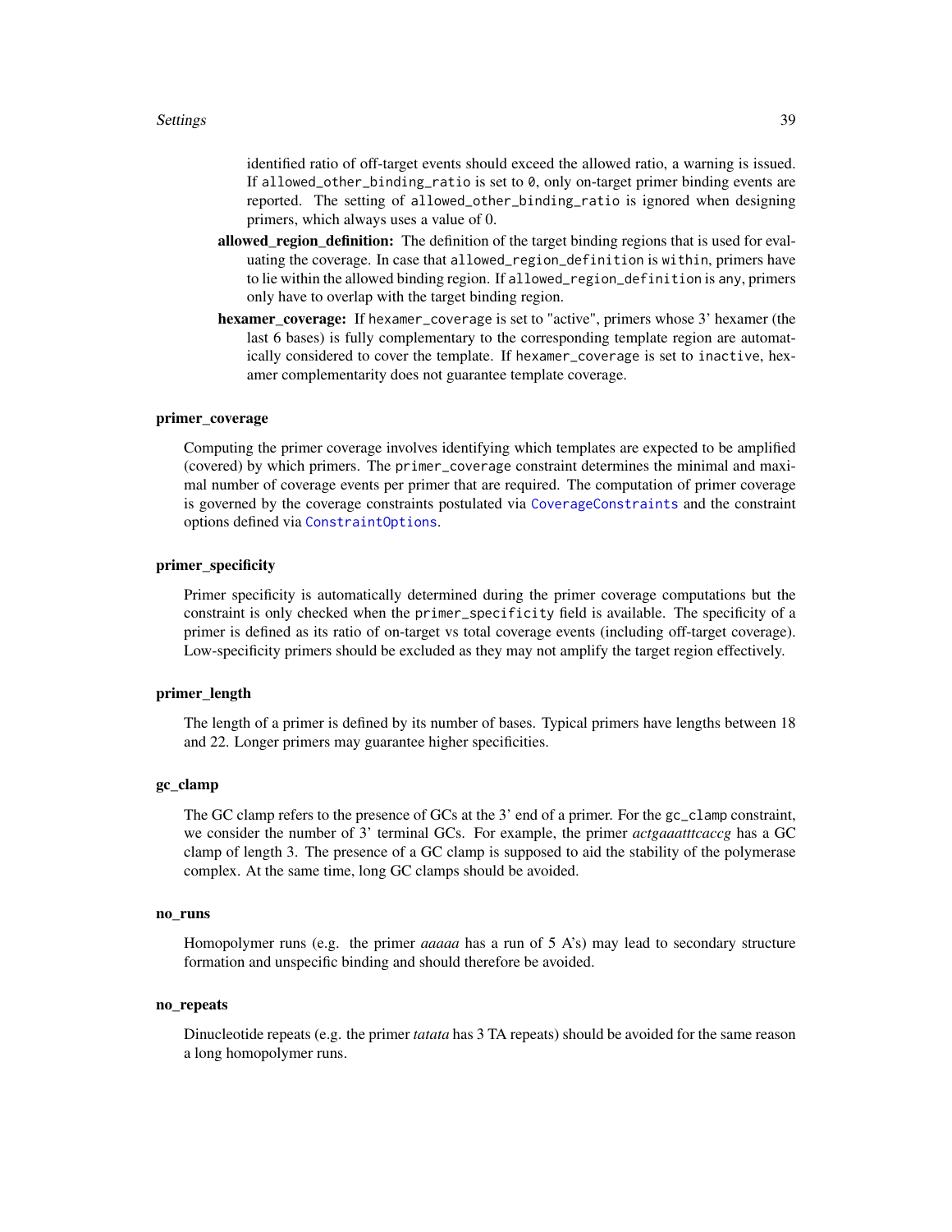identified ratio of off-target events should exceed the allowed ratio, a warning is issued. If `allowed_other_binding_ratio` is set to `0`, only on-target primer binding events are reported. The setting of `allowed_other_binding_ratio` is ignored when designing primers, which always uses a value of 0.

**allowed_region_definition:** The definition of the target binding regions that is used for evaluating the coverage. In case that `allowed_region_definition` is `within`, primers have to lie within the allowed binding region. If `allowed_region_definition` is `any`, primers only have to overlap with the target binding region.

**hexamer_coverage:** If `hexamer_coverage` is set to "active", primers whose 3' hexamer (the last 6 bases) is fully complementary to the corresponding template region are automatically considered to cover the template. If `hexamer_coverage` is set to `inactive`, hexamer complementarity does not guarantee template coverage.

### primer_coverage

Computing the primer coverage involves identifying which templates are expected to be amplified (covered) by which primers. The `primer_coverage` constraint determines the minimal and maximal number of coverage events per primer that are required. The computation of primer coverage is governed by the coverage constraints postulated via `CoverageConstraints` and the constraint options defined via `ConstraintOptions`.

### primer_specificity

Primer specificity is automatically determined during the primer coverage computations but the constraint is only checked when the `primer_specificity` field is available. The specificity of a primer is defined as its ratio of on-target vs total coverage events (including off-target coverage). Low-specificity primers should be excluded as they may not amplify the target region effectively.

### primer_length

The length of a primer is defined by its number of bases. Typical primers have lengths between 18 and 22. Longer primers may guarantee higher specificities.

### gc_clamp

The GC clamp refers to the presence of GCs at the 3' end of a primer. For the `gc_clamp` constraint, we consider the number of 3' terminal GCs. For example, the primer *actgaaatttcaccg* has a GC clamp of length 3. The presence of a GC clamp is supposed to aid the stability of the polymerase complex. At the same time, long GC clamps should be avoided.

### no_runs

Homopolymer runs (e.g. the primer *aaaaa* has a run of 5 A's) may lead to secondary structure formation and unspecific binding and should therefore be avoided.

### no_repeats

Dinucleotide repeats (e.g. the primer *tatata* has 3 TA repeats) should be avoided for the same reason a long homopolymer runs.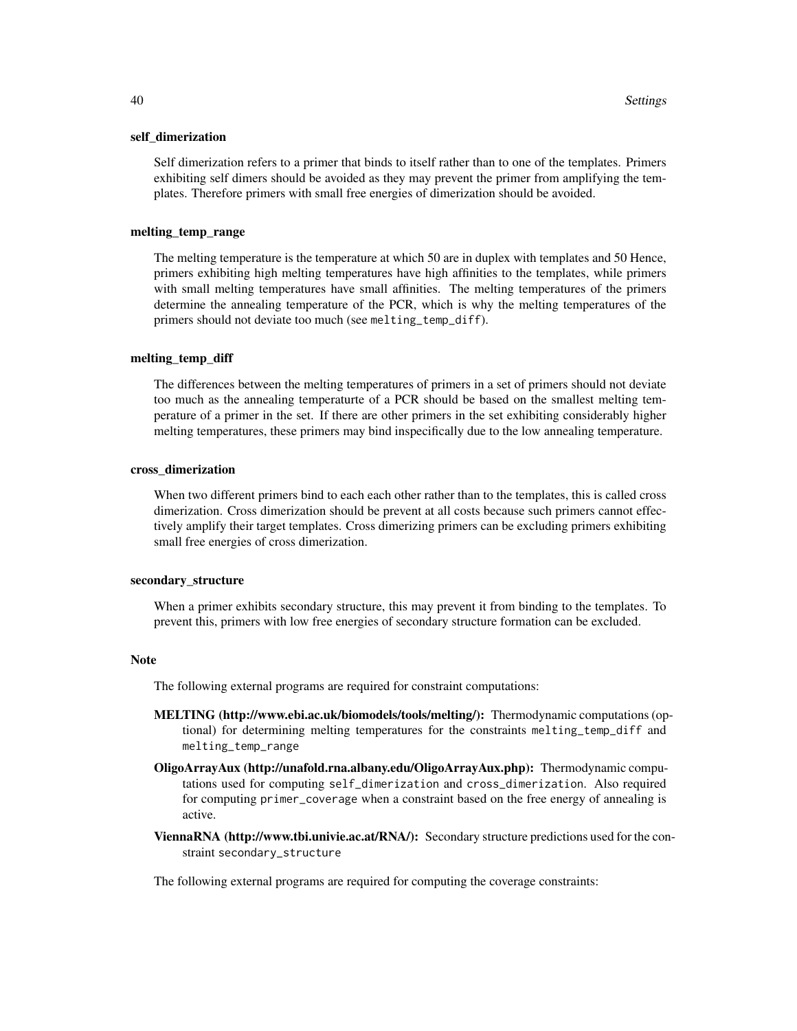**self_dimerization**

Self dimerization refers to a primer that binds to itself rather than to one of the templates. Primers exhibiting self dimers should be avoided as they may prevent the primer from amplifying the templates. Therefore primers with small free energies of dimerization should be avoided.

**melting_temp_range**

The melting temperature is the temperature at which 50 are in duplex with templates and 50 Hence, primers exhibiting high melting temperatures have high affinities to the templates, while primers with small melting temperatures have small affinities. The melting temperatures of the primers determine the annealing temperature of the PCR, which is why the melting temperatures of the primers should not deviate too much (see `melting_temp_diff`).

**melting_temp_diff**

The differences between the melting temperatures of primers in a set of primers should not deviate too much as the annealing temperaturte of a PCR should be based on the smallest melting temperature of a primer in the set. If there are other primers in the set exhibiting considerably higher melting temperatures, these primers may bind inspecifically due to the low annealing temperature.

**cross_dimerization**

When two different primers bind to each each other rather than to the templates, this is called cross dimerization. Cross dimerization should be prevent at all costs because such primers cannot effectively amplify their target templates. Cross dimerizing primers can be excluding primers exhibiting small free energies of cross dimerization.

**secondary_structure**

When a primer exhibits secondary structure, this may prevent it from binding to the templates. To prevent this, primers with low free energies of secondary structure formation can be excluded.

## Note

The following external programs are required for constraint computations:

**MELTING (http://www.ebi.ac.uk/biomodels/tools/melting/):** Thermodynamic computations (optional) for determining melting temperatures for the constraints `melting_temp_diff` and `melting_temp_range`

**OligoArrayAux (http://unafold.rna.albany.edu/OligoArrayAux.php):** Thermodynamic computations used for computing `self_dimerization` and `cross_dimerization`. Also required for computing `primer_coverage` when a constraint based on the free energy of annealing is active.

**ViennaRNA (http://www.tbi.univie.ac.at/RNA/):** Secondary structure predictions used for the constraint `secondary_structure`

The following external programs are required for computing the coverage constraints: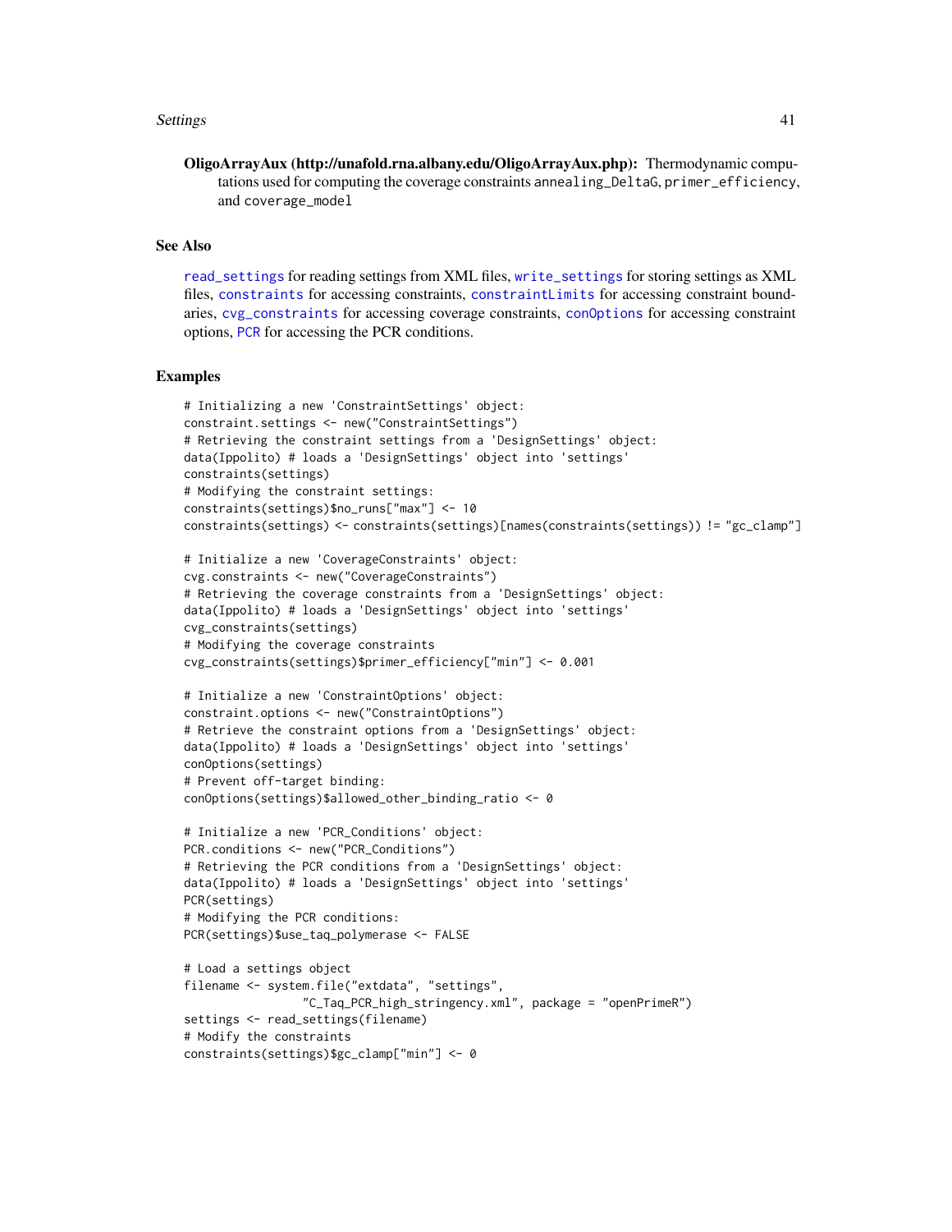**OligoArrayAux (http://unafold.rna.albany.edu/OligoArrayAux.php):** Thermodynamic computations used for computing the coverage constraints annealing_DeltaG, primer_efficiency, and coverage_model

## See Also

read_settings for reading settings from XML files, write_settings for storing settings as XML files, constraints for accessing constraints, constraintLimits for accessing constraint boundaries, cvg_constraints for accessing coverage constraints, conOptions for accessing constraint options, PCR for accessing the PCR conditions.

## Examples

```
# Initializing a new 'ConstraintSettings' object:
constraint.settings <- new("ConstraintSettings")
# Retrieving the constraint settings from a 'DesignSettings' object:
data(Ippolito) # loads a 'DesignSettings' object into 'settings'
constraints(settings)
# Modifying the constraint settings:
constraints(settings)$no_runs["max"] <- 10
constraints(settings) <- constraints(settings)[names(constraints(settings)) != "gc_clamp"]

# Initialize a new 'CoverageConstraints' object:
cvg.constraints <- new("CoverageConstraints")
# Retrieving the coverage constraints from a 'DesignSettings' object:
data(Ippolito) # loads a 'DesignSettings' object into 'settings'
cvg_constraints(settings)
# Modifying the coverage constraints
cvg_constraints(settings)$primer_efficiency["min"] <- 0.001

# Initialize a new 'ConstraintOptions' object:
constraint.options <- new("ConstraintOptions")
# Retrieve the constraint options from a 'DesignSettings' object:
data(Ippolito) # loads a 'DesignSettings' object into 'settings'
conOptions(settings)
# Prevent off-target binding:
conOptions(settings)$allowed_other_binding_ratio <- 0

# Initialize a new 'PCR_Conditions' object:
PCR.conditions <- new("PCR_Conditions")
# Retrieving the PCR conditions from a 'DesignSettings' object:
data(Ippolito) # loads a 'DesignSettings' object into 'settings'
PCR(settings)
# Modifying the PCR conditions:
PCR(settings)$use_taq_polymerase <- FALSE

# Load a settings object
filename <- system.file("extdata", "settings",
                "C_Taq_PCR_high_stringency.xml", package = "openPrimeR")
settings <- read_settings(filename)
# Modify the constraints
constraints(settings)$gc_clamp["min"] <- 0
```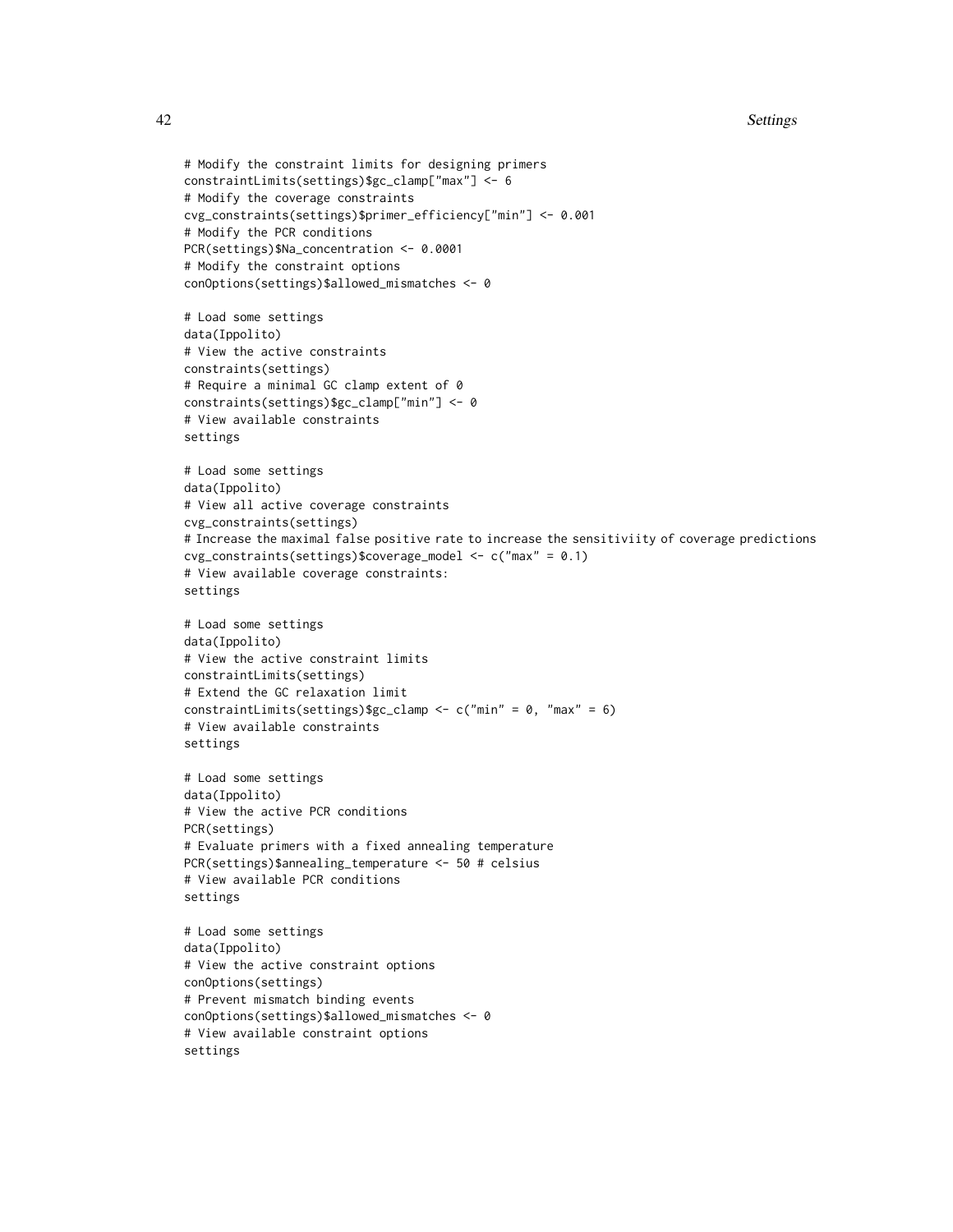```
# Modify the constraint limits for designing primers
constraintLimits(settings)$gc_clamp["max"] <- 6
# Modify the coverage constraints
cvg_constraints(settings)$primer_efficiency["min"] <- 0.001
# Modify the PCR conditions
PCR(settings)$Na_concentration <- 0.0001
# Modify the constraint options
conOptions(settings)$allowed_mismatches <- 0

# Load some settings
data(Ippolito)
# View the active constraints
constraints(settings)
# Require a minimal GC clamp extent of 0
constraints(settings)$gc_clamp["min"] <- 0
# View available constraints
settings

# Load some settings
data(Ippolito)
# View all active coverage constraints
cvg_constraints(settings)
# Increase the maximal false positive rate to increase the sensitiviity of coverage predictions
cvg_constraints(settings)$coverage_model <- c("max" = 0.1)
# View available coverage constraints:
settings

# Load some settings
data(Ippolito)
# View the active constraint limits
constraintLimits(settings)
# Extend the GC relaxation limit
constraintLimits(settings)$gc_clamp <- c("min" = 0, "max" = 6)
# View available constraints
settings

# Load some settings
data(Ippolito)
# View the active PCR conditions
PCR(settings)
# Evaluate primers with a fixed annealing temperature
PCR(settings)$annealing_temperature <- 50 # celsius
# View available PCR conditions
settings

# Load some settings
data(Ippolito)
# View the active constraint options
conOptions(settings)
# Prevent mismatch binding events
conOptions(settings)$allowed_mismatches <- 0
# View available constraint options
settings
```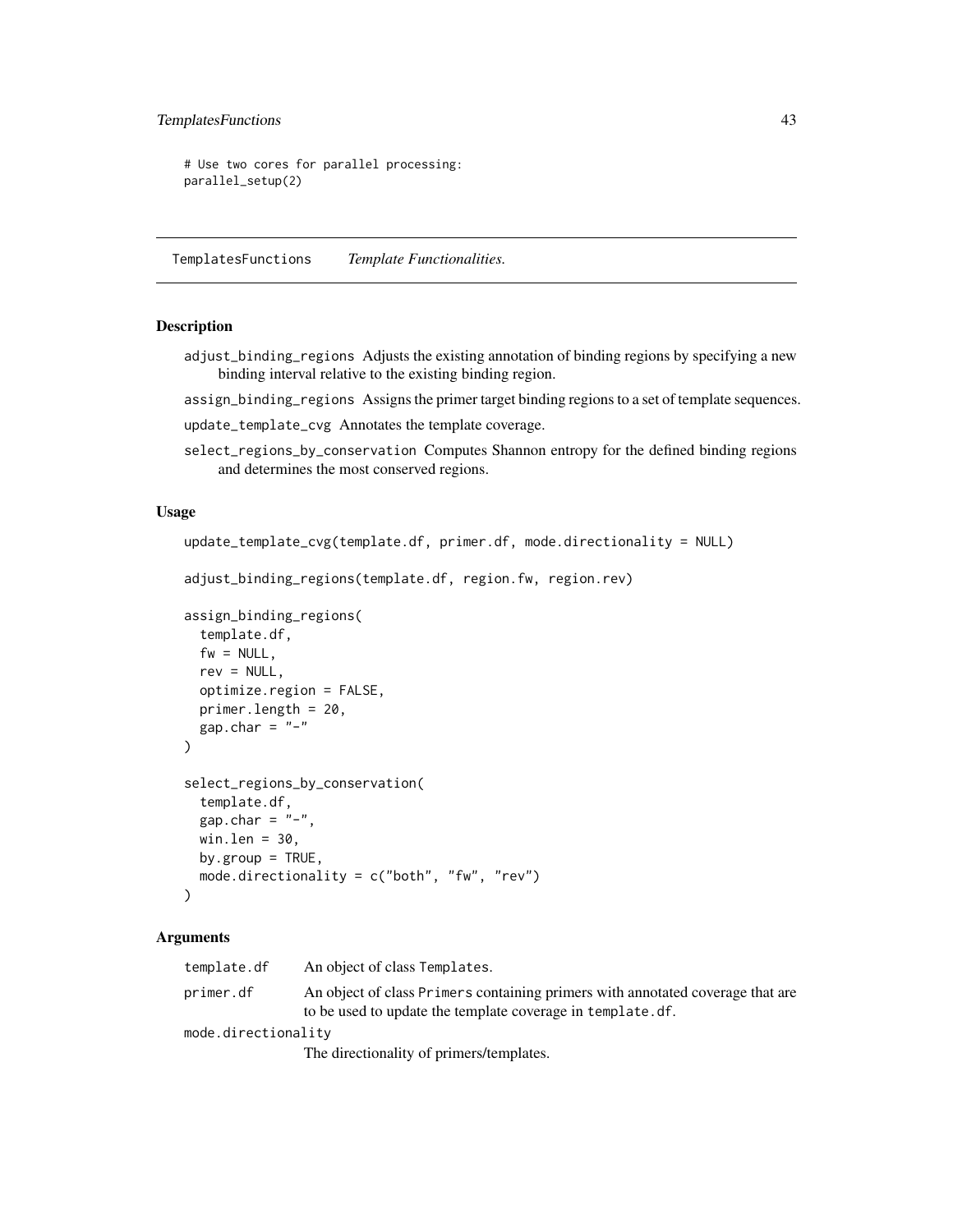```
# Use two cores for parallel processing:
parallel_setup(2)
```

## TemplatesFunctions *Template Functionalities.*

### Description

- `adjust_binding_regions` Adjusts the existing annotation of binding regions by specifying a new binding interval relative to the existing binding region.
- `assign_binding_regions` Assigns the primer target binding regions to a set of template sequences.
- `update_template_cvg` Annotates the template coverage.
- `select_regions_by_conservation` Computes Shannon entropy for the defined binding regions and determines the most conserved regions.

### Usage

```
update_template_cvg(template.df, primer.df, mode.directionality = NULL)

adjust_binding_regions(template.df, region.fw, region.rev)

assign_binding_regions(
  template.df,
  fw = NULL,
  rev = NULL,
  optimize.region = FALSE,
  primer.length = 20,
  gap.char = "-"
)

select_regions_by_conservation(
  template.df,
  gap.char = "-",
  win.len = 30,
  by.group = TRUE,
  mode.directionality = c("both", "fw", "rev")
)
```

### Arguments

| | |
|---|---|
| `template.df` | An object of class `Templates`. |
| `primer.df` | An object of class `Primers` containing primers with annotated coverage that are to be used to update the template coverage in `template.df`. |
| `mode.directionality` | The directionality of primers/templates. |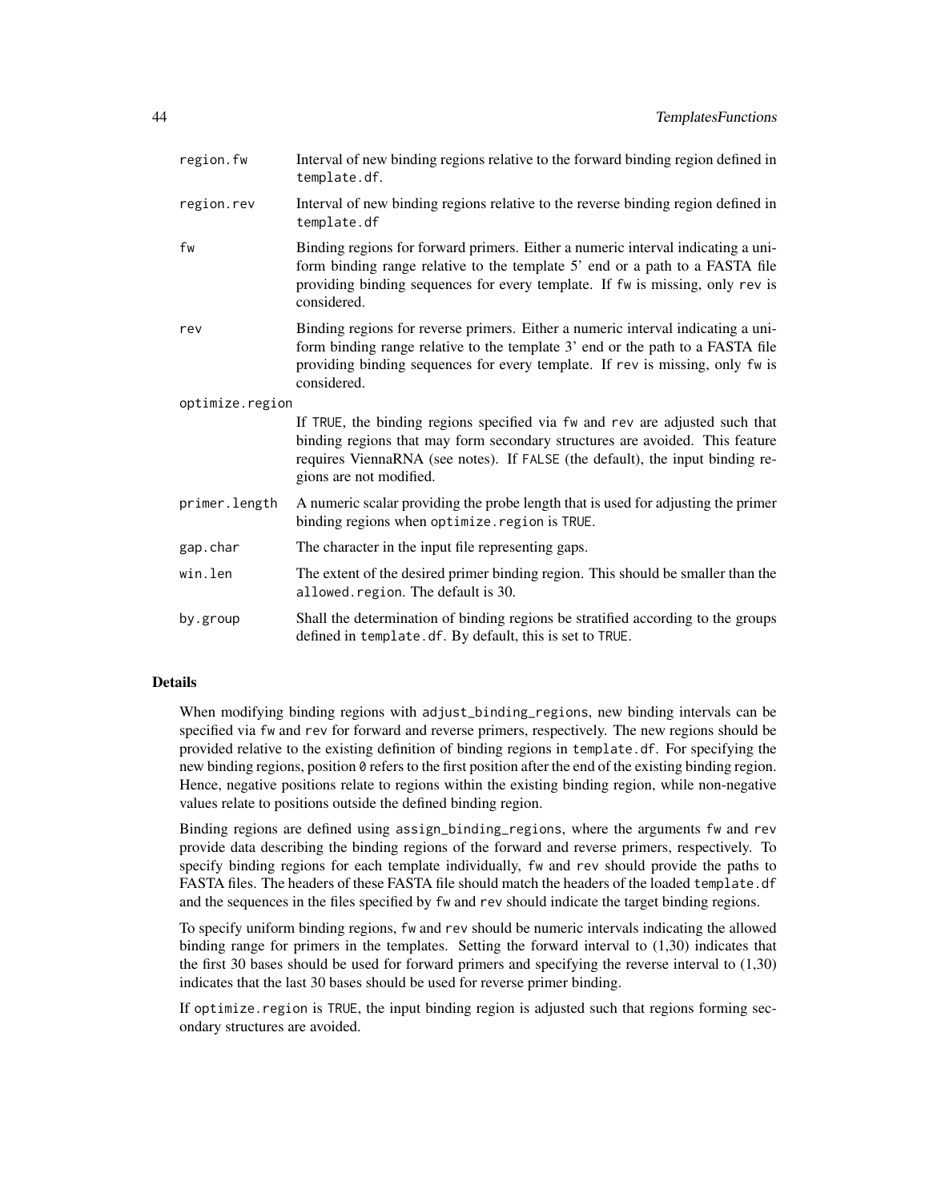| | |
|---|---|
| `region.fw` | Interval of new binding regions relative to the forward binding region defined in `template.df`. |
| `region.rev` | Interval of new binding regions relative to the reverse binding region defined in `template.df` |
| `fw` | Binding regions for forward primers. Either a numeric interval indicating a uniform binding range relative to the template 5' end or a path to a FASTA file providing binding sequences for every template. If `fw` is missing, only `rev` is considered. |
| `rev` | Binding regions for reverse primers. Either a numeric interval indicating a uniform binding range relative to the template 3' end or the path to a FASTA file providing binding sequences for every template. If `rev` is missing, only `fw` is considered. |
| `optimize.region` | If `TRUE`, the binding regions specified via `fw` and `rev` are adjusted such that binding regions that may form secondary structures are avoided. This feature requires ViennaRNA (see notes). If `FALSE` (the default), the input binding regions are not modified. |
| `primer.length` | A numeric scalar providing the probe length that is used for adjusting the primer binding regions when `optimize.region` is `TRUE`. |
| `gap.char` | The character in the input file representing gaps. |
| `win.len` | The extent of the desired primer binding region. This should be smaller than the `allowed.region`. The default is 30. |
| `by.group` | Shall the determination of binding regions be stratified according to the groups defined in `template.df`. By default, this is set to `TRUE`. |

## Details

When modifying binding regions with `adjust_binding_regions`, new binding intervals can be specified via `fw` and `rev` for forward and reverse primers, respectively. The new regions should be provided relative to the existing definition of binding regions in `template.df`. For specifying the new binding regions, position `0` refers to the first position after the end of the existing binding region. Hence, negative positions relate to regions within the existing binding region, while non-negative values relate to positions outside the defined binding region.

Binding regions are defined using `assign_binding_regions`, where the arguments `fw` and `rev` provide data describing the binding regions of the forward and reverse primers, respectively. To specify binding regions for each template individually, `fw` and `rev` should provide the paths to FASTA files. The headers of these FASTA file should match the headers of the loaded `template.df` and the sequences in the files specified by `fw` and `rev` should indicate the target binding regions.

To specify uniform binding regions, `fw` and `rev` should be numeric intervals indicating the allowed binding range for primers in the templates. Setting the forward interval to (1,30) indicates that the first 30 bases should be used for forward primers and specifying the reverse interval to (1,30) indicates that the last 30 bases should be used for reverse primer binding.

If `optimize.region` is `TRUE`, the input binding region is adjusted such that regions forming secondary structures are avoided.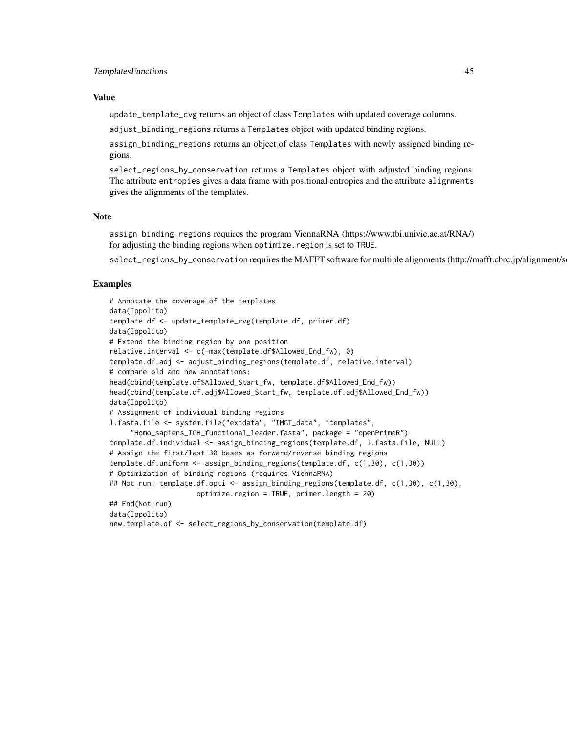### Value

`update_template_cvg` returns an object of class `Templates` with updated coverage columns.

`adjust_binding_regions` returns a `Templates` object with updated binding regions.

`assign_binding_regions` returns an object of class `Templates` with newly assigned binding regions.

`select_regions_by_conservation` returns a `Templates` object with adjusted binding regions. The attribute `entropies` gives a data frame with positional entropies and the attribute `alignments` gives the alignments of the templates.

### Note

`assign_binding_regions` requires the program ViennaRNA (https://www.tbi.univie.ac.at/RNA/) for adjusting the binding regions when `optimize.region` is set to `TRUE`.

`select_regions_by_conservation` requires the MAFFT software for multiple alignments (http://mafft.cbrc.jp/alignment/so

### Examples

```
# Annotate the coverage of the templates
data(Ippolito)
template.df <- update_template_cvg(template.df, primer.df)
data(Ippolito)
# Extend the binding region by one position
relative.interval <- c(-max(template.df$Allowed_End_fw), 0)
template.df.adj <- adjust_binding_regions(template.df, relative.interval)
# compare old and new annotations:
head(cbind(template.df$Allowed_Start_fw, template.df$Allowed_End_fw))
head(cbind(template.df.adj$Allowed_Start_fw, template.df.adj$Allowed_End_fw))
data(Ippolito)
# Assignment of individual binding regions
l.fasta.file <- system.file("extdata", "IMGT_data", "templates",
     "Homo_sapiens_IGH_functional_leader.fasta", package = "openPrimeR")
template.df.individual <- assign_binding_regions(template.df, l.fasta.file, NULL)
# Assign the first/last 30 bases as forward/reverse binding regions
template.df.uniform <- assign_binding_regions(template.df, c(1,30), c(1,30))
# Optimization of binding regions (requires ViennaRNA)
## Not run: template.df.opti <- assign_binding_regions(template.df, c(1,30), c(1,30),
                     optimize.region = TRUE, primer.length = 20)
## End(Not run)
data(Ippolito)
new.template.df <- select_regions_by_conservation(template.df)
```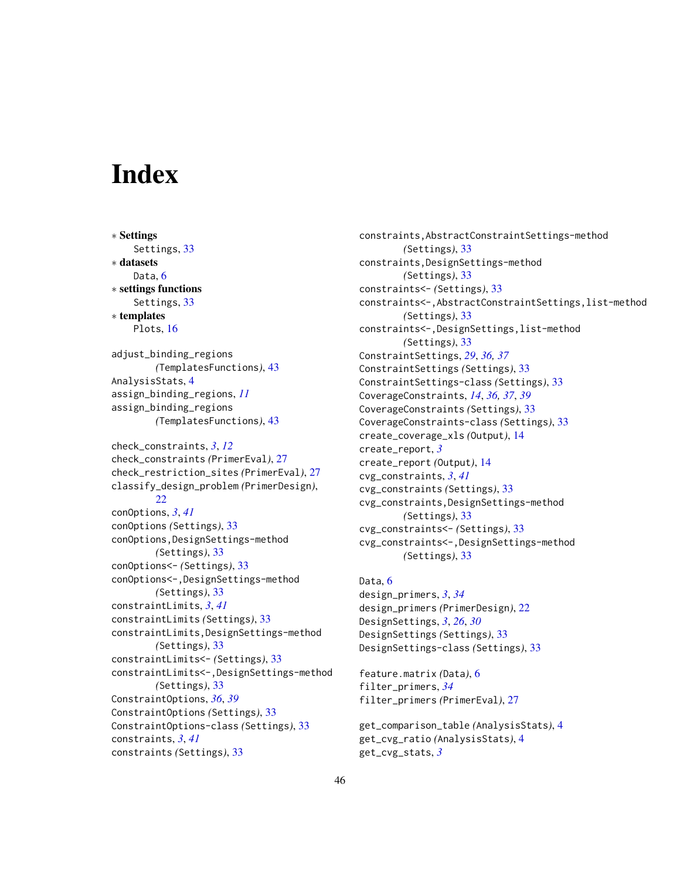# Index

∗ **Settings**
  Settings, 33
∗ **datasets**
  Data, 6
∗ **settings functions**
  Settings, 33
∗ **templates**
  Plots, 16

adjust_binding_regions *(TemplatesFunctions)*, 43
AnalysisStats, 4
assign_binding_regions, *11*
assign_binding_regions *(TemplatesFunctions)*, 43

check_constraints, *3*, *12*
check_constraints *(PrimerEval)*, 27
check_restriction_sites *(PrimerEval)*, 27
classify_design_problem *(PrimerDesign)*, 22
conOptions, *3*, *41*
conOptions *(Settings)*, 33
conOptions,DesignSettings-method *(Settings)*, 33
conOptions<- *(Settings)*, 33
conOptions<-,DesignSettings-method *(Settings)*, 33
constraintLimits, *3*, *41*
constraintLimits *(Settings)*, 33
constraintLimits,DesignSettings-method *(Settings)*, 33
constraintLimits<- *(Settings)*, 33
constraintLimits<-,DesignSettings-method *(Settings)*, 33
ConstraintOptions, *36*, *39*
ConstraintOptions *(Settings)*, 33
ConstraintOptions-class *(Settings)*, 33
constraints, *3*, *41*
constraints *(Settings)*, 33
constraints,AbstractConstraintSettings-method *(Settings)*, 33
constraints,DesignSettings-method *(Settings)*, 33
constraints<- *(Settings)*, 33
constraints<-,AbstractConstraintSettings,list-method *(Settings)*, 33
constraints<-,DesignSettings,list-method *(Settings)*, 33
ConstraintSettings, *29*, *36, 37*
ConstraintSettings *(Settings)*, 33
ConstraintSettings-class *(Settings)*, 33
CoverageConstraints, *14*, *36*, *37*, *39*
CoverageConstraints *(Settings)*, 33
CoverageConstraints-class *(Settings)*, 33
create_coverage_xls *(Output)*, 14
create_report, *3*
create_report *(Output)*, 14
cvg_constraints, *3*, *41*
cvg_constraints *(Settings)*, 33
cvg_constraints,DesignSettings-method *(Settings)*, 33
cvg_constraints<- *(Settings)*, 33
cvg_constraints<-,DesignSettings-method *(Settings)*, 33

Data, 6
design_primers, *3*, *34*
design_primers *(PrimerDesign)*, 22
DesignSettings, *3*, *26*, *30*
DesignSettings *(Settings)*, 33
DesignSettings-class *(Settings)*, 33

feature.matrix *(Data)*, 6
filter_primers, *34*
filter_primers *(PrimerEval)*, 27

get_comparison_table *(AnalysisStats)*, 4
get_cvg_ratio *(AnalysisStats)*, 4
get_cvg_stats, *3*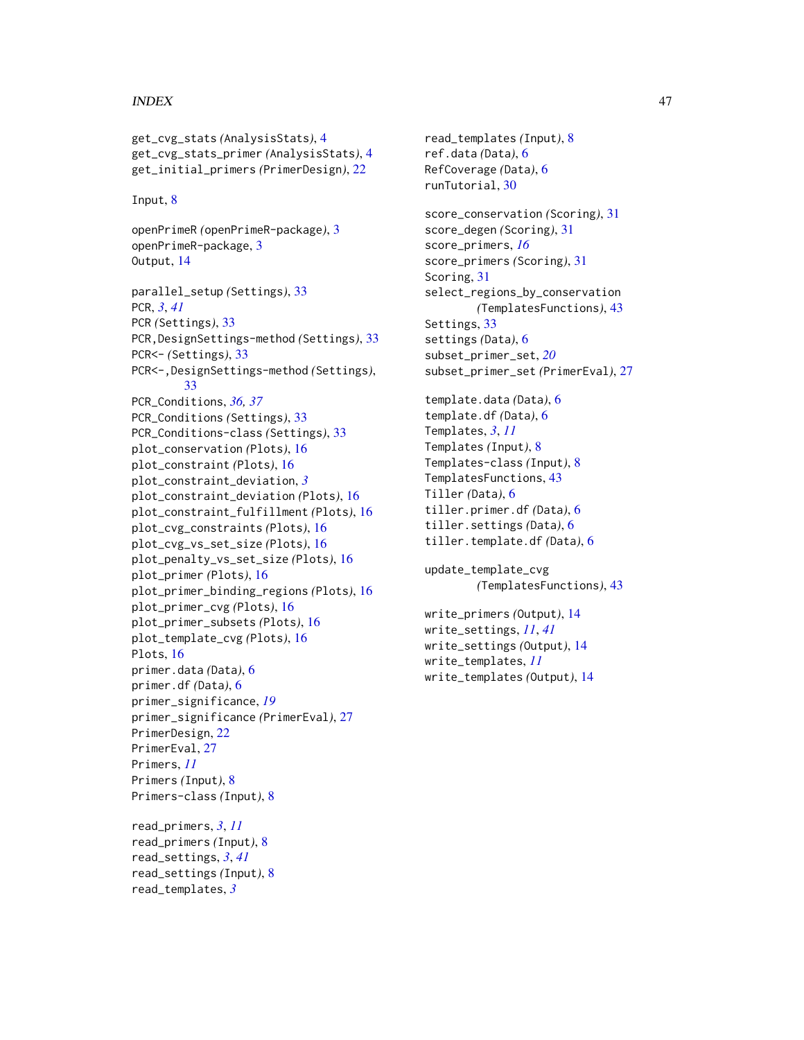get_cvg_stats *(AnalysisStats)*, 4
get_cvg_stats_primer *(AnalysisStats)*, 4
get_initial_primers *(PrimerDesign)*, 22

Input, 8

openPrimeR *(openPrimeR-package)*, 3
openPrimeR-package, 3
Output, 14

parallel_setup *(Settings)*, 33
PCR, *3*, *41*
PCR *(Settings)*, 33
PCR,DesignSettings-method *(Settings)*, 33
PCR<- *(Settings)*, 33
PCR<-,DesignSettings-method *(Settings)*, 33
PCR_Conditions, *36*, *37*
PCR_Conditions *(Settings)*, 33
PCR_Conditions-class *(Settings)*, 33
plot_conservation *(Plots)*, 16
plot_constraint *(Plots)*, 16
plot_constraint_deviation, *3*
plot_constraint_deviation *(Plots)*, 16
plot_constraint_fulfillment *(Plots)*, 16
plot_cvg_constraints *(Plots)*, 16
plot_cvg_vs_set_size *(Plots)*, 16
plot_penalty_vs_set_size *(Plots)*, 16
plot_primer *(Plots)*, 16
plot_primer_binding_regions *(Plots)*, 16
plot_primer_cvg *(Plots)*, 16
plot_primer_subsets *(Plots)*, 16
plot_template_cvg *(Plots)*, 16
Plots, 16
primer.data *(Data)*, 6
primer.df *(Data)*, 6
primer_significance, *19*
primer_significance *(PrimerEval)*, 27
PrimerDesign, 22
PrimerEval, 27
Primers, *11*
Primers *(Input)*, 8
Primers-class *(Input)*, 8

read_primers, *3*, *11*
read_primers *(Input)*, 8
read_settings, *3*, *41*
read_settings *(Input)*, 8
read_templates, *3*
read_templates *(Input)*, 8
ref.data *(Data)*, 6
RefCoverage *(Data)*, 6
runTutorial, 30

score_conservation *(Scoring)*, 31
score_degen *(Scoring)*, 31
score_primers, *16*
score_primers *(Scoring)*, 31
Scoring, 31
select_regions_by_conservation *(TemplatesFunctions)*, 43
Settings, 33
settings *(Data)*, 6
subset_primer_set, *20*
subset_primer_set *(PrimerEval)*, 27

template.data *(Data)*, 6
template.df *(Data)*, 6
Templates, *3*, *11*
Templates *(Input)*, 8
Templates-class *(Input)*, 8
TemplatesFunctions, 43
Tiller *(Data)*, 6
tiller.primer.df *(Data)*, 6
tiller.settings *(Data)*, 6
tiller.template.df *(Data)*, 6

update_template_cvg *(TemplatesFunctions)*, 43

write_primers *(Output)*, 14
write_settings, *11*, *41*
write_settings *(Output)*, 14
write_templates, *11*
write_templates *(Output)*, 14